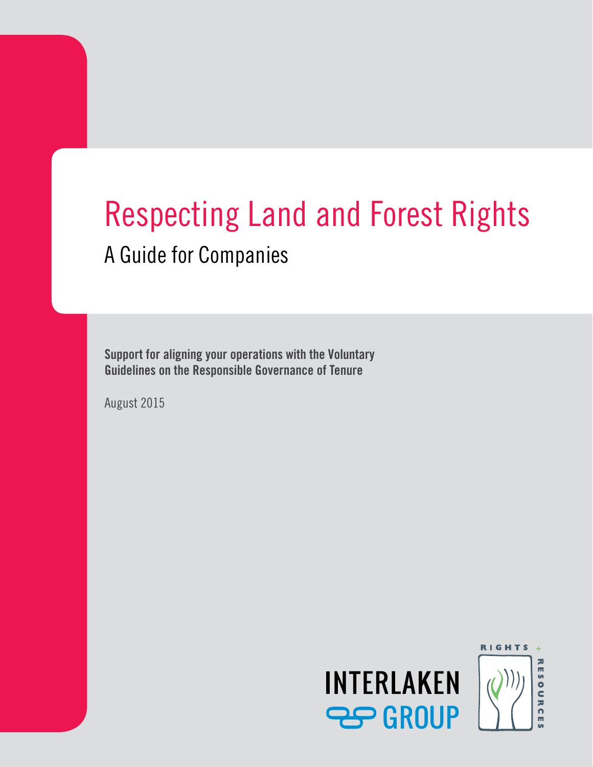# Respecting Land and Forest Rights

## A Guide for Companies

**Support for aligning your operations with the Voluntary Guidelines on the Responsible Governance of Tenure**

August 2015

INTERLAKEN GROUP

RIGHTS + RESOURCES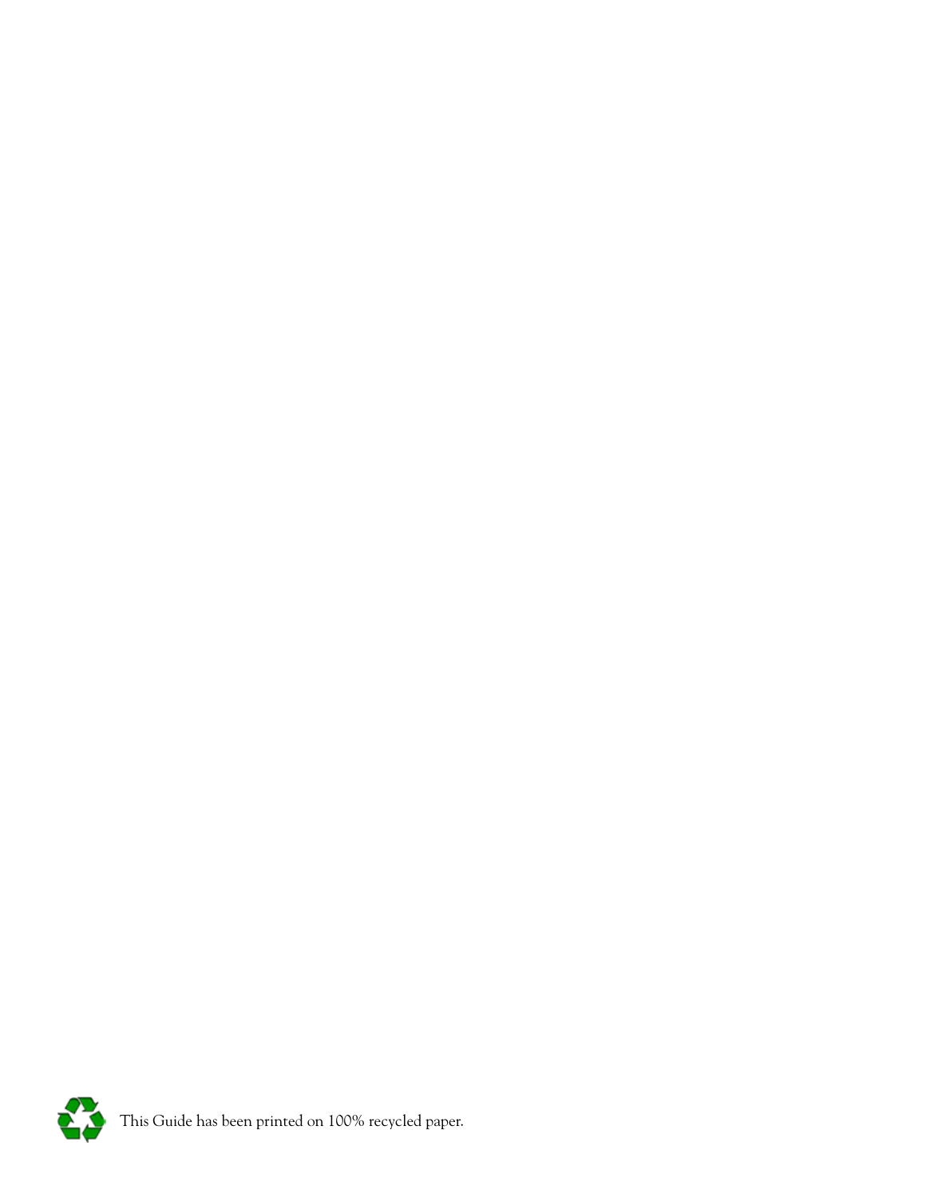This Guide has been printed on 100% recycled paper.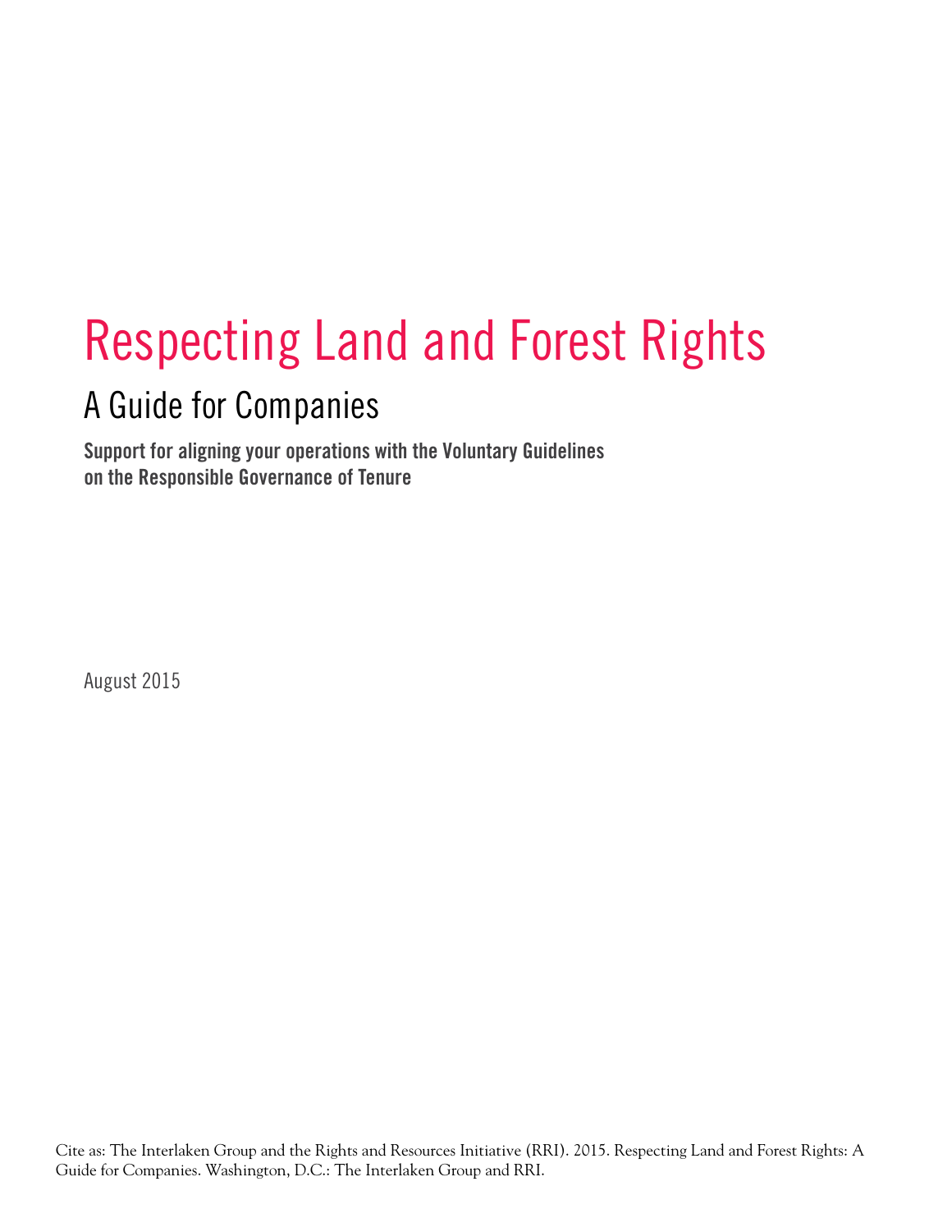# Respecting Land and Forest Rights

## A Guide for Companies

**Support for aligning your operations with the Voluntary Guidelines on the Responsible Governance of Tenure**

August 2015

Cite as: The Interlaken Group and the Rights and Resources Initiative (RRI). 2015. Respecting Land and Forest Rights: A Guide for Companies. Washington, D.C.: The Interlaken Group and RRI.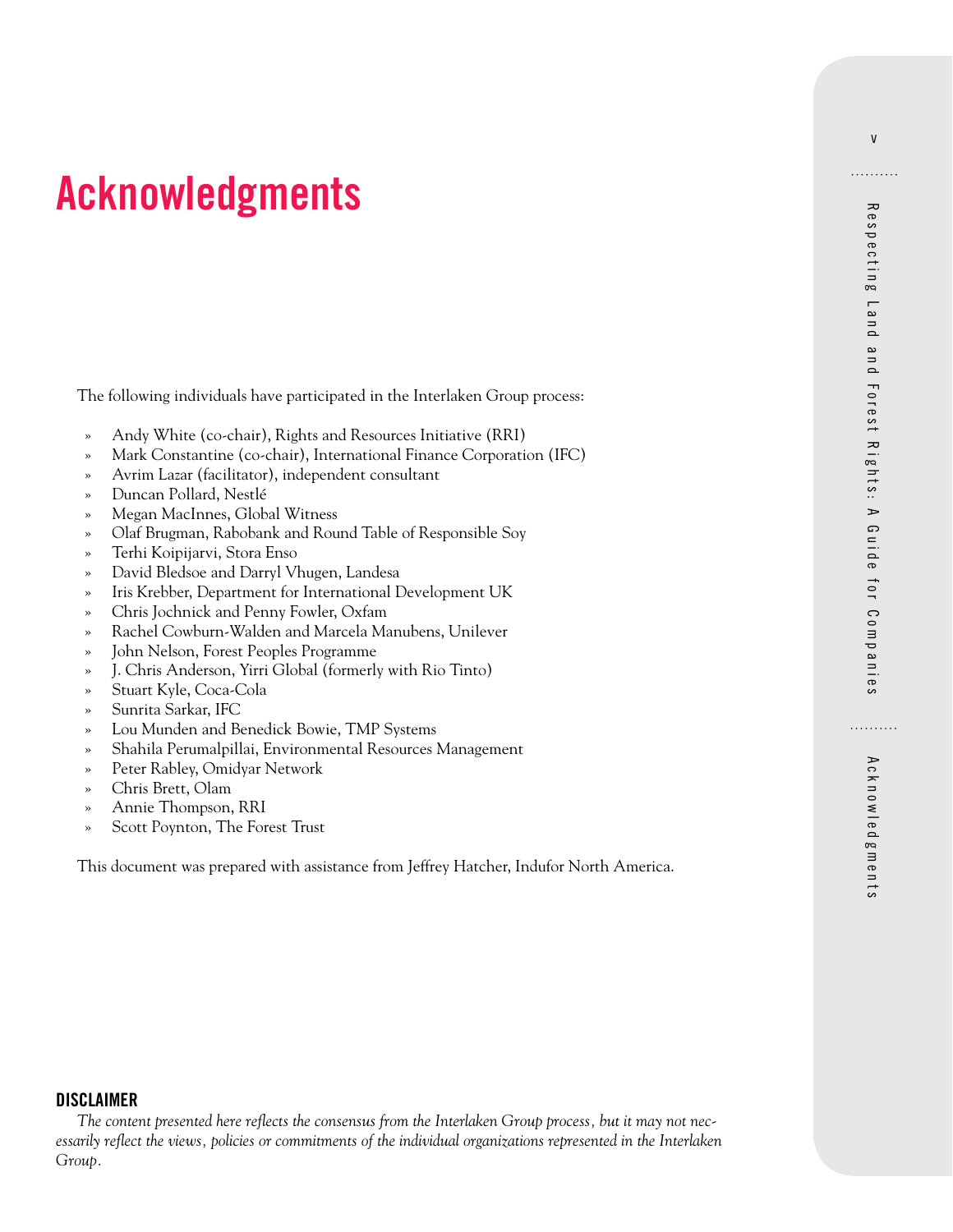# Acknowledgments

The following individuals have participated in the Interlaken Group process:

- Andy White (co-chair), Rights and Resources Initiative (RRI)
- Mark Constantine (co-chair), International Finance Corporation (IFC)
- Avrim Lazar (facilitator), independent consultant
- Duncan Pollard, Nestlé
- Megan MacInnes, Global Witness
- Olaf Brugman, Rabobank and Round Table of Responsible Soy
- Terhi Koipijarvi, Stora Enso
- David Bledsoe and Darryl Vhugen, Landesa
- Iris Krebber, Department for International Development UK
- Chris Jochnick and Penny Fowler, Oxfam
- Rachel Cowburn-Walden and Marcela Manubens, Unilever
- John Nelson, Forest Peoples Programme
- J. Chris Anderson, Yirri Global (formerly with Rio Tinto)
- Stuart Kyle, Coca-Cola
- Sunrita Sarkar, IFC
- Lou Munden and Benedick Bowie, TMP Systems
- Shahila Perumalpillai, Environmental Resources Management
- Peter Rabley, Omidyar Network
- Chris Brett, Olam
- Annie Thompson, RRI
- Scott Poynton, The Forest Trust

This document was prepared with assistance from Jeffrey Hatcher, Indufor North America.

### DISCLAIMER

*The content presented here reflects the consensus from the Interlaken Group process, but it may not necessarily reflect the views, policies or commitments of the individual organizations represented in the Interlaken Group.*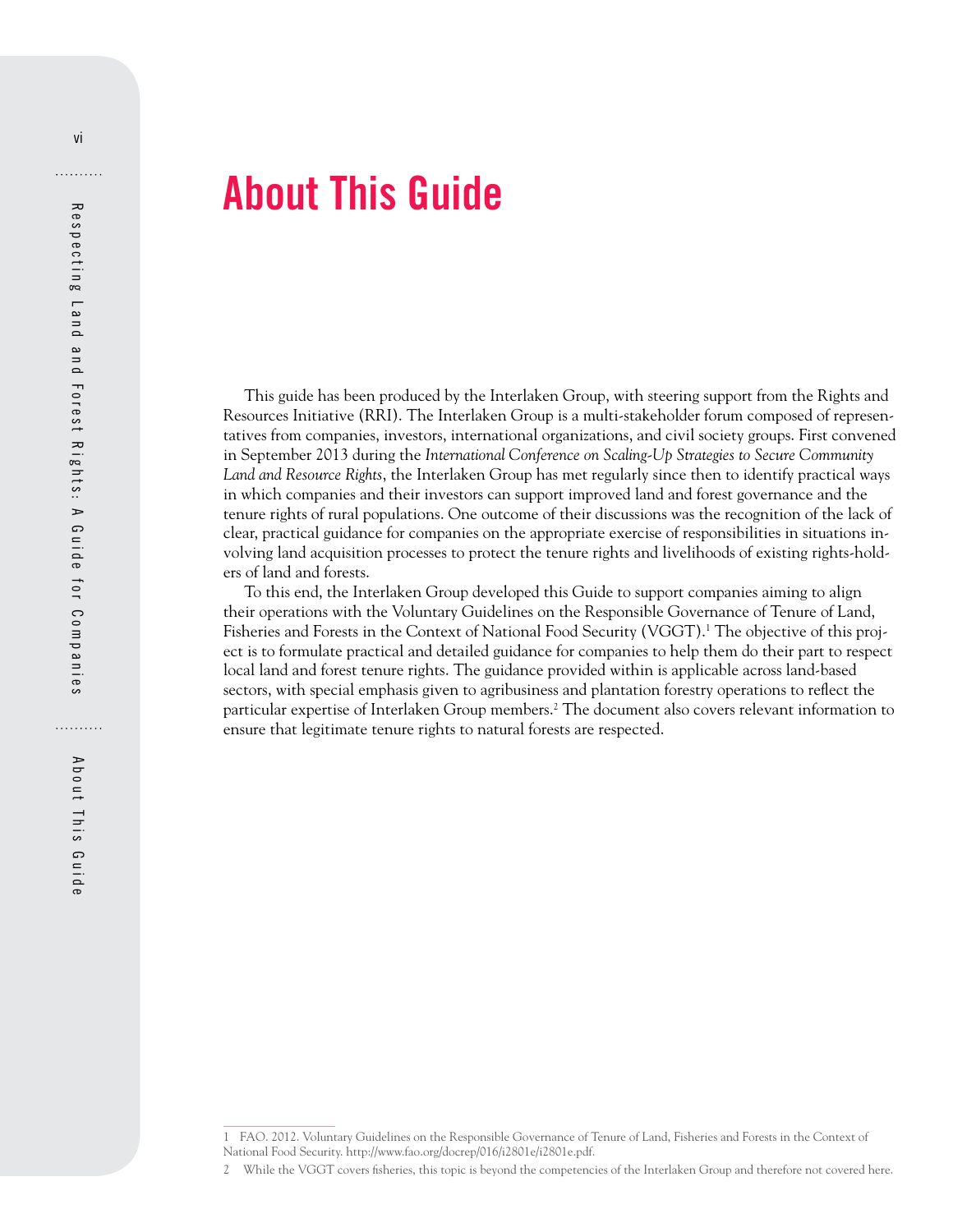# About This Guide

This guide has been produced by the Interlaken Group, with steering support from the Rights and Resources Initiative (RRI). The Interlaken Group is a multi-stakeholder forum composed of representatives from companies, investors, international organizations, and civil society groups. First convened in September 2013 during the *International Conference on Scaling-Up Strategies to Secure Community Land and Resource Rights*, the Interlaken Group has met regularly since then to identify practical ways in which companies and their investors can support improved land and forest governance and the tenure rights of rural populations. One outcome of their discussions was the recognition of the lack of clear, practical guidance for companies on the appropriate exercise of responsibilities in situations involving land acquisition processes to protect the tenure rights and livelihoods of existing rights-holders of land and forests.

To this end, the Interlaken Group developed this Guide to support companies aiming to align their operations with the Voluntary Guidelines on the Responsible Governance of Tenure of Land, Fisheries and Forests in the Context of National Food Security (VGGT).[1] The objective of this project is to formulate practical and detailed guidance for companies to help them do their part to respect local land and forest tenure rights. The guidance provided within is applicable across land-based sectors, with special emphasis given to agribusiness and plantation forestry operations to reflect the particular expertise of Interlaken Group members.[2] The document also covers relevant information to ensure that legitimate tenure rights to natural forests are respected.

1 FAO. 2012. Voluntary Guidelines on the Responsible Governance of Tenure of Land, Fisheries and Forests in the Context of National Food Security. http://www.fao.org/docrep/016/i2801e/i2801e.pdf.

2 While the VGGT covers fisheries, this topic is beyond the competencies of the Interlaken Group and therefore not covered here.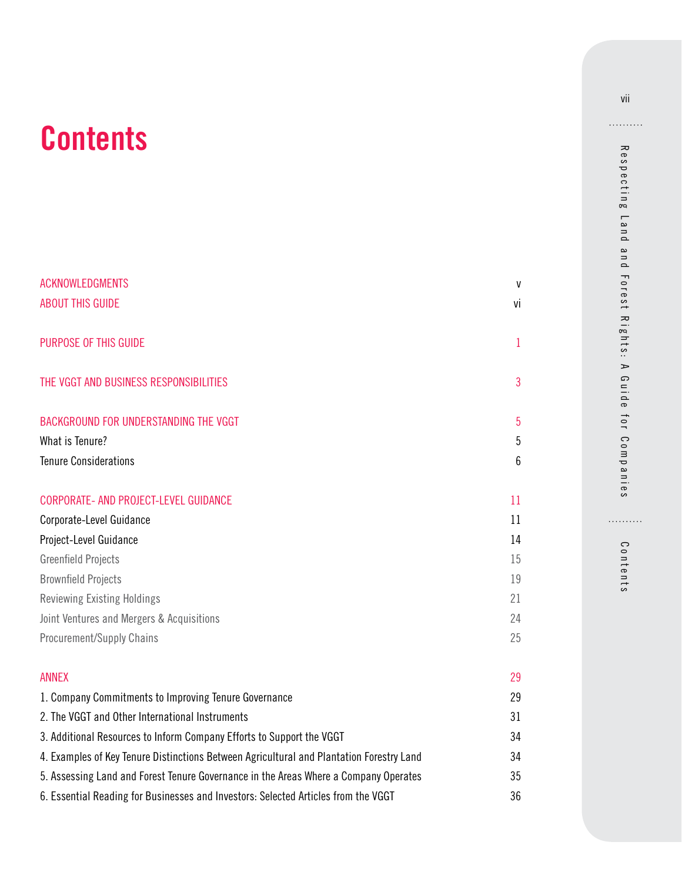# Contents

| | |
|---|---|
| ACKNOWLEDGMENTS | v |
| ABOUT THIS GUIDE | vi |
| PURPOSE OF THIS GUIDE | 1 |
| THE VGGT AND BUSINESS RESPONSIBILITIES | 3 |
| BACKGROUND FOR UNDERSTANDING THE VGGT | 5 |
| What is Tenure? | 5 |
| Tenure Considerations | 6 |
| CORPORATE- AND PROJECT-LEVEL GUIDANCE | 11 |
| Corporate-Level Guidance | 11 |
| Project-Level Guidance | 14 |
| Greenfield Projects | 15 |
| Brownfield Projects | 19 |
| Reviewing Existing Holdings | 21 |
| Joint Ventures and Mergers & Acquisitions | 24 |
| Procurement/Supply Chains | 25 |
| ANNEX | 29 |
| 1. Company Commitments to Improving Tenure Governance | 29 |
| 2. The VGGT and Other International Instruments | 31 |
| 3. Additional Resources to Inform Company Efforts to Support the VGGT | 34 |
| 4. Examples of Key Tenure Distinctions Between Agricultural and Plantation Forestry Land | 34 |
| 5. Assessing Land and Forest Tenure Governance in the Areas Where a Company Operates | 35 |
| 6. Essential Reading for Businesses and Investors: Selected Articles from the VGGT | 36 |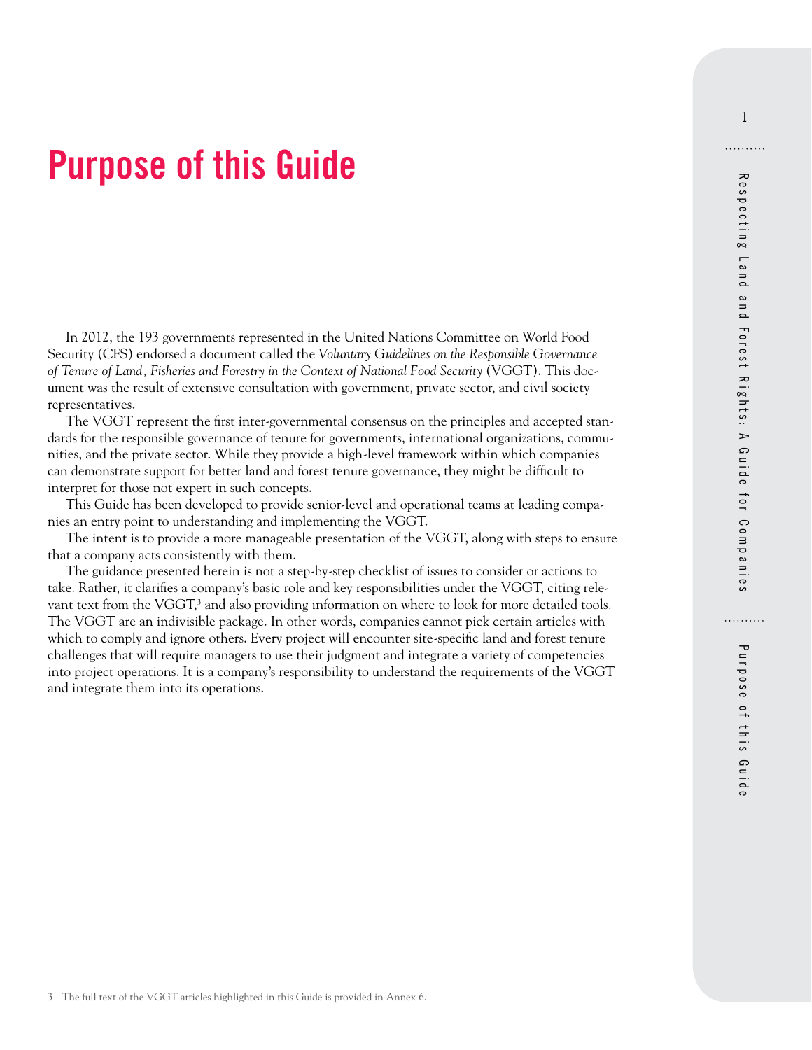# Purpose of this Guide

In 2012, the 193 governments represented in the United Nations Committee on World Food Security (CFS) endorsed a document called the *Voluntary Guidelines on the Responsible Governance of Tenure of Land, Fisheries and Forestry in the Context of National Food Security* (VGGT). This document was the result of extensive consultation with government, private sector, and civil society representatives.

The VGGT represent the first inter-governmental consensus on the principles and accepted standards for the responsible governance of tenure for governments, international organizations, communities, and the private sector. While they provide a high-level framework within which companies can demonstrate support for better land and forest tenure governance, they might be difficult to interpret for those not expert in such concepts.

This Guide has been developed to provide senior-level and operational teams at leading companies an entry point to understanding and implementing the VGGT.

The intent is to provide a more manageable presentation of the VGGT, along with steps to ensure that a company acts consistently with them.

The guidance presented herein is not a step-by-step checklist of issues to consider or actions to take. Rather, it clarifies a company's basic role and key responsibilities under the VGGT, citing relevant text from the VGGT,[3] and also providing information on where to look for more detailed tools. The VGGT are an indivisible package. In other words, companies cannot pick certain articles with which to comply and ignore others. Every project will encounter site-specific land and forest tenure challenges that will require managers to use their judgment and integrate a variety of competencies into project operations. It is a company's responsibility to understand the requirements of the VGGT and integrate them into its operations.

3 The full text of the VGGT articles highlighted in this Guide is provided in Annex 6.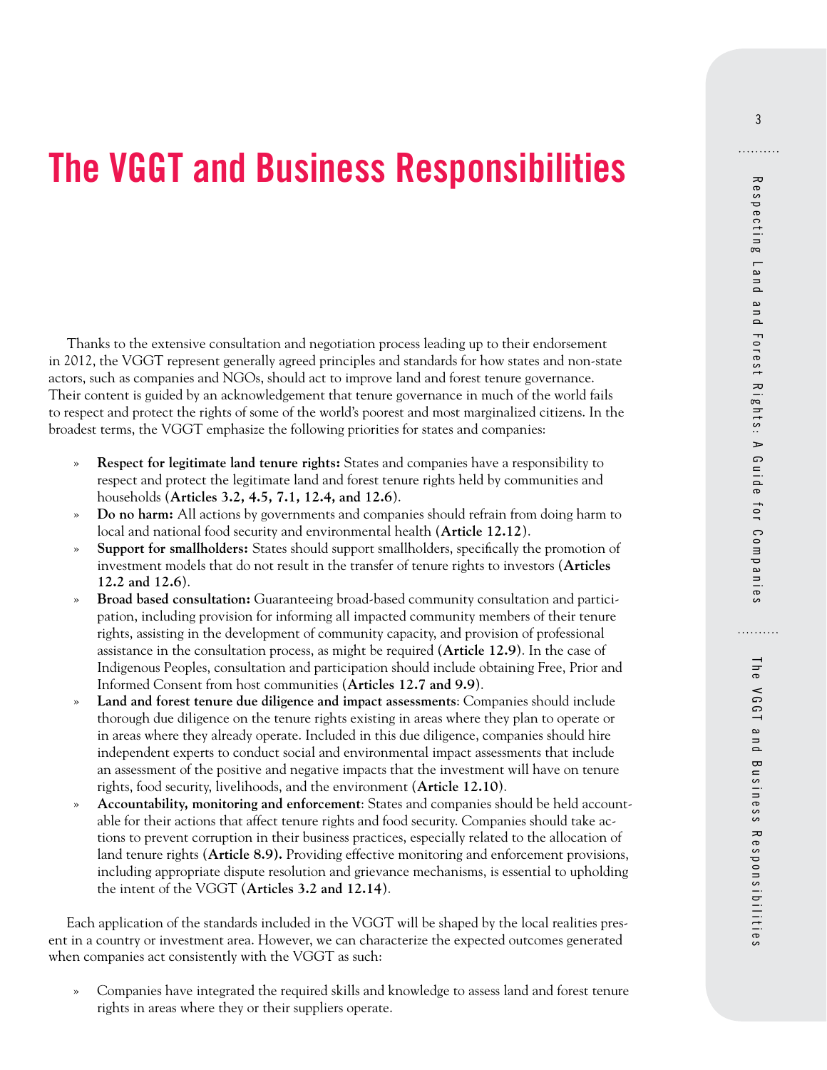# The VGGT and Business Responsibilities

Thanks to the extensive consultation and negotiation process leading up to their endorsement in 2012, the VGGT represent generally agreed principles and standards for how states and non-state actors, such as companies and NGOs, should act to improve land and forest tenure governance. Their content is guided by an acknowledgement that tenure governance in much of the world fails to respect and protect the rights of some of the world's poorest and most marginalized citizens. In the broadest terms, the VGGT emphasize the following priorities for states and companies:

- **Respect for legitimate land tenure rights:** States and companies have a responsibility to respect and protect the legitimate land and forest tenure rights held by communities and households (**Articles 3.2, 4.5, 7.1, 12.4, and 12.6**).
- **Do no harm:** All actions by governments and companies should refrain from doing harm to local and national food security and environmental health (**Article 12.12**).
- **Support for smallholders:** States should support smallholders, specifically the promotion of investment models that do not result in the transfer of tenure rights to investors (**Articles 12.2 and 12.6**).
- **Broad based consultation:** Guaranteeing broad-based community consultation and participation, including provision for informing all impacted community members of their tenure rights, assisting in the development of community capacity, and provision of professional assistance in the consultation process, as might be required (**Article 12.9**). In the case of Indigenous Peoples, consultation and participation should include obtaining Free, Prior and Informed Consent from host communities (**Articles 12.7 and 9.9**).
- **Land and forest tenure due diligence and impact assessments**: Companies should include thorough due diligence on the tenure rights existing in areas where they plan to operate or in areas where they already operate. Included in this due diligence, companies should hire independent experts to conduct social and environmental impact assessments that include an assessment of the positive and negative impacts that the investment will have on tenure rights, food security, livelihoods, and the environment (**Article 12.10**).
- **Accountability, monitoring and enforcement**: States and companies should be held accountable for their actions that affect tenure rights and food security. Companies should take actions to prevent corruption in their business practices, especially related to the allocation of land tenure rights (**Article 8.9).** Providing effective monitoring and enforcement provisions, including appropriate dispute resolution and grievance mechanisms, is essential to upholding the intent of the VGGT (**Articles 3.2 and 12.14**).

Each application of the standards included in the VGGT will be shaped by the local realities present in a country or investment area. However, we can characterize the expected outcomes generated when companies act consistently with the VGGT as such:

- Companies have integrated the required skills and knowledge to assess land and forest tenure rights in areas where they or their suppliers operate.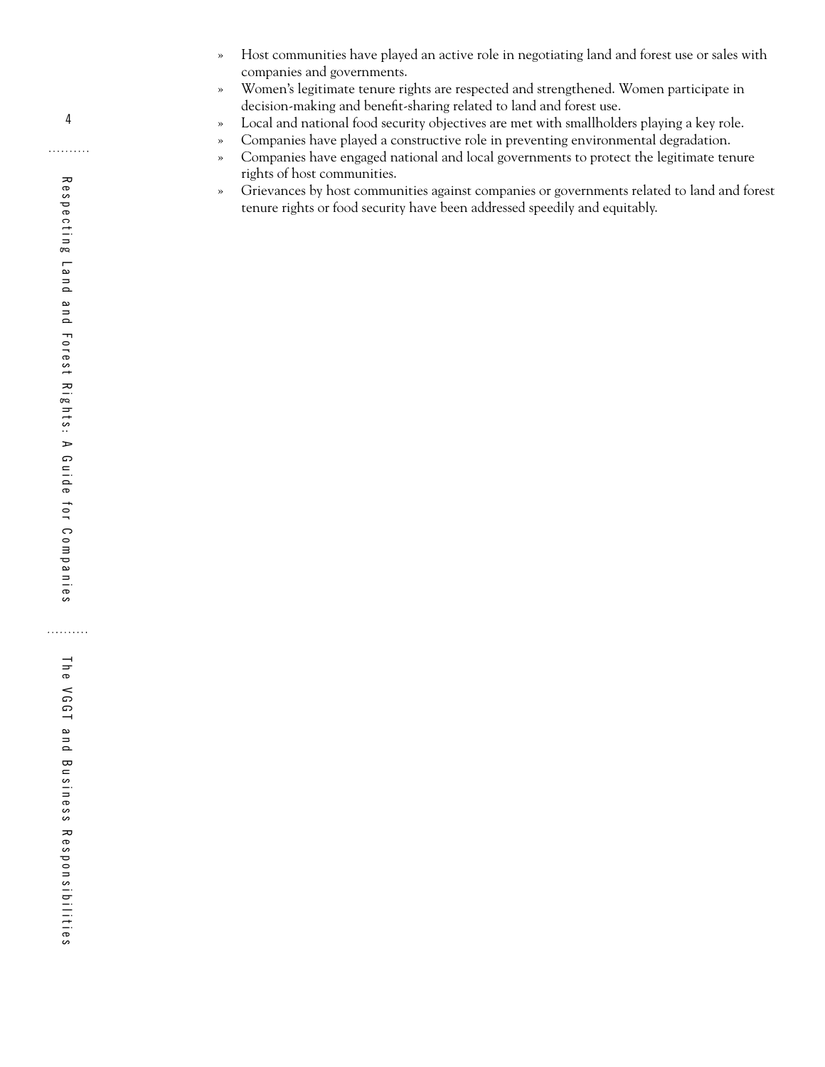- Host communities have played an active role in negotiating land and forest use or sales with companies and governments.
- Women's legitimate tenure rights are respected and strengthened. Women participate in decision-making and benefit-sharing related to land and forest use.
- Local and national food security objectives are met with smallholders playing a key role.
- Companies have played a constructive role in preventing environmental degradation.
- Companies have engaged national and local governments to protect the legitimate tenure rights of host communities.
- Grievances by host communities against companies or governments related to land and forest tenure rights or food security have been addressed speedily and equitably.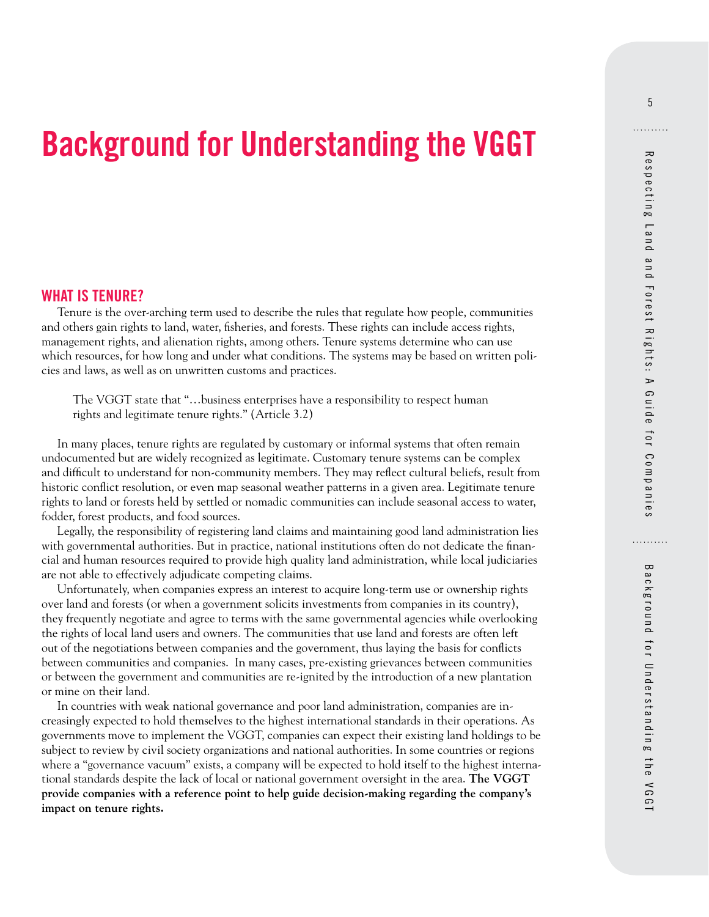# Background for Understanding the VGGT

## WHAT IS TENURE?

Tenure is the over-arching term used to describe the rules that regulate how people, communities and others gain rights to land, water, fisheries, and forests. These rights can include access rights, management rights, and alienation rights, among others. Tenure systems determine who can use which resources, for how long and under what conditions. The systems may be based on written policies and laws, as well as on unwritten customs and practices.

> The VGGT state that "…business enterprises have a responsibility to respect human rights and legitimate tenure rights." (Article 3.2)

In many places, tenure rights are regulated by customary or informal systems that often remain undocumented but are widely recognized as legitimate. Customary tenure systems can be complex and difficult to understand for non-community members. They may reflect cultural beliefs, result from historic conflict resolution, or even map seasonal weather patterns in a given area. Legitimate tenure rights to land or forests held by settled or nomadic communities can include seasonal access to water, fodder, forest products, and food sources.

Legally, the responsibility of registering land claims and maintaining good land administration lies with governmental authorities. But in practice, national institutions often do not dedicate the financial and human resources required to provide high quality land administration, while local judiciaries are not able to effectively adjudicate competing claims.

Unfortunately, when companies express an interest to acquire long-term use or ownership rights over land and forests (or when a government solicits investments from companies in its country), they frequently negotiate and agree to terms with the same governmental agencies while overlooking the rights of local land users and owners. The communities that use land and forests are often left out of the negotiations between companies and the government, thus laying the basis for conflicts between communities and companies. In many cases, pre-existing grievances between communities or between the government and communities are re-ignited by the introduction of a new plantation or mine on their land.

In countries with weak national governance and poor land administration, companies are increasingly expected to hold themselves to the highest international standards in their operations. As governments move to implement the VGGT, companies can expect their existing land holdings to be subject to review by civil society organizations and national authorities. In some countries or regions where a "governance vacuum" exists, a company will be expected to hold itself to the highest international standards despite the lack of local or national government oversight in the area. **The VGGT provide companies with a reference point to help guide decision-making regarding the company's impact on tenure rights.**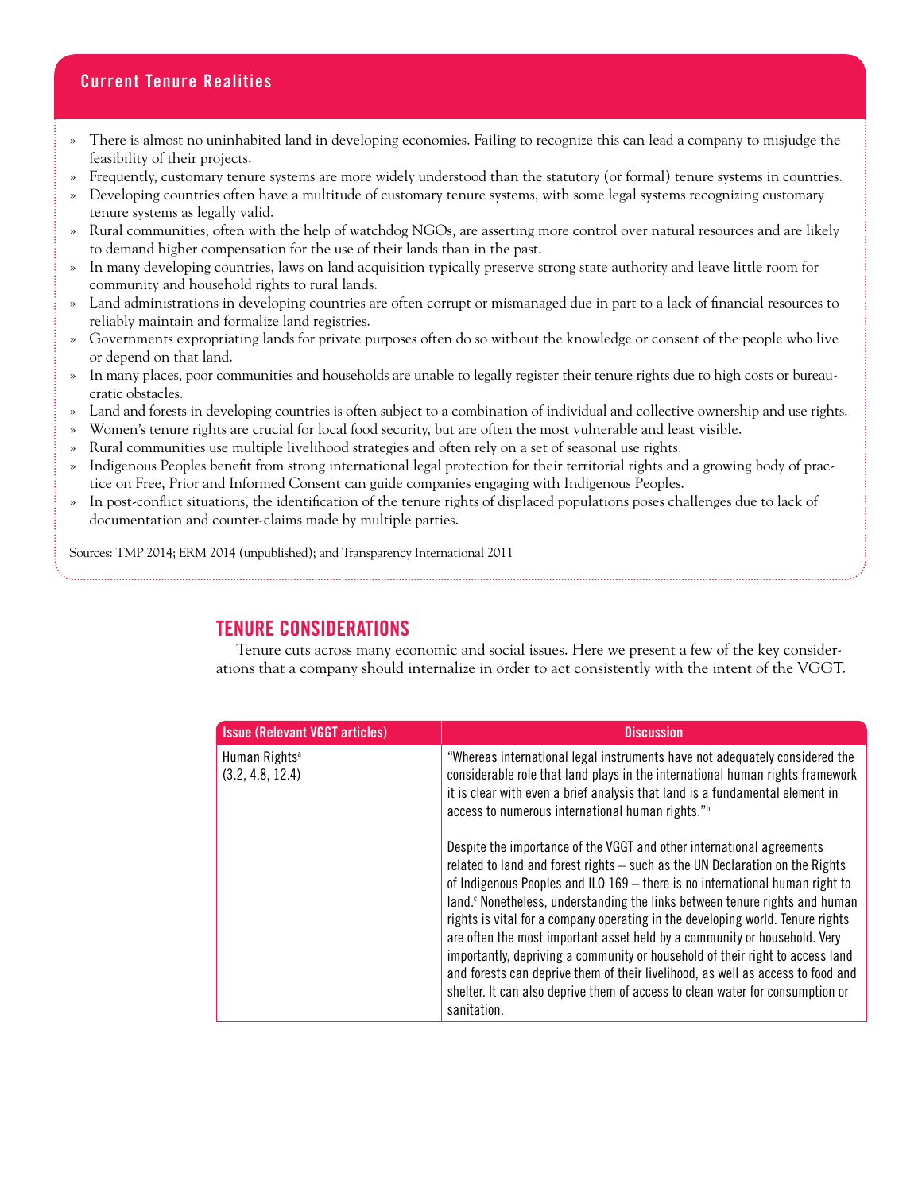## Current Tenure Realities

- There is almost no uninhabited land in developing economies. Failing to recognize this can lead a company to misjudge the feasibility of their projects.
- Frequently, customary tenure systems are more widely understood than the statutory (or formal) tenure systems in countries.
- Developing countries often have a multitude of customary tenure systems, with some legal systems recognizing customary tenure systems as legally valid.
- Rural communities, often with the help of watchdog NGOs, are asserting more control over natural resources and are likely to demand higher compensation for the use of their lands than in the past.
- In many developing countries, laws on land acquisition typically preserve strong state authority and leave little room for community and household rights to rural lands.
- Land administrations in developing countries are often corrupt or mismanaged due in part to a lack of financial resources to reliably maintain and formalize land registries.
- Governments expropriating lands for private purposes often do so without the knowledge or consent of the people who live or depend on that land.
- In many places, poor communities and households are unable to legally register their tenure rights due to high costs or bureaucratic obstacles.
- Land and forests in developing countries is often subject to a combination of individual and collective ownership and use rights.
- Women's tenure rights are crucial for local food security, but are often the most vulnerable and least visible.
- Rural communities use multiple livelihood strategies and often rely on a set of seasonal use rights.
- Indigenous Peoples benefit from strong international legal protection for their territorial rights and a growing body of practice on Free, Prior and Informed Consent can guide companies engaging with Indigenous Peoples.
- In post-conflict situations, the identification of the tenure rights of displaced populations poses challenges due to lack of documentation and counter-claims made by multiple parties.

Sources: TMP 2014; ERM 2014 (unpublished); and Transparency International 2011

## TENURE CONSIDERATIONS

Tenure cuts across many economic and social issues. Here we present a few of the key considerations that a company should internalize in order to act consistently with the intent of the VGGT.

| Issue (Relevant VGGT articles) | Discussion |
|---|---|
| Human Rights[a] (3.2, 4.8, 12.4) | "Whereas international legal instruments have not adequately considered the considerable role that land plays in the international human rights framework it is clear with even a brief analysis that land is a fundamental element in access to numerous international human rights."[b]<br><br>Despite the importance of the VGGT and other international agreements related to land and forest rights – such as the UN Declaration on the Rights of Indigenous Peoples and ILO 169 – there is no international human right to land.[c] Nonetheless, understanding the links between tenure rights and human rights is vital for a company operating in the developing world. Tenure rights are often the most important asset held by a community or household. Very importantly, depriving a community or household of their right to access land and forests can deprive them of their livelihood, as well as access to food and shelter. It can also deprive them of access to clean water for consumption or sanitation. |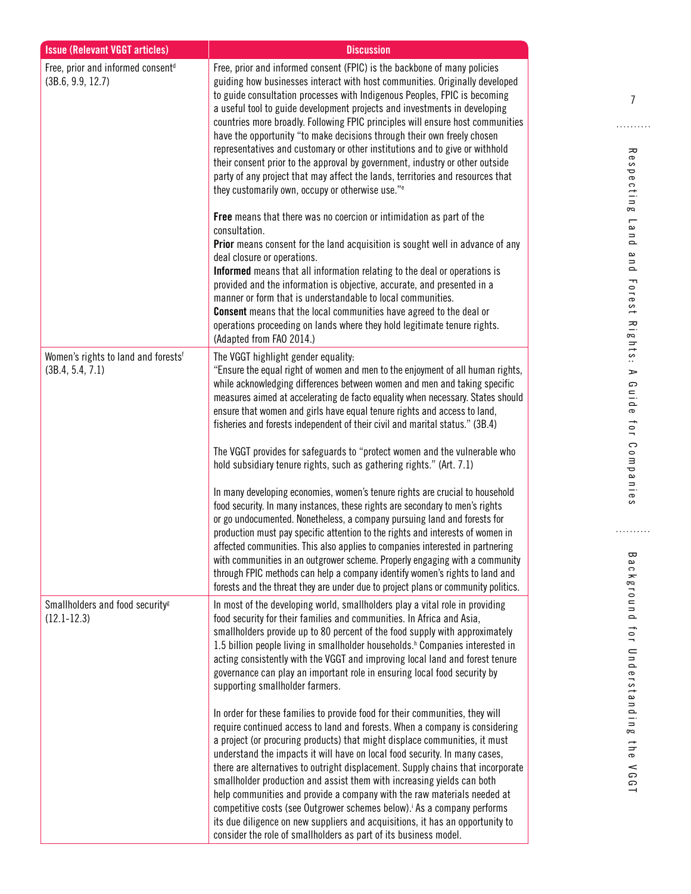| Issue (Relevant VGGT articles) | Discussion |
| --- | --- |
| Free, prior and informed consent[d] (3B.6, 9.9, 12.7) | Free, prior and informed consent (FPIC) is the backbone of many policies guiding how businesses interact with host communities. Originally developed to guide consultation processes with Indigenous Peoples, FPIC is becoming a useful tool to guide development projects and investments in developing countries more broadly. Following FPIC principles will ensure host communities have the opportunity "to make decisions through their own freely chosen representatives and customary or other institutions and to give or withhold their consent prior to the approval by government, industry or other outside party of any project that may affect the lands, territories and resources that they customarily own, occupy or otherwise use."[e]<br><br>**Free** means that there was no coercion or intimidation as part of the consultation.<br>**Prior** means consent for the land acquisition is sought well in advance of any deal closure or operations.<br>**Informed** means that all information relating to the deal or operations is provided and the information is objective, accurate, and presented in a manner or form that is understandable to local communities.<br>**Consent** means that the local communities have agreed to the deal or operations proceeding on lands where they hold legitimate tenure rights. (Adapted from FAO 2014.) |
| Women's rights to land and forests[f] (3B.4, 5.4, 7.1) | The VGGT highlight gender equality:<br>"Ensure the equal right of women and men to the enjoyment of all human rights, while acknowledging differences between women and men and taking specific measures aimed at accelerating de facto equality when necessary. States should ensure that women and girls have equal tenure rights and access to land, fisheries and forests independent of their civil and marital status." (3B.4)<br><br>The VGGT provides for safeguards to "protect women and the vulnerable who hold subsidiary tenure rights, such as gathering rights." (Art. 7.1)<br><br>In many developing economies, women's tenure rights are crucial to household food security. In many instances, these rights are secondary to men's rights or go undocumented. Nonetheless, a company pursuing land and forests for production must pay specific attention to the rights and interests of women in affected communities. This also applies to companies interested in partnering with communities in an outgrower scheme. Properly engaging with a community through FPIC methods can help a company identify women's rights to land and forests and the threat they are under due to project plans or community politics. |
| Smallholders and food security[g] (12.1-12.3) | In most of the developing world, smallholders play a vital role in providing food security for their families and communities. In Africa and Asia, smallholders provide up to 80 percent of the food supply with approximately 1.5 billion people living in smallholder households.[h] Companies interested in acting consistently with the VGGT and improving local land and forest tenure governance can play an important role in ensuring local food security by supporting smallholder farmers.<br><br>In order for these families to provide food for their communities, they will require continued access to land and forests. When a company is considering a project (or procuring products) that might displace communities, it must understand the impacts it will have on local food security. In many cases, there are alternatives to outright displacement. Supply chains that incorporate smallholder production and assist them with increasing yields can both help communities and provide a company with the raw materials needed at competitive costs (see Outgrower schemes below).[i] As a company performs its due diligence on new suppliers and acquisitions, it has an opportunity to consider the role of smallholders as part of its business model. |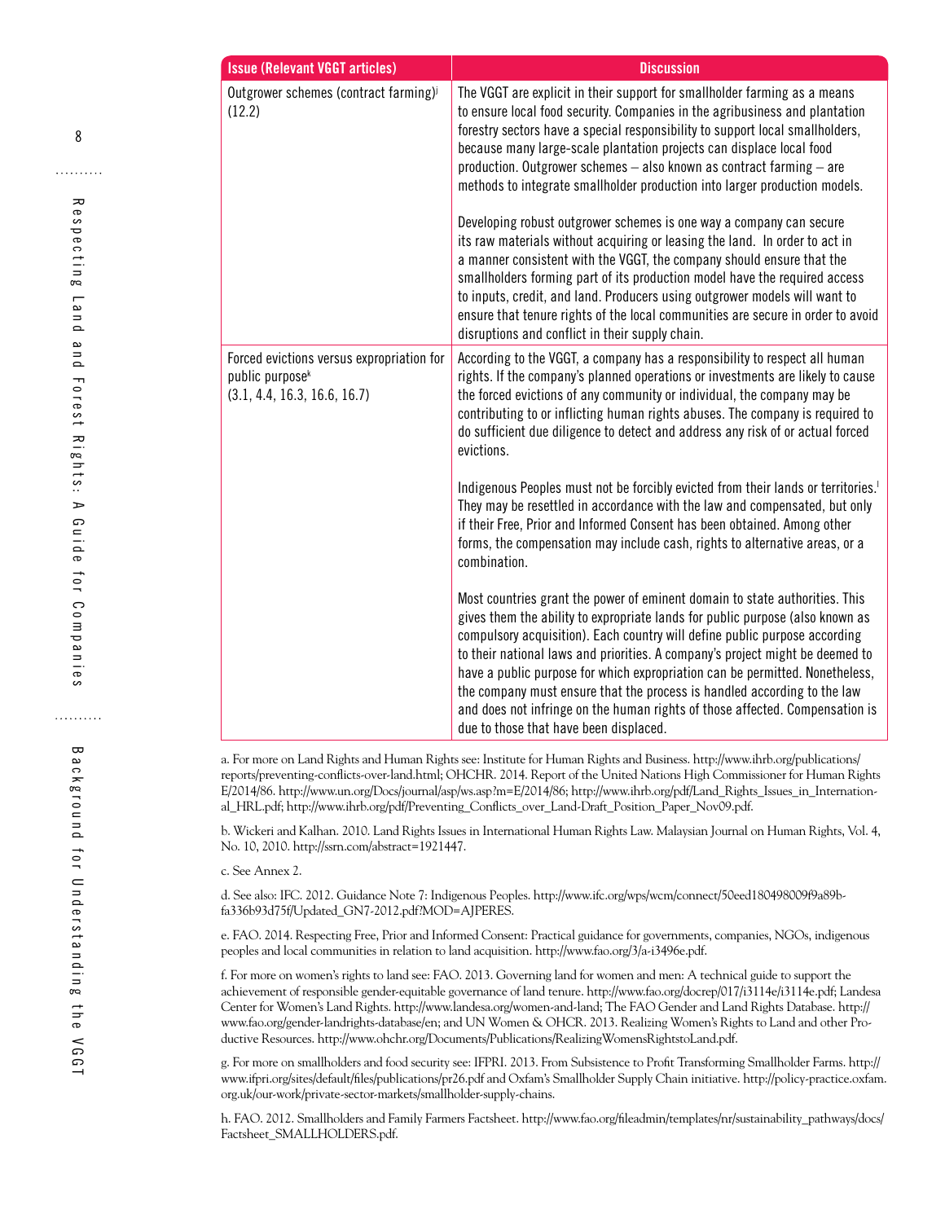| Issue (Relevant VGGT articles) | Discussion |
|---|---|
| Outgrower schemes (contract farming)[j] (12.2) | The VGGT are explicit in their support for smallholder farming as a means to ensure local food security. Companies in the agribusiness and plantation forestry sectors have a special responsibility to support local smallholders, because many large-scale plantation projects can displace local food production. Outgrower schemes – also known as contract farming – are methods to integrate smallholder production into larger production models.<br><br>Developing robust outgrower schemes is one way a company can secure its raw materials without acquiring or leasing the land. In order to act in a manner consistent with the VGGT, the company should ensure that the smallholders forming part of its production model have the required access to inputs, credit, and land. Producers using outgrower models will want to ensure that tenure rights of the local communities are secure in order to avoid disruptions and conflict in their supply chain. |
| Forced evictions versus expropriation for public purpose[k] (3.1, 4.4, 16.3, 16.6, 16.7) | According to the VGGT, a company has a responsibility to respect all human rights. If the company's planned operations or investments are likely to cause the forced evictions of any community or individual, the company may be contributing to or inflicting human rights abuses. The company is required to do sufficient due diligence to detect and address any risk of or actual forced evictions.<br><br>Indigenous Peoples must not be forcibly evicted from their lands or territories.[l] They may be resettled in accordance with the law and compensated, but only if their Free, Prior and Informed Consent has been obtained. Among other forms, the compensation may include cash, rights to alternative areas, or a combination.<br><br>Most countries grant the power of eminent domain to state authorities. This gives them the ability to expropriate lands for public purpose (also known as compulsory acquisition). Each country will define public purpose according to their national laws and priorities. A company's project might be deemed to have a public purpose for which expropriation can be permitted. Nonetheless, the company must ensure that the process is handled according to the law and does not infringe on the human rights of those affected. Compensation is due to those that have been displaced. |

a. For more on Land Rights and Human Rights see: Institute for Human Rights and Business. http://www.ihrb.org/publications/reports/preventing-conflicts-over-land.html; OHCHR. 2014. Report of the United Nations High Commissioner for Human Rights E/2014/86. http://www.un.org/Docs/journal/asp/ws.asp?m=E/2014/86; http://www.ihrb.org/pdf/Land_Rights_Issues_in_International_HRL.pdf; http://www.ihrb.org/pdf/Preventing_Conflicts_over_Land-Draft_Position_Paper_Nov09.pdf.

b. Wickeri and Kalhan. 2010. Land Rights Issues in International Human Rights Law. Malaysian Journal on Human Rights, Vol. 4, No. 10, 2010. http://ssrn.com/abstract=1921447.

c. See Annex 2.

d. See also: IFC. 2012. Guidance Note 7: Indigenous Peoples. http://www.ifc.org/wps/wcm/connect/50eed180498009f9a89bfa336b93d75f/Updated_GN7-2012.pdf?MOD=AJPERES.

e. FAO. 2014. Respecting Free, Prior and Informed Consent: Practical guidance for governments, companies, NGOs, indigenous peoples and local communities in relation to land acquisition. http://www.fao.org/3/a-i3496e.pdf.

f. For more on women's rights to land see: FAO. 2013. Governing land for women and men: A technical guide to support the achievement of responsible gender-equitable governance of land tenure. http://www.fao.org/docrep/017/i3114e/i3114e.pdf; Landesa Center for Women's Land Rights. http://www.landesa.org/women-and-land; The FAO Gender and Land Rights Database. http://www.fao.org/gender-landrights-database/en; and UN Women & OHCR. 2013. Realizing Women's Rights to Land and other Productive Resources. http://www.ohchr.org/Documents/Publications/RealizingWomensRightstoLand.pdf.

g. For more on smallholders and food security see: IFPRI. 2013. From Subsistence to Profit Transforming Smallholder Farms. http://www.ifpri.org/sites/default/files/publications/pr26.pdf and Oxfam's Smallholder Supply Chain initiative. http://policy-practice.oxfam.org.uk/our-work/private-sector-markets/smallholder-supply-chains.

h. FAO. 2012. Smallholders and Family Farmers Factsheet. http://www.fao.org/fileadmin/templates/nr/sustainability_pathways/docs/Factsheet_SMALLHOLDERS.pdf.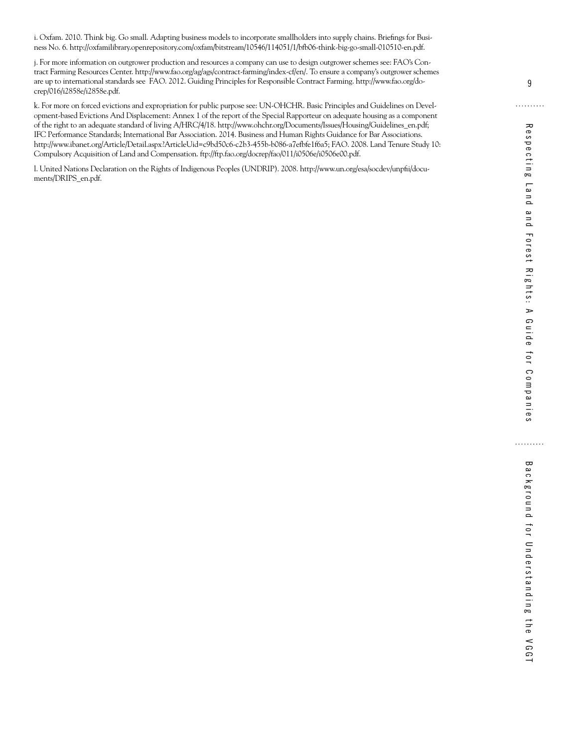i. Oxfam. 2010. Think big. Go small. Adapting business models to incorporate smallholders into supply chains. Briefings for Business No. 6. http://oxfamilibrary.openrepository.com/oxfam/bitstream/10546/114051/1/bfb06-think-big-go-small-010510-en.pdf.

j. For more information on outgrower production and resources a company can use to design outgrower schemes see: FAO's Contract Farming Resources Center. http://www.fao.org/ag/ags/contract-farming/index-cf/en/. To ensure a company's outgrower schemes are up to international standards see FAO. 2012. Guiding Principles for Responsible Contract Farming. http://www.fao.org/docrep/016/i2858e/i2858e.pdf.

k. For more on forced evictions and expropriation for public purpose see: UN-OHCHR. Basic Principles and Guidelines on Development-based Evictions And Displacement: Annex 1 of the report of the Special Rapporteur on adequate housing as a component of the right to an adequate standard of living A/HRC/4/18. http://www.ohchr.org/Documents/Issues/Housing/Guidelines_en.pdf; IFC Performance Standards; International Bar Association. 2014. Business and Human Rights Guidance for Bar Associations. http://www.ibanet.org/Article/Detail.aspx?ArticleUid=c9bd50c6-c2b3-455b-b086-a7efbfe1f6a5; FAO. 2008. Land Tenure Study 10: Compulsory Acquisition of Land and Compensation. ftp://ftp.fao.org/docrep/fao/011/i0506e/i0506e00.pdf.

l. United Nations Declaration on the Rights of Indigenous Peoples (UNDRIP). 2008. http://www.un.org/esa/socdev/unpfii/documents/DRIPS_en.pdf.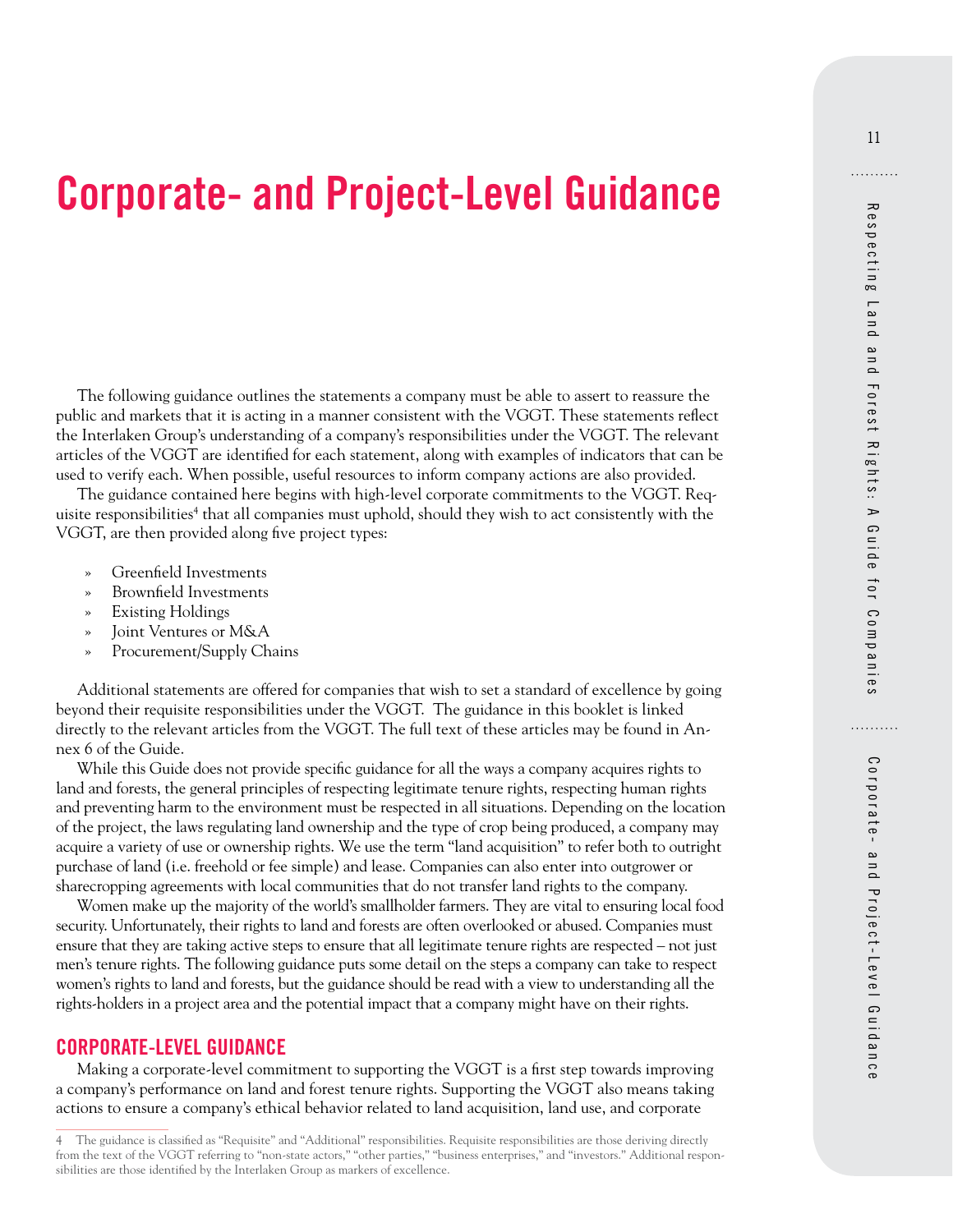# Corporate- and Project-Level Guidance

The following guidance outlines the statements a company must be able to assert to reassure the public and markets that it is acting in a manner consistent with the VGGT. These statements reflect the Interlaken Group's understanding of a company's responsibilities under the VGGT. The relevant articles of the VGGT are identified for each statement, along with examples of indicators that can be used to verify each. When possible, useful resources to inform company actions are also provided.

The guidance contained here begins with high-level corporate commitments to the VGGT. Requisite responsibilities[4] that all companies must uphold, should they wish to act consistently with the VGGT, are then provided along five project types:

- Greenfield Investments
- Brownfield Investments
- Existing Holdings
- Joint Ventures or M&A
- Procurement/Supply Chains

Additional statements are offered for companies that wish to set a standard of excellence by going beyond their requisite responsibilities under the VGGT. The guidance in this booklet is linked directly to the relevant articles from the VGGT. The full text of these articles may be found in Annex 6 of the Guide.

While this Guide does not provide specific guidance for all the ways a company acquires rights to land and forests, the general principles of respecting legitimate tenure rights, respecting human rights and preventing harm to the environment must be respected in all situations. Depending on the location of the project, the laws regulating land ownership and the type of crop being produced, a company may acquire a variety of use or ownership rights. We use the term "land acquisition" to refer both to outright purchase of land (i.e. freehold or fee simple) and lease. Companies can also enter into outgrower or sharecropping agreements with local communities that do not transfer land rights to the company.

Women make up the majority of the world's smallholder farmers. They are vital to ensuring local food security. Unfortunately, their rights to land and forests are often overlooked or abused. Companies must ensure that they are taking active steps to ensure that all legitimate tenure rights are respected – not just men's tenure rights. The following guidance puts some detail on the steps a company can take to respect women's rights to land and forests, but the guidance should be read with a view to understanding all the rights-holders in a project area and the potential impact that a company might have on their rights.

## CORPORATE-LEVEL GUIDANCE

Making a corporate-level commitment to supporting the VGGT is a first step towards improving a company's performance on land and forest tenure rights. Supporting the VGGT also means taking actions to ensure a company's ethical behavior related to land acquisition, land use, and corporate

---

[4] The guidance is classified as "Requisite" and "Additional" responsibilities. Requisite responsibilities are those deriving directly from the text of the VGGT referring to "non-state actors," "other parties," "business enterprises," and "investors." Additional responsibilities are those identified by the Interlaken Group as markers of excellence.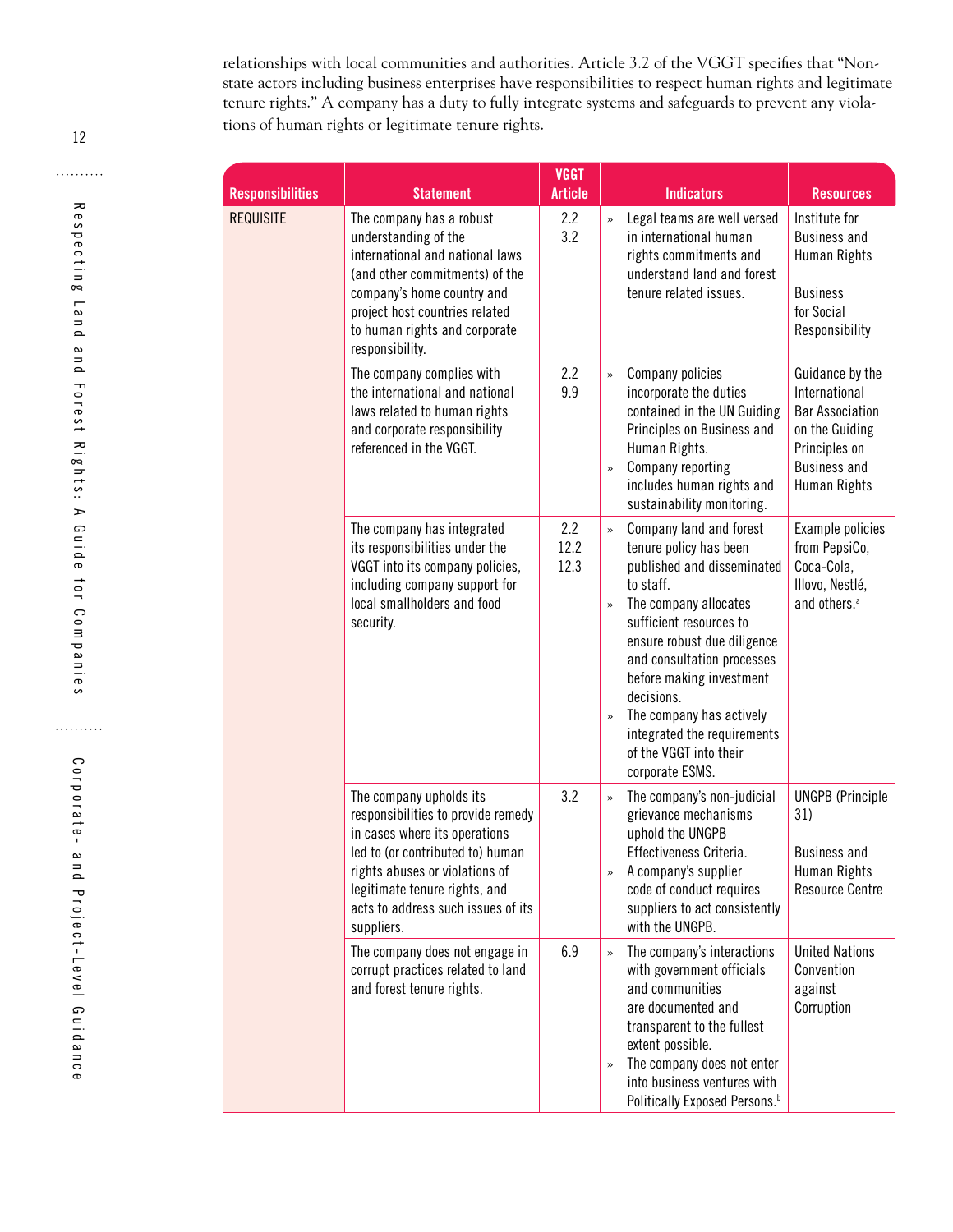relationships with local communities and authorities. Article 3.2 of the VGGT specifies that "Non-state actors including business enterprises have responsibilities to respect human rights and legitimate tenure rights." A company has a duty to fully integrate systems and safeguards to prevent any violations of human rights or legitimate tenure rights.

| Responsibilities | Statement | VGGT Article | Indicators | Resources |
|---|---|---|---|---|
| REQUISITE | The company has a robust understanding of the international and national laws (and other commitments) of the company's home country and project host countries related to human rights and corporate responsibility. | 2.2<br>3.2 | » Legal teams are well versed in international human rights commitments and understand land and forest tenure related issues. | Institute for Business and Human Rights<br><br>Business for Social Responsibility |
| | The company complies with the international and national laws related to human rights and corporate responsibility referenced in the VGGT. | 2.2<br>9.9 | » Company policies incorporate the duties contained in the UN Guiding Principles on Business and Human Rights.<br>» Company reporting includes human rights and sustainability monitoring. | Guidance by the International Bar Association on the Guiding Principles on Business and Human Rights |
| | The company has integrated its responsibilities under the VGGT into its company policies, including company support for local smallholders and food security. | 2.2<br>12.2<br>12.3 | » Company land and forest tenure policy has been published and disseminated to staff.<br>» The company allocates sufficient resources to ensure robust due diligence and consultation processes before making investment decisions.<br>» The company has actively integrated the requirements of the VGGT into their corporate ESMS. | Example policies from PepsiCo, Coca-Cola, Illovo, Nestlé, and others.[a] |
| | The company upholds its responsibilities to provide remedy in cases where its operations led to (or contributed to) human rights abuses or violations of legitimate tenure rights, and acts to address such issues of its suppliers. | 3.2 | » The company's non-judicial grievance mechanisms uphold the UNGPB Effectiveness Criteria.<br>» A company's supplier code of conduct requires suppliers to act consistently with the UNGPB. | UNGPB (Principle 31)<br><br>Business and Human Rights Resource Centre |
| | The company does not engage in corrupt practices related to land and forest tenure rights. | 6.9 | » The company's interactions with government officials and communities are documented and transparent to the fullest extent possible.<br>» The company does not enter into business ventures with Politically Exposed Persons.[b] | United Nations Convention against Corruption |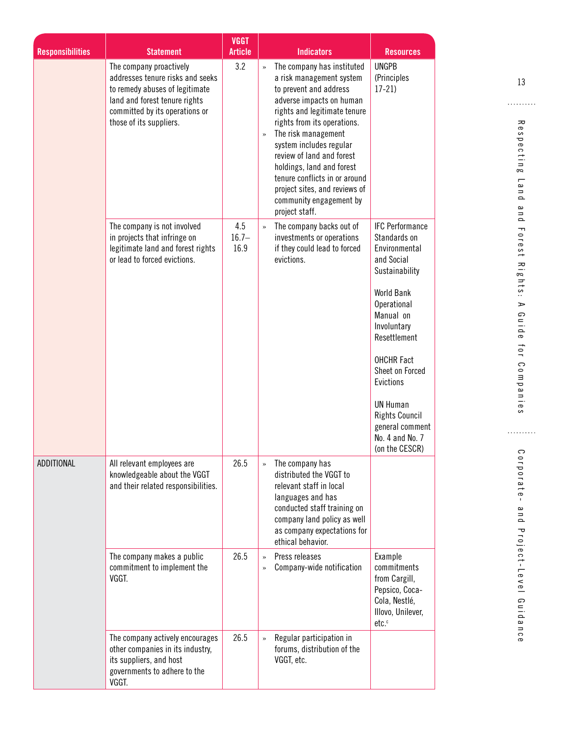| Responsibilities | Statement | VGGT Article | Indicators | Resources |
|---|---|---|---|---|
| | The company proactively addresses tenure risks and seeks to remedy abuses of legitimate land and forest tenure rights committed by its operations or those of its suppliers. | 3.2 | » The company has instituted a risk management system to prevent and address adverse impacts on human rights and legitimate tenure rights from its operations.<br>» The risk management system includes regular review of land and forest holdings, land and forest tenure conflicts in or around project sites, and reviews of community engagement by project staff. | UNGPB (Principles 17-21) |
| | The company is not involved in projects that infringe on legitimate land and forest rights or lead to forced evictions. | 4.5<br>16.7–16.9 | » The company backs out of investments or operations if they could lead to forced evictions. | IFC Performance Standards on Environmental and Social Sustainability<br><br>World Bank Operational Manual on Involuntary Resettlement<br><br>OHCHR Fact Sheet on Forced Evictions<br><br>UN Human Rights Council general comment No. 4 and No. 7 (on the CESCR) |
| ADDITIONAL | All relevant employees are knowledgeable about the VGGT and their related responsibilities. | 26.5 | » The company has distributed the VGGT to relevant staff in local languages and has conducted staff training on company land policy as well as company expectations for ethical behavior. | |
| | The company makes a public commitment to implement the VGGT. | 26.5 | » Press releases<br>» Company-wide notification | Example commitments from Cargill, Pepsico, Coca-Cola, Nestlé, Illovo, Unilever, etc.[c] |
| | The company actively encourages other companies in its industry, its suppliers, and host governments to adhere to the VGGT. | 26.5 | » Regular participation in forums, distribution of the VGGT, etc. | |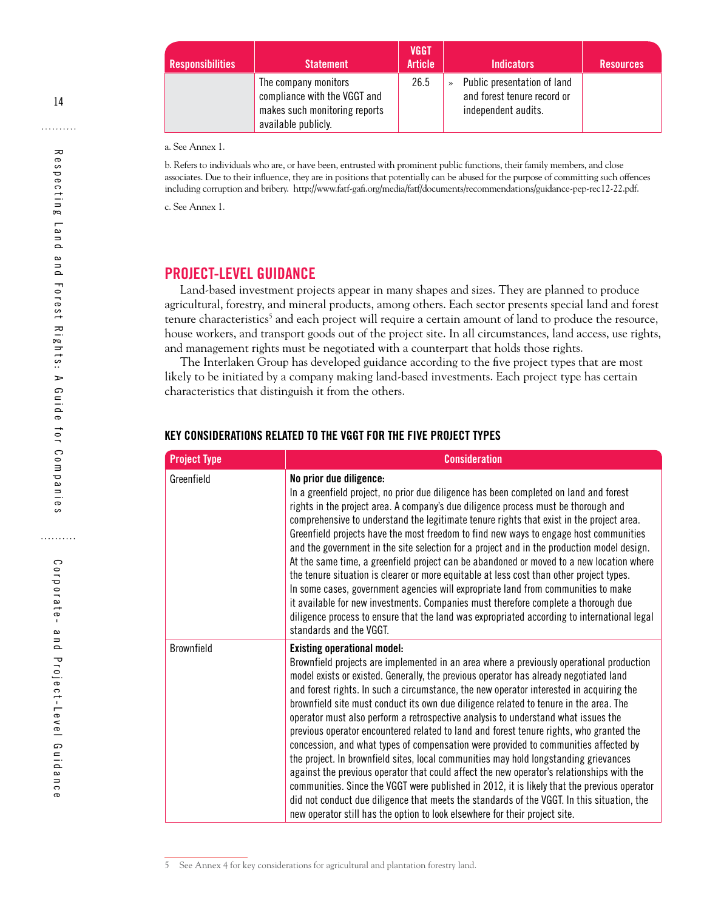| Responsibilities | Statement | VGGT Article | Indicators | Resources |
|---|---|---|---|---|
| | The company monitors compliance with the VGGT and makes such monitoring reports available publicly. | 26.5 | » Public presentation of land and forest tenure record or independent audits. | |

a. See Annex 1.

b. Refers to individuals who are, or have been, entrusted with prominent public functions, their family members, and close associates. Due to their influence, they are in positions that potentially can be abused for the purpose of committing such offences including corruption and bribery. http://www.fatf-gafi.org/media/fatf/documents/recommendations/guidance-pep-rec12-22.pdf.

c. See Annex 1.

## PROJECT-LEVEL GUIDANCE

Land-based investment projects appear in many shapes and sizes. They are planned to produce agricultural, forestry, and mineral products, among others. Each sector presents special land and forest tenure characteristics[5] and each project will require a certain amount of land to produce the resource, house workers, and transport goods out of the project site. In all circumstances, land access, use rights, and management rights must be negotiated with a counterpart that holds those rights.

The Interlaken Group has developed guidance according to the five project types that are most likely to be initiated by a company making land-based investments. Each project type has certain characteristics that distinguish it from the others.

### KEY CONSIDERATIONS RELATED TO THE VGGT FOR THE FIVE PROJECT TYPES

| Project Type | Consideration |
|---|---|
| Greenfield | **No prior due diligence:** In a greenfield project, no prior due diligence has been completed on land and forest rights in the project area. A company's due diligence process must be thorough and comprehensive to understand the legitimate tenure rights that exist in the project area. Greenfield projects have the most freedom to find new ways to engage host communities and the government in the site selection for a project and in the production model design. At the same time, a greenfield project can be abandoned or moved to a new location where the tenure situation is clearer or more equitable at less cost than other project types. In some cases, government agencies will expropriate land from communities to make it available for new investments. Companies must therefore complete a thorough due diligence process to ensure that the land was expropriated according to international legal standards and the VGGT. |
| Brownfield | **Existing operational model:** Brownfield projects are implemented in an area where a previously operational production model exists or existed. Generally, the previous operator has already negotiated land and forest rights. In such a circumstance, the new operator interested in acquiring the brownfield site must conduct its own due diligence related to tenure in the area. The operator must also perform a retrospective analysis to understand what issues the previous operator encountered related to land and forest tenure rights, who granted the concession, and what types of compensation were provided to communities affected by the project. In brownfield sites, local communities may hold longstanding grievances against the previous operator that could affect the new operator's relationships with the communities. Since the VGGT were published in 2012, it is likely that the previous operator did not conduct due diligence that meets the standards of the VGGT. In this situation, the new operator still has the option to look elsewhere for their project site. |

5 See Annex 4 for key considerations for agricultural and plantation forestry land.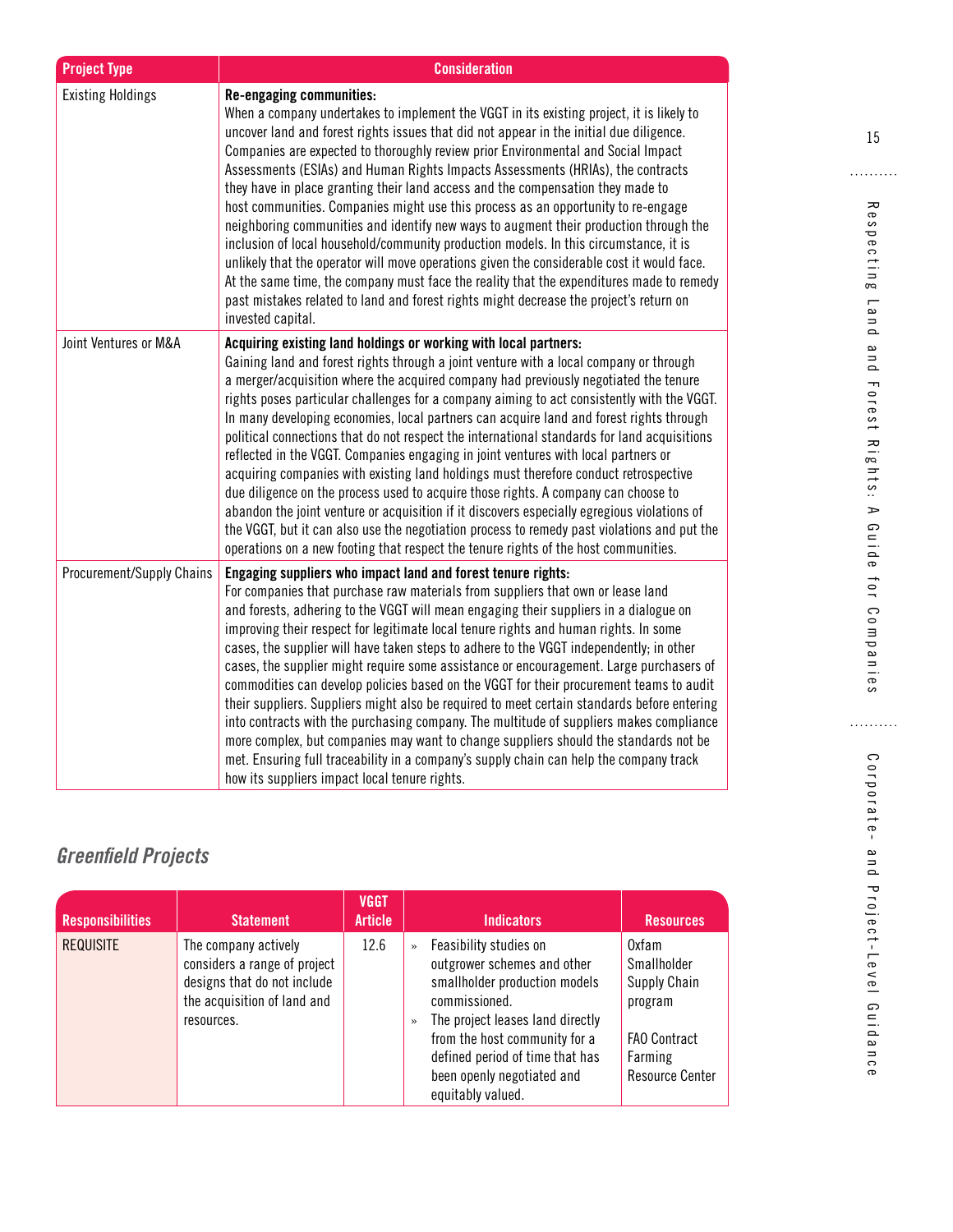| Project Type | Consideration |
|---|---|
| Existing Holdings | **Re-engaging communities:** When a company undertakes to implement the VGGT in its existing project, it is likely to uncover land and forest rights issues that did not appear in the initial due diligence. Companies are expected to thoroughly review prior Environmental and Social Impact Assessments (ESIAs) and Human Rights Impacts Assessments (HRIAs), the contracts they have in place granting their land access and the compensation they made to host communities. Companies might use this process as an opportunity to re-engage neighboring communities and identify new ways to augment their production through the inclusion of local household/community production models. In this circumstance, it is unlikely that the operator will move operations given the considerable cost it would face. At the same time, the company must face the reality that the expenditures made to remedy past mistakes related to land and forest rights might decrease the project's return on invested capital. |
| Joint Ventures or M&A | **Acquiring existing land holdings or working with local partners:** Gaining land and forest rights through a joint venture with a local company or through a merger/acquisition where the acquired company had previously negotiated the tenure rights poses particular challenges for a company aiming to act consistently with the VGGT. In many developing economies, local partners can acquire land and forest rights through political connections that do not respect the international standards for land acquisitions reflected in the VGGT. Companies engaging in joint ventures with local partners or acquiring companies with existing land holdings must therefore conduct retrospective due diligence on the process used to acquire those rights. A company can choose to abandon the joint venture or acquisition if it discovers especially egregious violations of the VGGT, but it can also use the negotiation process to remedy past violations and put the operations on a new footing that respect the tenure rights of the host communities. |
| Procurement/Supply Chains | **Engaging suppliers who impact land and forest tenure rights:** For companies that purchase raw materials from suppliers that own or lease land and forests, adhering to the VGGT will mean engaging their suppliers in a dialogue on improving their respect for legitimate local tenure rights and human rights. In some cases, the supplier will have taken steps to adhere to the VGGT independently; in other cases, the supplier might require some assistance or encouragement. Large purchasers of commodities can develop policies based on the VGGT for their procurement teams to audit their suppliers. Suppliers might also be required to meet certain standards before entering into contracts with the purchasing company. The multitude of suppliers makes compliance more complex, but companies may want to change suppliers should the standards not be met. Ensuring full traceability in a company's supply chain can help the company track how its suppliers impact local tenure rights. |

## *Greenfield Projects*

| Responsibilities | Statement | VGGT Article | Indicators | Resources |
|---|---|---|---|---|
| REQUISITE | The company actively considers a range of project designs that do not include the acquisition of land and resources. | 12.6 | » Feasibility studies on outgrower schemes and other smallholder production models commissioned.<br>» The project leases land directly from the host community for a defined period of time that has been openly negotiated and equitably valued. | Oxfam Smallholder Supply Chain program<br><br>FAO Contract Farming Resource Center |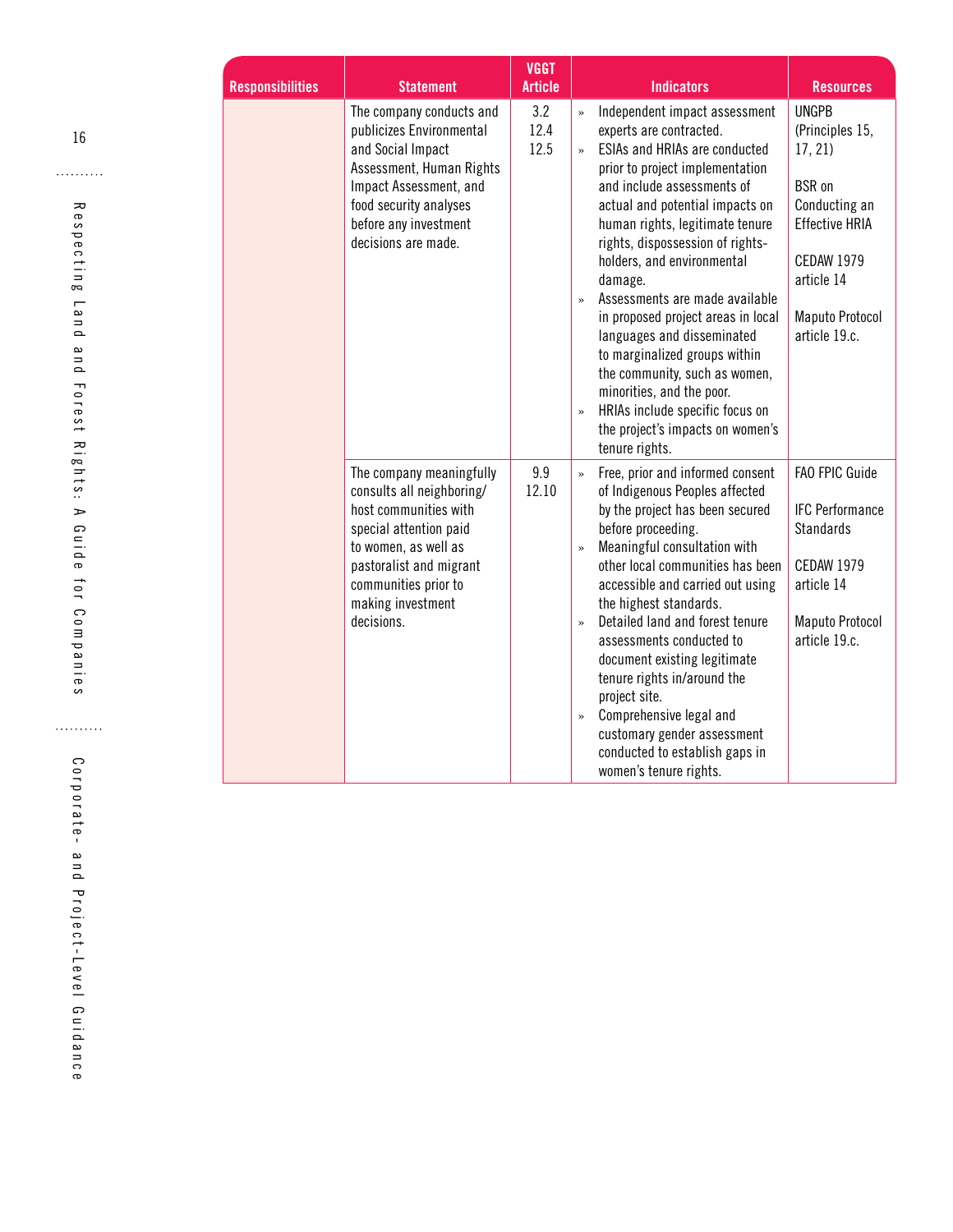| Responsibilities | Statement | VGGT Article | Indicators | Resources |
|---|---|---|---|---|
| | The company conducts and publicizes Environmental and Social Impact Assessment, Human Rights Impact Assessment, and food security analyses before any investment decisions are made. | 3.2<br>12.4<br>12.5 | » Independent impact assessment experts are contracted.<br>» ESIAs and HRIAs are conducted prior to project implementation and include assessments of actual and potential impacts on human rights, legitimate tenure rights, dispossession of rights-holders, and environmental damage.<br>» Assessments are made available in proposed project areas in local languages and disseminated to marginalized groups within the community, such as women, minorities, and the poor.<br>» HRIAs include specific focus on the project's impacts on women's tenure rights. | UNGPB (Principles 15, 17, 21)<br><br>BSR on Conducting an Effective HRIA<br><br>CEDAW 1979 article 14<br><br>Maputo Protocol article 19.c. |
| | The company meaningfully consults all neighboring/host communities with special attention paid to women, as well as pastoralist and migrant communities prior to making investment decisions. | 9.9<br>12.10 | » Free, prior and informed consent of Indigenous Peoples affected by the project has been secured before proceeding.<br>» Meaningful consultation with other local communities has been accessible and carried out using the highest standards.<br>» Detailed land and forest tenure assessments conducted to document existing legitimate tenure rights in/around the project site.<br>» Comprehensive legal and customary gender assessment conducted to establish gaps in women's tenure rights. | FAO FPIC Guide<br><br>IFC Performance Standards<br><br>CEDAW 1979 article 14<br><br>Maputo Protocol article 19.c. |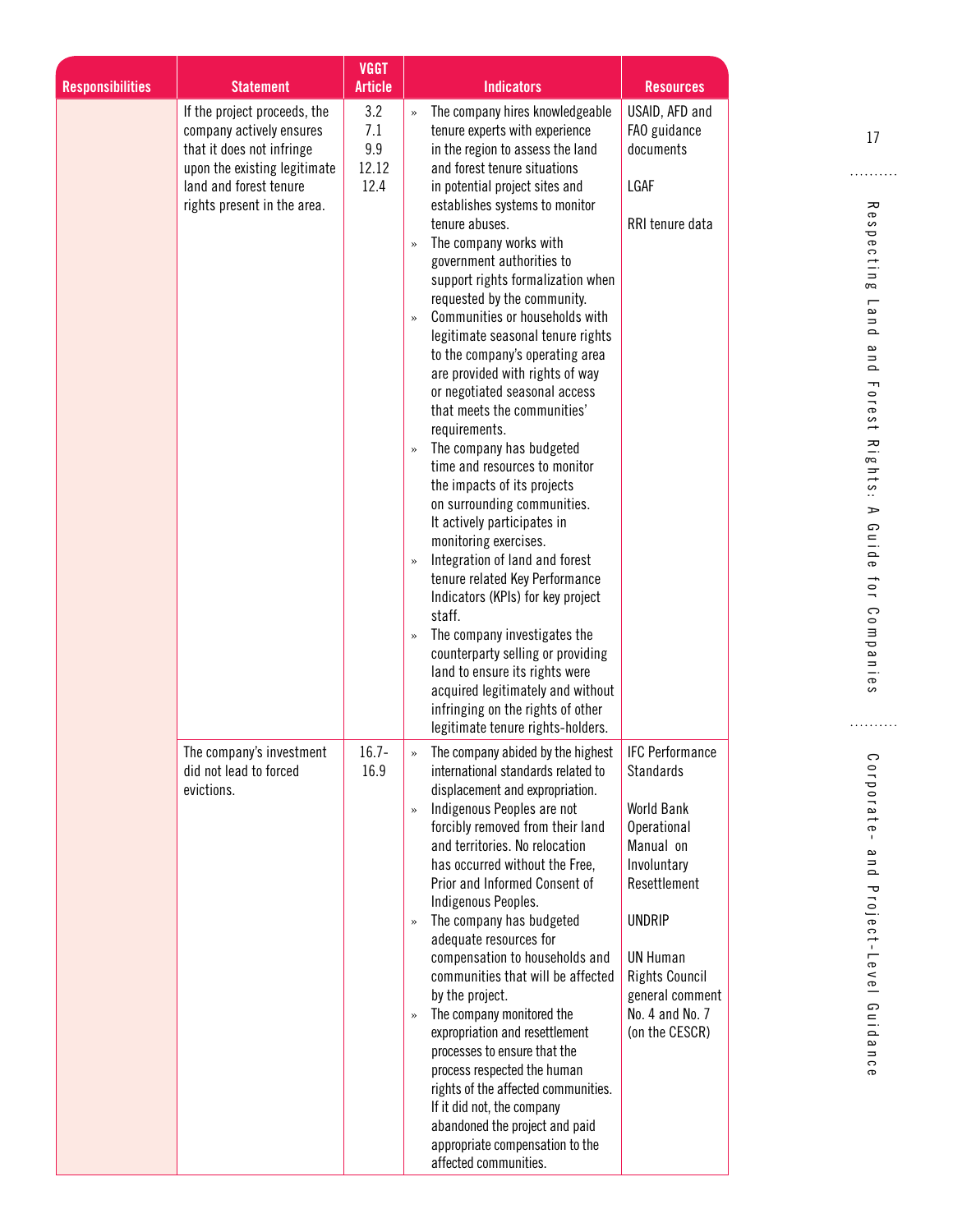| Responsibilities | Statement | VGGT Article | Indicators | Resources |
|---|---|---|---|---|
| | If the project proceeds, the company actively ensures that it does not infringe upon the existing legitimate land and forest tenure rights present in the area. | 3.2<br>7.1<br>9.9<br>12.12<br>12.4 | » The company hires knowledgeable tenure experts with experience in the region to assess the land and forest tenure situations in potential project sites and establishes systems to monitor tenure abuses.<br>» The company works with government authorities to support rights formalization when requested by the community.<br>» Communities or households with legitimate seasonal tenure rights to the company's operating area are provided with rights of way or negotiated seasonal access that meets the communities' requirements.<br>» The company has budgeted time and resources to monitor the impacts of its projects on surrounding communities. It actively participates in monitoring exercises.<br>» Integration of land and forest tenure related Key Performance Indicators (KPIs) for key project staff.<br>» The company investigates the counterparty selling or providing land to ensure its rights were acquired legitimately and without infringing on the rights of other legitimate tenure rights-holders. | USAID, AFD and FAO guidance documents<br><br>LGAF<br><br>RRI tenure data |
| | The company's investment did not lead to forced evictions. | 16.7-16.9 | » The company abided by the highest international standards related to displacement and expropriation.<br>» Indigenous Peoples are not forcibly removed from their land and territories. No relocation has occurred without the Free, Prior and Informed Consent of Indigenous Peoples.<br>» The company has budgeted adequate resources for compensation to households and communities that will be affected by the project.<br>» The company monitored the expropriation and resettlement processes to ensure that the process respected the human rights of the affected communities. If it did not, the company abandoned the project and paid appropriate compensation to the affected communities. | IFC Performance Standards<br><br>World Bank Operational Manual on Involuntary Resettlement<br><br>UNDRIP<br><br>UN Human Rights Council general comment No. 4 and No. 7 (on the CESCR) |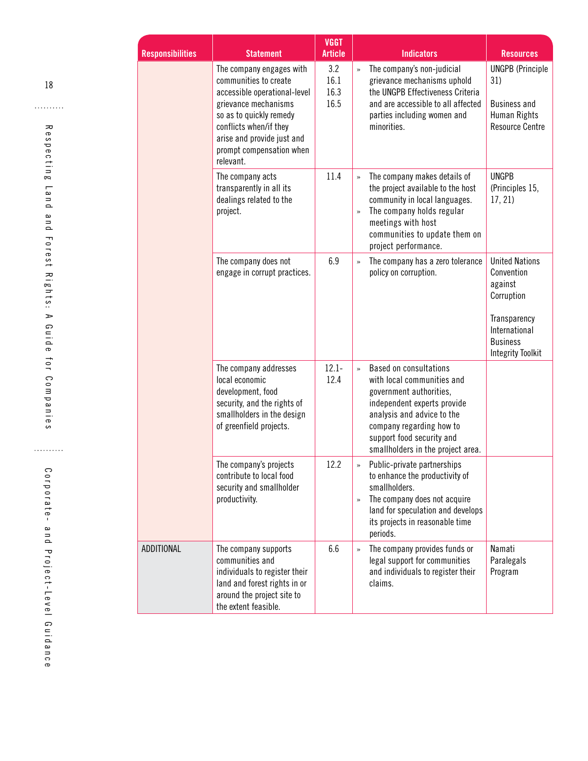| Responsibilities | Statement | VGGT Article | Indicators | Resources |
|---|---|---|---|---|
| | The company engages with communities to create accessible operational-level grievance mechanisms so as to quickly remedy conflicts when/if they arise and provide just and prompt compensation when relevant. | 3.2<br>16.1<br>16.3<br>16.5 | » The company's non-judicial grievance mechanisms uphold the UNGPB Effectiveness Criteria and are accessible to all affected parties including women and minorities. | UNGPB (Principle 31)<br><br>Business and Human Rights Resource Centre |
| | The company acts transparently in all its dealings related to the project. | 11.4 | » The company makes details of the project available to the host community in local languages.<br>» The company holds regular meetings with host communities to update them on project performance. | UNGPB (Principles 15, 17, 21) |
| | The company does not engage in corrupt practices. | 6.9 | » The company has a zero tolerance policy on corruption. | United Nations Convention against Corruption<br><br>Transparency International Business Integrity Toolkit |
| | The company addresses local economic development, food security, and the rights of smallholders in the design of greenfield projects. | 12.1-12.4 | » Based on consultations with local communities and government authorities, independent experts provide analysis and advice to the company regarding how to support food security and smallholders in the project area. | |
| | The company's projects contribute to local food security and smallholder productivity. | 12.2 | » Public-private partnerships to enhance the productivity of smallholders.<br>» The company does not acquire land for speculation and develops its projects in reasonable time periods. | |
| ADDITIONAL | The company supports communities and individuals to register their land and forest rights in or around the project site to the extent feasible. | 6.6 | » The company provides funds or legal support for communities and individuals to register their claims. | Namati Paralegals Program |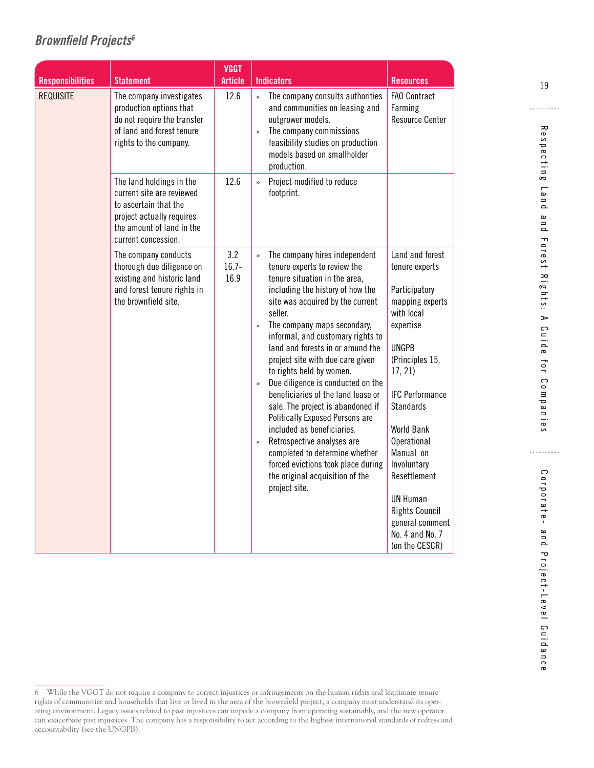## *Brownfield Projects*[6]

| Responsibilities | Statement | VGGT Article | Indicators | Resources |
|---|---|---|---|---|
| REQUISITE | The company investigates production options that do not require the transfer of land and forest tenure rights to the company. | 12.6 | » The company consults authorities and communities on leasing and outgrower models.<br>» The company commissions feasibility studies on production models based on smallholder production. | FAO Contract Farming Resource Center |
| | The land holdings in the current site are reviewed to ascertain that the project actually requires the amount of land in the current concession. | 12.6 | » Project modified to reduce footprint. | |
| | The company conducts thorough due diligence on existing and historic land and forest tenure rights in the brownfield site. | 3.2<br>16.7-16.9 | » The company hires independent tenure experts to review the tenure situation in the area, including the history of how the site was acquired by the current seller.<br>» The company maps secondary, informal, and customary rights to land and forests in or around the project site with due care given to rights held by women.<br>» Due diligence is conducted on the beneficiaries of the land lease or sale. The project is abandoned if Politically Exposed Persons are included as beneficiaries.<br>» Retrospective analyses are completed to determine whether forced evictions took place during the original acquisition of the project site. | Land and forest tenure experts<br><br>Participatory mapping experts with local expertise<br><br>UNGPB (Principles 15, 17, 21)<br><br>IFC Performance Standards<br><br>World Bank Operational Manual on Involuntary Resettlement<br><br>UN Human Rights Council general comment No. 4 and No. 7 (on the CESCR) |

6 While the VGGT do not require a company to correct injustices or infringements on the human rights and legitimate tenure rights of communities and households that live or lived in the area of the brownfield project, a company must understand its operating environment. Legacy issues related to past injustices can impede a company from operating sustainably, and the new operator can exacerbate past injustices. The company has a responsibility to act according to the highest international standards of redress and accountability (see the UNGPB).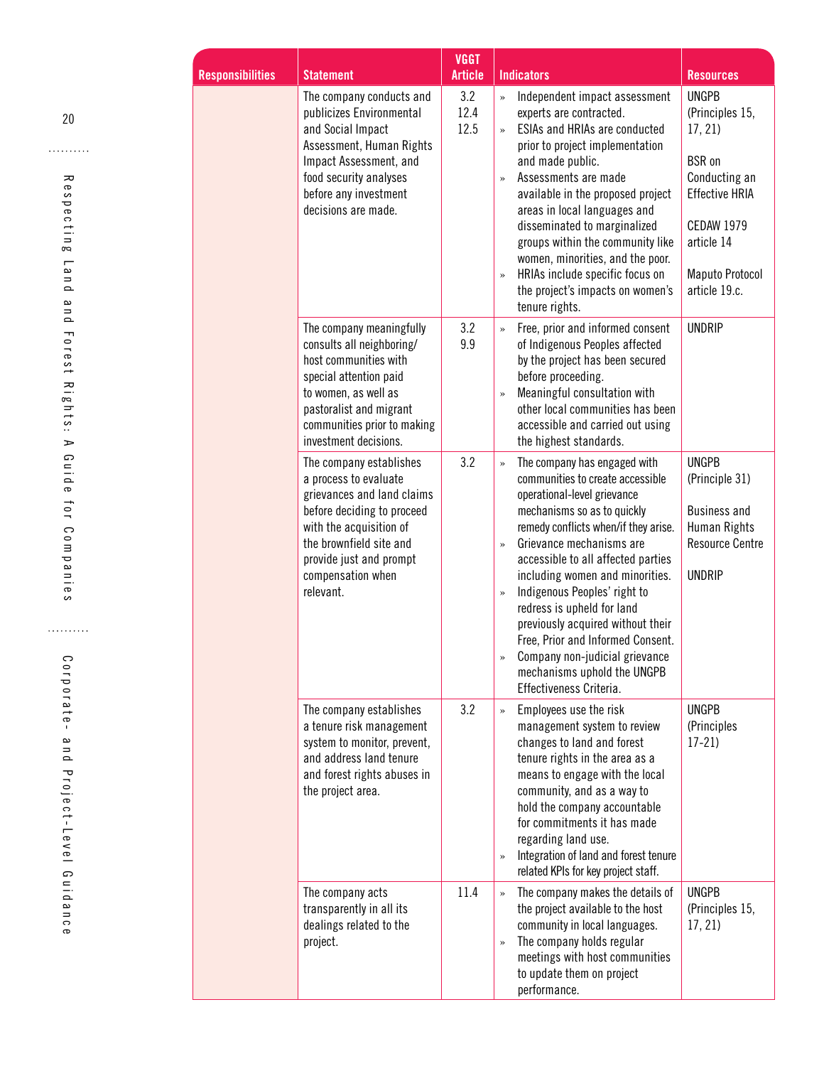| Responsibilities | Statement | VGGT Article | Indicators | Resources |
|---|---|---|---|---|
| | The company conducts and publicizes Environmental and Social Impact Assessment, Human Rights Impact Assessment, and food security analyses before any investment decisions are made. | 3.2<br>12.4<br>12.5 | » Independent impact assessment experts are contracted.<br>» ESIAs and HRIAs are conducted prior to project implementation and made public.<br>» Assessments are made available in the proposed project areas in local languages and disseminated to marginalized groups within the community like women, minorities, and the poor.<br>» HRIAs include specific focus on the project's impacts on women's tenure rights. | UNGPB (Principles 15, 17, 21)<br><br>BSR on Conducting an Effective HRIA<br><br>CEDAW 1979 article 14<br><br>Maputo Protocol article 19.c. |
| | The company meaningfully consults all neighboring/host communities with special attention paid to women, as well as pastoralist and migrant communities prior to making investment decisions. | 3.2<br>9.9 | » Free, prior and informed consent of Indigenous Peoples affected by the project has been secured before proceeding.<br>» Meaningful consultation with other local communities has been accessible and carried out using the highest standards. | UNDRIP |
| | The company establishes a process to evaluate grievances and land claims before deciding to proceed with the acquisition of the brownfield site and provide just and prompt compensation when relevant. | 3.2 | » The company has engaged with communities to create accessible operational-level grievance mechanisms so as to quickly remedy conflicts when/if they arise.<br>» Grievance mechanisms are accessible to all affected parties including women and minorities.<br>» Indigenous Peoples' right to redress is upheld for land previously acquired without their Free, Prior and Informed Consent.<br>» Company non-judicial grievance mechanisms uphold the UNGPB Effectiveness Criteria. | UNGPB (Principle 31)<br><br>Business and Human Rights Resource Centre<br><br>UNDRIP |
| | The company establishes a tenure risk management system to monitor, prevent, and address land tenure and forest rights abuses in the project area. | 3.2 | » Employees use the risk management system to review changes to land and forest tenure rights in the area as a means to engage with the local community, and as a way to hold the company accountable for commitments it has made regarding land use.<br>» Integration of land and forest tenure related KPIs for key project staff. | UNGPB (Principles 17-21) |
| | The company acts transparently in all its dealings related to the project. | 11.4 | » The company makes the details of the project available to the host community in local languages.<br>» The company holds regular meetings with host communities to update them on project performance. | UNGPB (Principles 15, 17, 21) |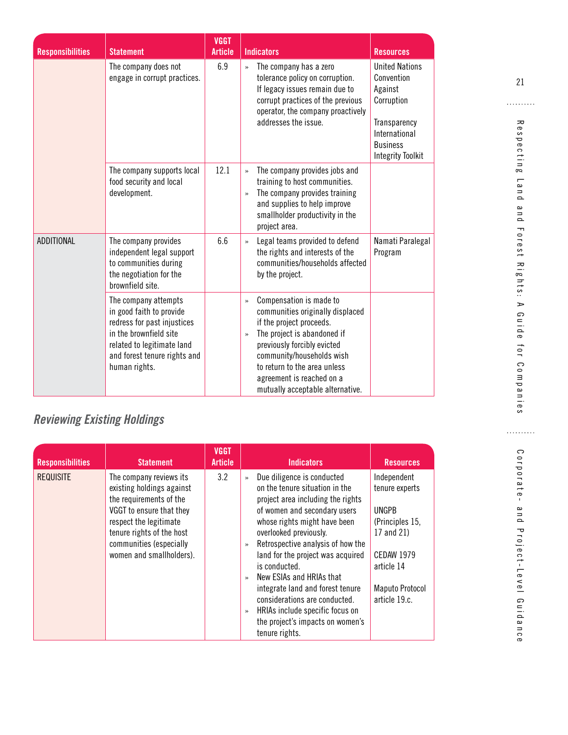| Responsibilities | Statement | VGGT Article | Indicators | Resources |
|---|---|---|---|---|
| | The company does not engage in corrupt practices. | 6.9 | » The company has a zero tolerance policy on corruption. If legacy issues remain due to corrupt practices of the previous operator, the company proactively addresses the issue. | United Nations Convention Against Corruption<br><br>Transparency International Business Integrity Toolkit |
| | The company supports local food security and local development. | 12.1 | » The company provides jobs and training to host communities.<br>» The company provides training and supplies to help improve smallholder productivity in the project area. | |
| ADDITIONAL | The company provides independent legal support to communities during the negotiation for the brownfield site. | 6.6 | » Legal teams provided to defend the rights and interests of the communities/households affected by the project. | Namati Paralegal Program |
| | The company attempts in good faith to provide redress for past injustices in the brownfield site related to legitimate land and forest tenure rights and human rights. | | » Compensation is made to communities originally displaced if the project proceeds.<br>» The project is abandoned if previously forcibly evicted community/households wish to return to the area unless agreement is reached on a mutually acceptable alternative. | |

## *Reviewing Existing Holdings*

| Responsibilities | Statement | VGGT Article | Indicators | Resources |
|---|---|---|---|---|
| REQUISITE | The company reviews its existing holdings against the requirements of the VGGT to ensure that they respect the legitimate tenure rights of the host communities (especially women and smallholders). | 3.2 | » Due diligence is conducted on the tenure situation in the project area including the rights of women and secondary users whose rights might have been overlooked previously.<br>» Retrospective analysis of how the land for the project was acquired is conducted.<br>» New ESIAs and HRIAs that integrate land and forest tenure considerations are conducted.<br>» HRIAs include specific focus on the project's impacts on women's tenure rights. | Independent tenure experts<br><br>UNGPB (Principles 15, 17 and 21)<br><br>CEDAW 1979 article 14<br><br>Maputo Protocol article 19.c. |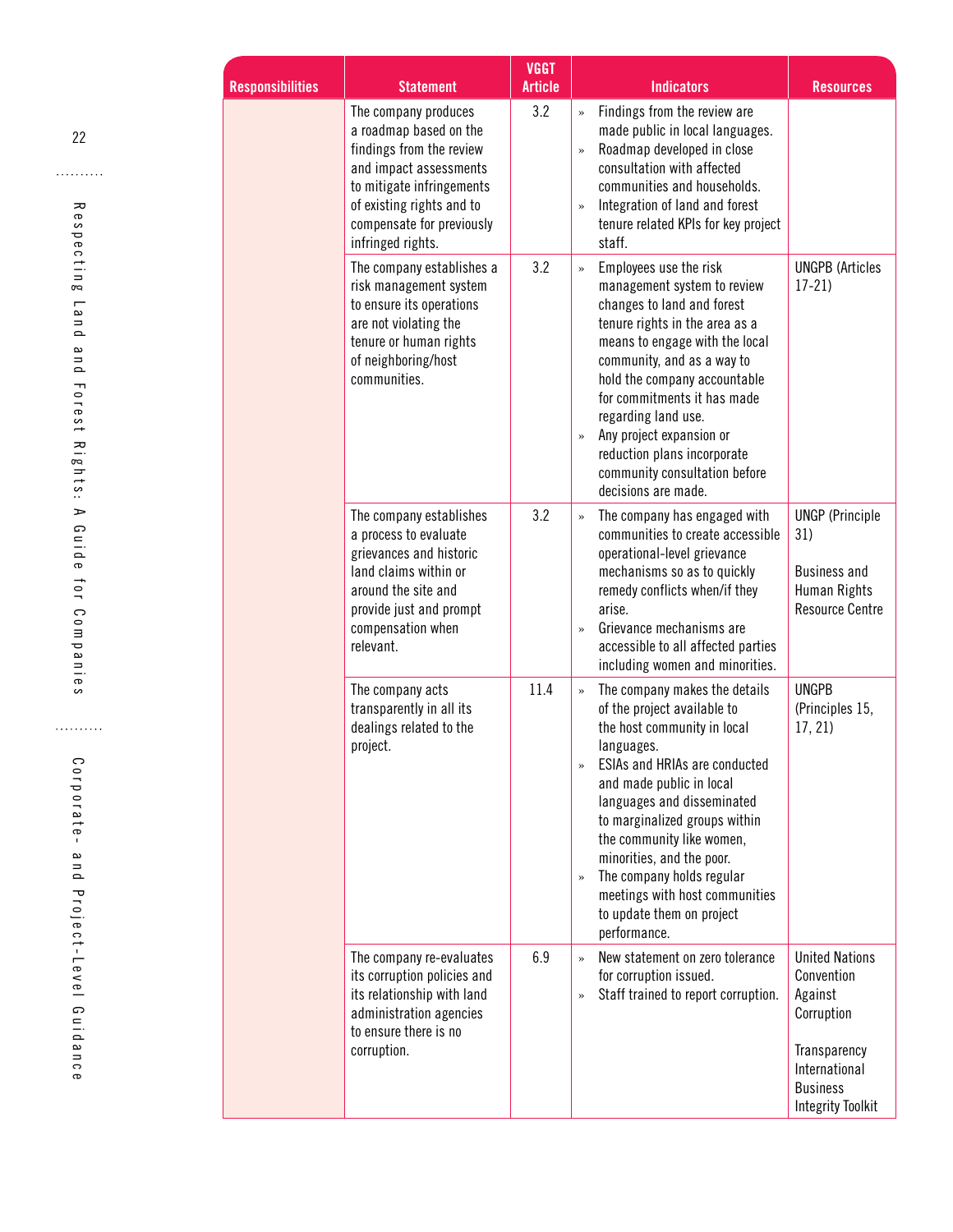| Responsibilities | Statement | VGGT Article | Indicators | Resources |
|---|---|---|---|---|
| | The company produces a roadmap based on the findings from the review and impact assessments to mitigate infringements of existing rights and to compensate for previously infringed rights. | 3.2 | » Findings from the review are made public in local languages.<br>» Roadmap developed in close consultation with affected communities and households.<br>» Integration of land and forest tenure related KPIs for key project staff. | |
| | The company establishes a risk management system to ensure its operations are not violating the tenure or human rights of neighboring/host communities. | 3.2 | » Employees use the risk management system to review changes to land and forest tenure rights in the area as a means to engage with the local community, and as a way to hold the company accountable for commitments it has made regarding land use.<br>» Any project expansion or reduction plans incorporate community consultation before decisions are made. | UNGPB (Articles 17-21) |
| | The company establishes a process to evaluate grievances and historic land claims within or around the site and provide just and prompt compensation when relevant. | 3.2 | » The company has engaged with communities to create accessible operational-level grievance mechanisms so as to quickly remedy conflicts when/if they arise.<br>» Grievance mechanisms are accessible to all affected parties including women and minorities. | UNGP (Principle 31)<br><br>Business and Human Rights Resource Centre |
| | The company acts transparently in all its dealings related to the project. | 11.4 | » The company makes the details of the project available to the host community in local languages.<br>» ESIAs and HRIAs are conducted and made public in local languages and disseminated to marginalized groups within the community like women, minorities, and the poor.<br>» The company holds regular meetings with host communities to update them on project performance. | UNGPB (Principles 15, 17, 21) |
| | The company re-evaluates its corruption policies and its relationship with land administration agencies to ensure there is no corruption. | 6.9 | » New statement on zero tolerance for corruption issued.<br>» Staff trained to report corruption. | United Nations Convention Against Corruption<br><br>Transparency International Business Integrity Toolkit |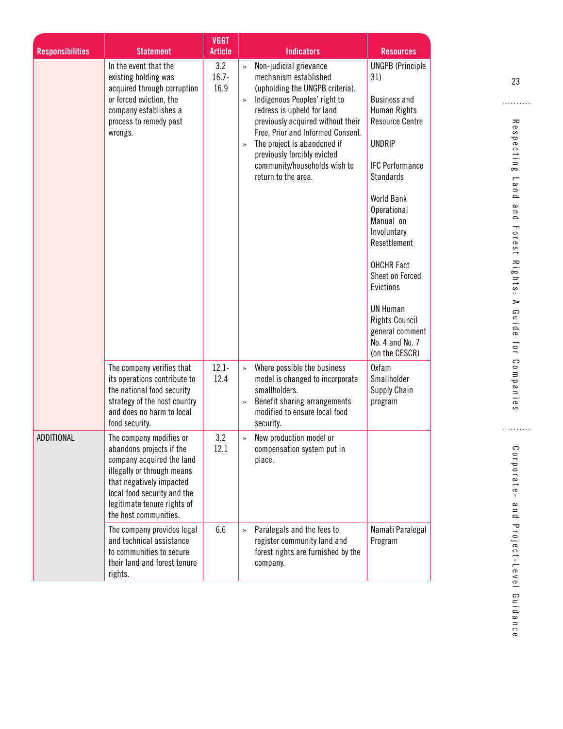| Responsibilities | Statement | VGGT Article | Indicators | Resources |
|---|---|---|---|---|
| | In the event that the existing holding was acquired through corruption or forced eviction, the company establishes a process to remedy past wrongs. | 3.2<br>16.7-16.9 | » Non-judicial grievance mechanism established (upholding the UNGPB criteria).<br>» Indigenous Peoples' right to redress is upheld for land previously acquired without their Free, Prior and Informed Consent.<br>» The project is abandoned if previously forcibly evicted community/households wish to return to the area. | UNGPB (Principle 31)<br><br>Business and Human Rights Resource Centre<br><br>UNDRIP<br><br>IFC Performance Standards<br><br>World Bank Operational Manual on Involuntary Resettlement<br><br>OHCHR Fact Sheet on Forced Evictions<br><br>UN Human Rights Council general comment No. 4 and No. 7 (on the CESCR) |
| | The company verifies that its operations contribute to the national food security strategy of the host country and does no harm to local food security. | 12.1-12.4 | » Where possible the business model is changed to incorporate smallholders.<br>» Benefit sharing arrangements modified to ensure local food security. | Oxfam Smallholder Supply Chain program |
| ADDITIONAL | The company modifies or abandons projects if the company acquired the land illegally or through means that negatively impacted local food security and the legitimate tenure rights of the host communities. | 3.2<br>12.1 | » New production model or compensation system put in place. | |
| | The company provides legal and technical assistance to communities to secure their land and forest tenure rights. | 6.6 | » Paralegals and the fees to register community land and forest rights are furnished by the company. | Namati Paralegal Program |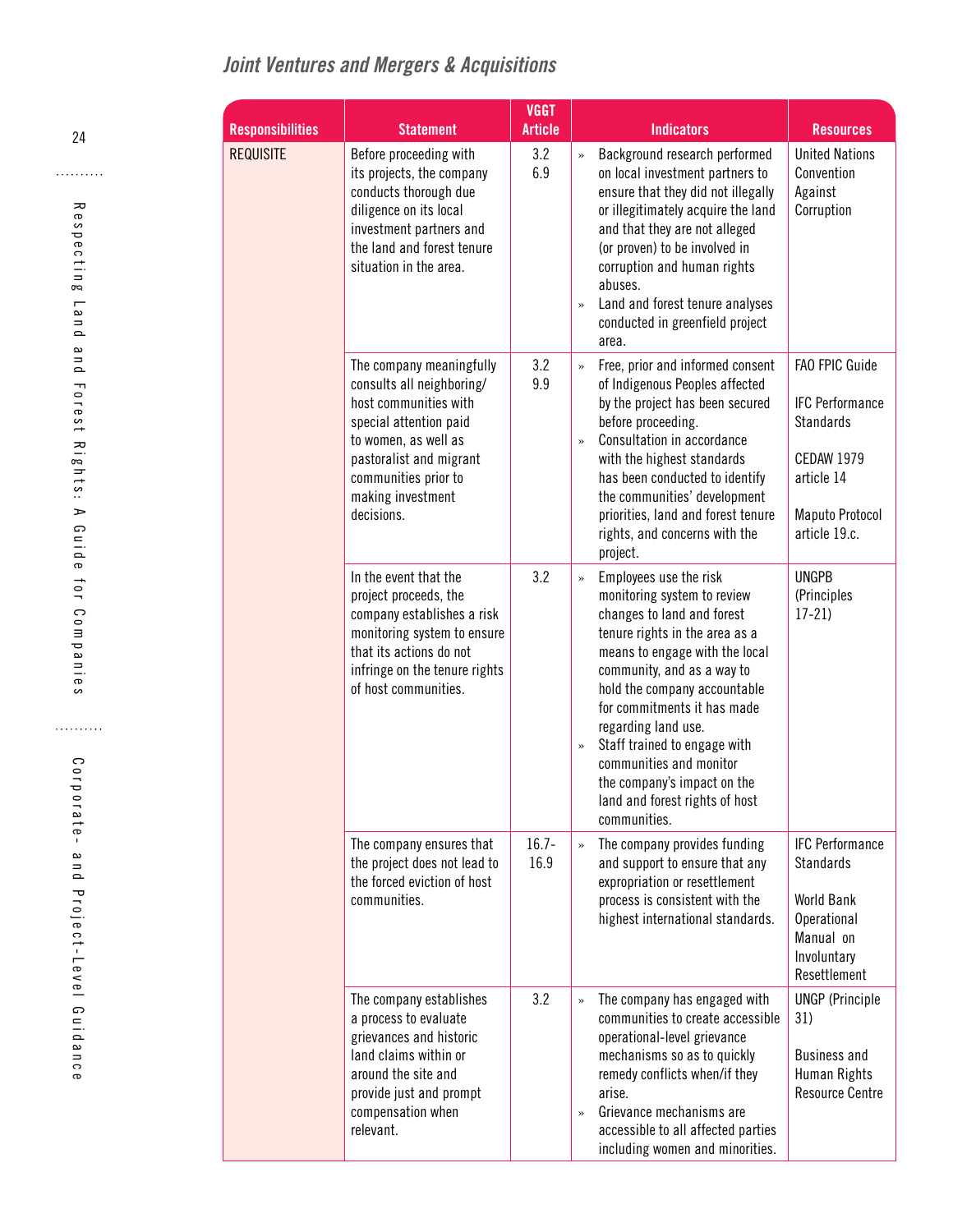## *Joint Ventures and Mergers & Acquisitions*

| Responsibilities | Statement | VGGT Article | Indicators | Resources |
|---|---|---|---|---|
| REQUISITE | Before proceeding with its projects, the company conducts thorough due diligence on its local investment partners and the land and forest tenure situation in the area. | 3.2<br>6.9 | » Background research performed on local investment partners to ensure that they did not illegally or illegitimately acquire the land and that they are not alleged (or proven) to be involved in corruption and human rights abuses.<br>» Land and forest tenure analyses conducted in greenfield project area. | United Nations Convention Against Corruption |
| | The company meaningfully consults all neighboring/host communities with special attention paid to women, as well as pastoralist and migrant communities prior to making investment decisions. | 3.2<br>9.9 | » Free, prior and informed consent of Indigenous Peoples affected by the project has been secured before proceeding.<br>» Consultation in accordance with the highest standards has been conducted to identify the communities' development priorities, land and forest tenure rights, and concerns with the project. | FAO FPIC Guide<br><br>IFC Performance Standards<br><br>CEDAW 1979 article 14<br><br>Maputo Protocol article 19.c. |
| | In the event that the project proceeds, the company establishes a risk monitoring system to ensure that its actions do not infringe on the tenure rights of host communities. | 3.2 | » Employees use the risk monitoring system to review changes to land and forest tenure rights in the area as a means to engage with the local community, and as a way to hold the company accountable for commitments it has made regarding land use.<br>» Staff trained to engage with communities and monitor the company's impact on the land and forest rights of host communities. | UNGPB (Principles 17-21) |
| | The company ensures that the project does not lead to the forced eviction of host communities. | 16.7-16.9 | » The company provides funding and support to ensure that any expropriation or resettlement process is consistent with the highest international standards. | IFC Performance Standards<br><br>World Bank Operational Manual on Involuntary Resettlement |
| | The company establishes a process to evaluate grievances and historic land claims within or around the site and provide just and prompt compensation when relevant. | 3.2 | » The company has engaged with communities to create accessible operational-level grievance mechanisms so as to quickly remedy conflicts when/if they arise.<br>» Grievance mechanisms are accessible to all affected parties including women and minorities. | UNGP (Principle 31)<br><br>Business and Human Rights Resource Centre |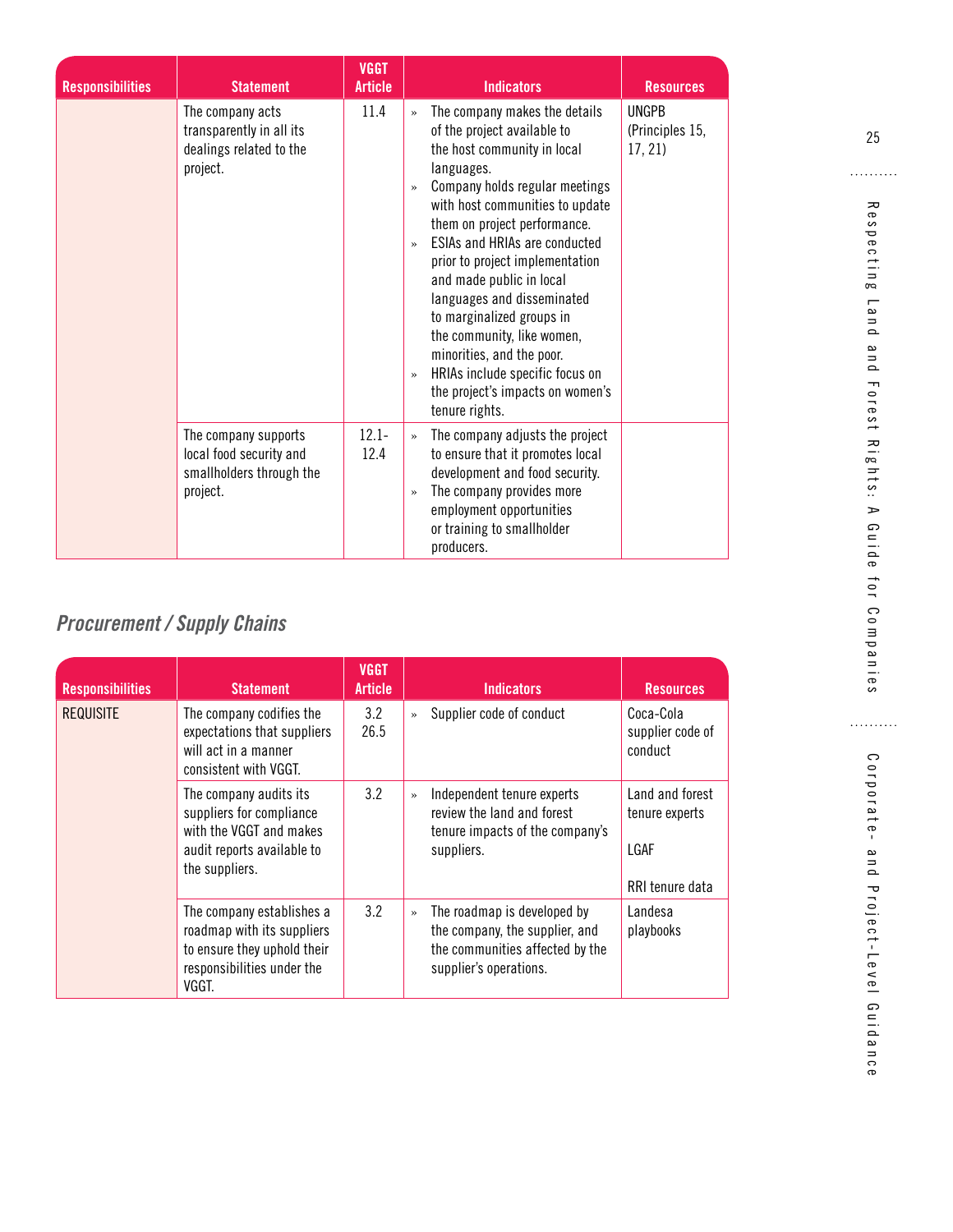| Responsibilities | Statement | VGGT Article | Indicators | Resources |
|---|---|---|---|---|
| | The company acts transparently in all its dealings related to the project. | 11.4 | » The company makes the details of the project available to the host community in local languages.<br>» Company holds regular meetings with host communities to update them on project performance.<br>» ESIAs and HRIAs are conducted prior to project implementation and made public in local languages and disseminated to marginalized groups in the community, like women, minorities, and the poor.<br>» HRIAs include specific focus on the project's impacts on women's tenure rights. | UNGPB (Principles 15, 17, 21) |
| | The company supports local food security and smallholders through the project. | 12.1-12.4 | » The company adjusts the project to ensure that it promotes local development and food security.<br>» The company provides more employment opportunities or training to smallholder producers. | |

## *Procurement / Supply Chains*

| Responsibilities | Statement | VGGT Article | Indicators | Resources |
|---|---|---|---|---|
| REQUISITE | The company codifies the expectations that suppliers will act in a manner consistent with VGGT. | 3.2<br>26.5 | » Supplier code of conduct | Coca-Cola supplier code of conduct |
| | The company audits its suppliers for compliance with the VGGT and makes audit reports available to the suppliers. | 3.2 | » Independent tenure experts review the land and forest tenure impacts of the company's suppliers. | Land and forest tenure experts<br><br>LGAF<br><br>RRI tenure data |
| | The company establishes a roadmap with its suppliers to ensure they uphold their responsibilities under the VGGT. | 3.2 | » The roadmap is developed by the company, the supplier, and the communities affected by the supplier's operations. | Landesa playbooks |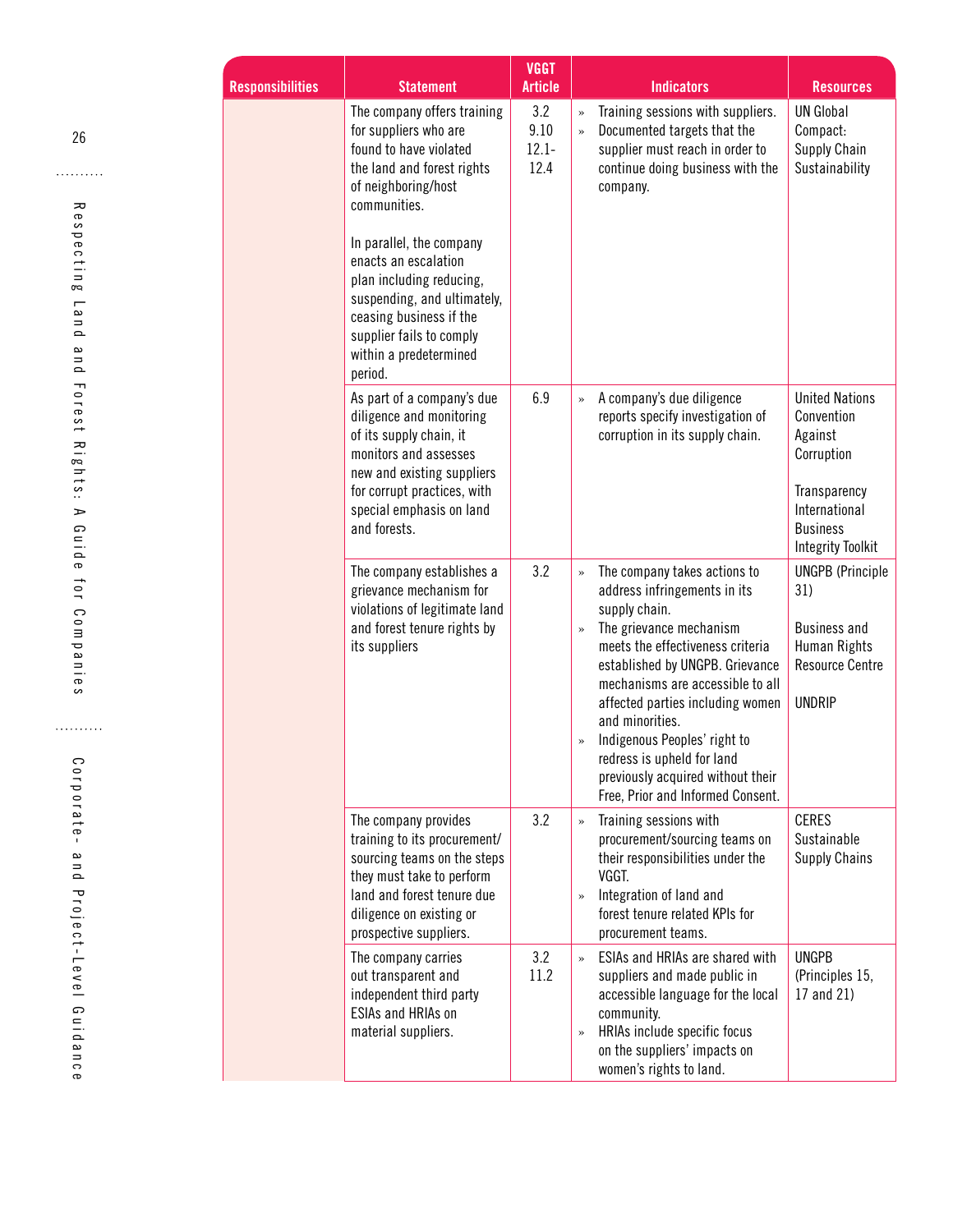| Responsibilities | Statement | VGGT Article | Indicators | Resources |
|---|---|---|---|---|
| | The company offers training for suppliers who are found to have violated the land and forest rights of neighboring/host communities.<br><br>In parallel, the company enacts an escalation plan including reducing, suspending, and ultimately, ceasing business if the supplier fails to comply within a predetermined period. | 3.2<br>9.10<br>12.1-12.4 | » Training sessions with suppliers.<br>» Documented targets that the supplier must reach in order to continue doing business with the company. | UN Global Compact: Supply Chain Sustainability |
| | As part of a company's due diligence and monitoring of its supply chain, it monitors and assesses new and existing suppliers for corrupt practices, with special emphasis on land and forests. | 6.9 | » A company's due diligence reports specify investigation of corruption in its supply chain. | United Nations Convention Against Corruption<br><br>Transparency International Business Integrity Toolkit |
| | The company establishes a grievance mechanism for violations of legitimate land and forest tenure rights by its suppliers | 3.2 | » The company takes actions to address infringements in its supply chain.<br>» The grievance mechanism meets the effectiveness criteria established by UNGPB. Grievance mechanisms are accessible to all affected parties including women and minorities.<br>» Indigenous Peoples' right to redress is upheld for land previously acquired without their Free, Prior and Informed Consent. | UNGPB (Principle 31)<br><br>Business and Human Rights Resource Centre<br><br>UNDRIP |
| | The company provides training to its procurement/ sourcing teams on the steps they must take to perform land and forest tenure due diligence on existing or prospective suppliers. | 3.2 | » Training sessions with procurement/sourcing teams on their responsibilities under the VGGT.<br>» Integration of land and forest tenure related KPIs for procurement teams. | CERES Sustainable Supply Chains |
| | The company carries out transparent and independent third party ESIAs and HRIAs on material suppliers. | 3.2<br>11.2 | » ESIAs and HRIAs are shared with suppliers and made public in accessible language for the local community.<br>» HRIAs include specific focus on the suppliers' impacts on women's rights to land. | UNGPB (Principles 15, 17 and 21) |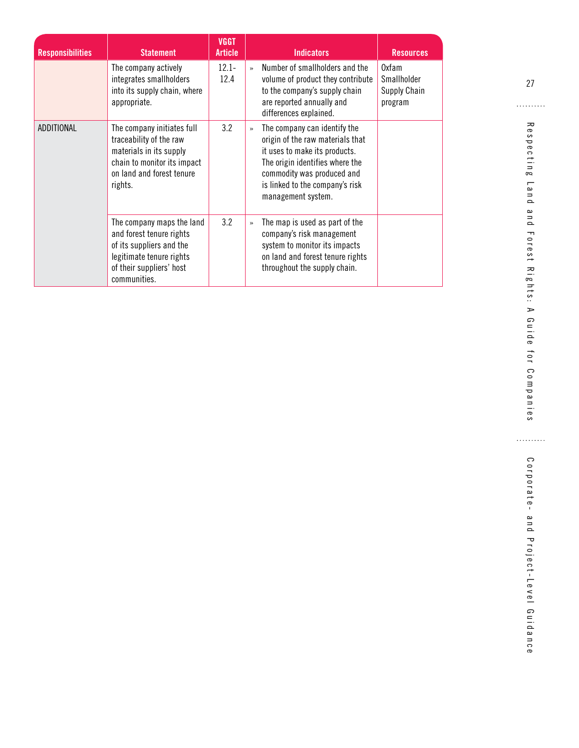| Responsibilities | Statement | VGGT Article | Indicators | Resources |
|---|---|---|---|---|
| | The company actively integrates smallholders into its supply chain, where appropriate. | 12.1-12.4 | » Number of smallholders and the volume of product they contribute to the company's supply chain are reported annually and differences explained. | Oxfam Smallholder Supply Chain program |
| ADDITIONAL | The company initiates full traceability of the raw materials in its supply chain to monitor its impact on land and forest tenure rights. | 3.2 | » The company can identify the origin of the raw materials that it uses to make its products. The origin identifies where the commodity was produced and is linked to the company's risk management system. | |
| | The company maps the land and forest tenure rights of its suppliers and the legitimate tenure rights of their suppliers' host communities. | 3.2 | » The map is used as part of the company's risk management system to monitor its impacts on land and forest tenure rights throughout the supply chain. | |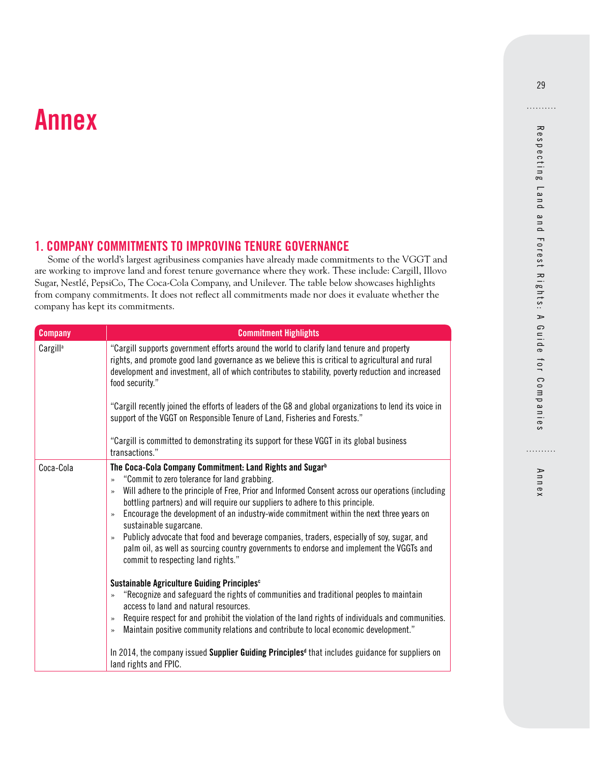# Annex

## 1. COMPANY COMMITMENTS TO IMPROVING TENURE GOVERNANCE

Some of the world's largest agribusiness companies have already made commitments to the VGGT and are working to improve land and forest tenure governance where they work. These include: Cargill, Illovo Sugar, Nestlé, PepsiCo, The Coca-Cola Company, and Unilever. The table below showcases highlights from company commitments. It does not reflect all commitments made nor does it evaluate whether the company has kept its commitments.

| Company | Commitment Highlights |
|---|---|
| Cargill[a] | "Cargill supports government efforts around the world to clarify land tenure and property rights, and promote good land governance as we believe this is critical to agricultural and rural development and investment, all of which contributes to stability, poverty reduction and increased food security."<br><br>"Cargill recently joined the efforts of leaders of the G8 and global organizations to lend its voice in support of the VGGT on Responsible Tenure of Land, Fisheries and Forests."<br><br>"Cargill is committed to demonstrating its support for these VGGT in its global business transactions." |
| Coca-Cola | **The Coca-Cola Company Commitment: Land Rights and Sugar**[b]<br>» "Commit to zero tolerance for land grabbing.<br>» Will adhere to the principle of Free, Prior and Informed Consent across our operations (including bottling partners) and will require our suppliers to adhere to this principle.<br>» Encourage the development of an industry-wide commitment within the next three years on sustainable sugarcane.<br>» Publicly advocate that food and beverage companies, traders, especially of soy, sugar, and palm oil, as well as sourcing country governments to endorse and implement the VGGTs and commit to respecting land rights."<br><br>**Sustainable Agriculture Guiding Principles**[c]<br>» "Recognize and safeguard the rights of communities and traditional peoples to maintain access to land and natural resources.<br>» Require respect for and prohibit the violation of the land rights of individuals and communities.<br>» Maintain positive community relations and contribute to local economic development."<br><br>In 2014, the company issued **Supplier Guiding Principles**[d] that includes guidance for suppliers on land rights and FPIC. |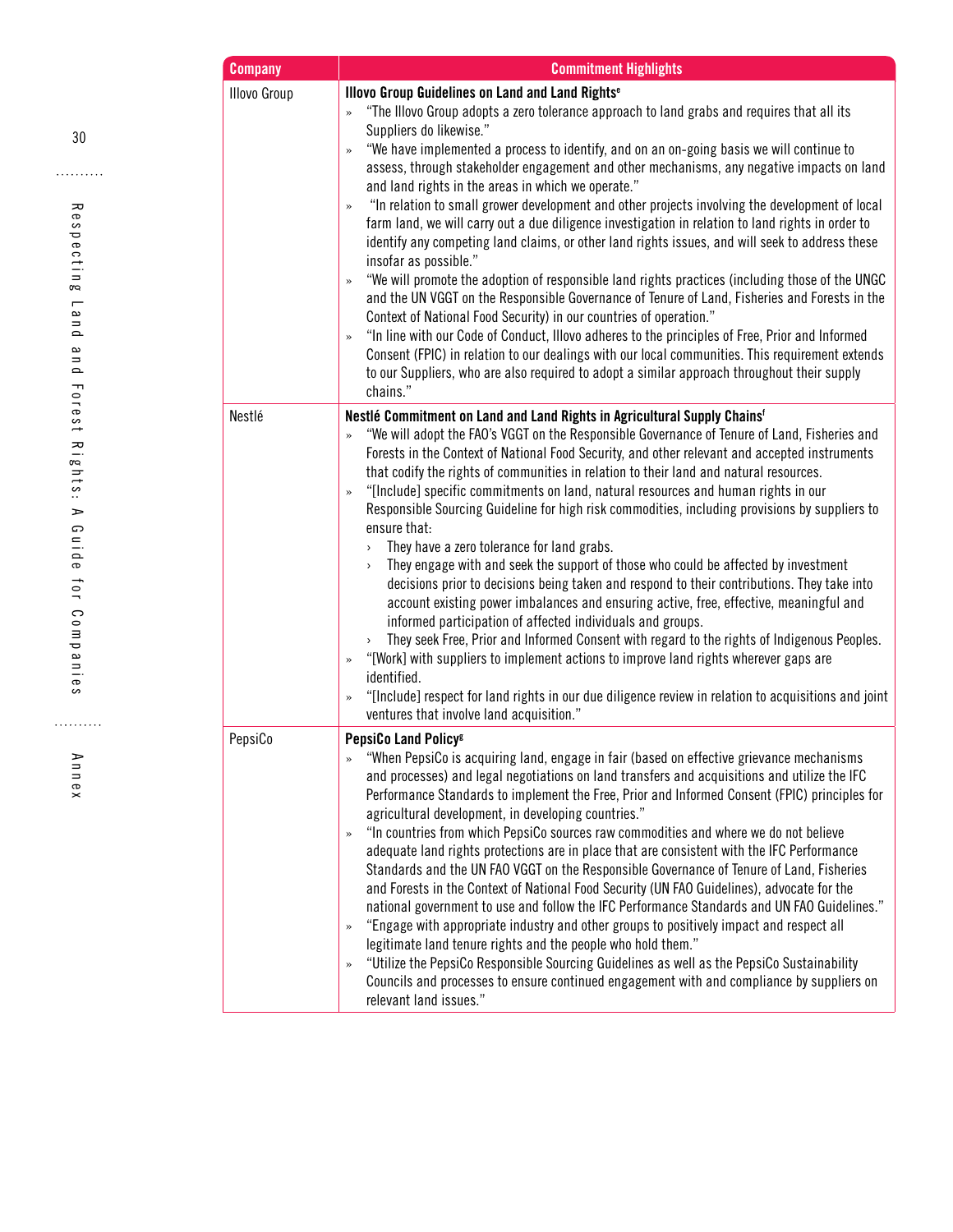| Company | Commitment Highlights |
| --- | --- |
| Illovo Group | **Illovo Group Guidelines on Land and Land Rights**[e]<br>» "The Illovo Group adopts a zero tolerance approach to land grabs and requires that all its Suppliers do likewise."<br>» "We have implemented a process to identify, and on an on-going basis we will continue to assess, through stakeholder engagement and other mechanisms, any negative impacts on land and land rights in the areas in which we operate."<br>» "In relation to small grower development and other projects involving the development of local farm land, we will carry out a due diligence investigation in relation to land rights in order to identify any competing land claims, or other land rights issues, and will seek to address these insofar as possible."<br>» "We will promote the adoption of responsible land rights practices (including those of the UNGC and the UN VGGT on the Responsible Governance of Tenure of Land, Fisheries and Forests in the Context of National Food Security) in our countries of operation."<br>» "In line with our Code of Conduct, Illovo adheres to the principles of Free, Prior and Informed Consent (FPIC) in relation to our dealings with our local communities. This requirement extends to our Suppliers, who are also required to adopt a similar approach throughout their supply chains." |
| Nestlé | **Nestlé Commitment on Land and Land Rights in Agricultural Supply Chains**[f]<br>» "We will adopt the FAO's VGGT on the Responsible Governance of Tenure of Land, Fisheries and Forests in the Context of National Food Security, and other relevant and accepted instruments that codify the rights of communities in relation to their land and natural resources.<br>» "[Include] specific commitments on land, natural resources and human rights in our Responsible Sourcing Guideline for high risk commodities, including provisions by suppliers to ensure that:<br>› They have a zero tolerance for land grabs.<br>› They engage with and seek the support of those who could be affected by investment decisions prior to decisions being taken and respond to their contributions. They take into account existing power imbalances and ensuring active, free, effective, meaningful and informed participation of affected individuals and groups.<br>› They seek Free, Prior and Informed Consent with regard to the rights of Indigenous Peoples.<br>» "[Work] with suppliers to implement actions to improve land rights wherever gaps are identified.<br>» "[Include] respect for land rights in our due diligence review in relation to acquisitions and joint ventures that involve land acquisition." |
| PepsiCo | **PepsiCo Land Policy**[g]<br>» "When PepsiCo is acquiring land, engage in fair (based on effective grievance mechanisms and processes) and legal negotiations on land transfers and acquisitions and utilize the IFC Performance Standards to implement the Free, Prior and Informed Consent (FPIC) principles for agricultural development, in developing countries."<br>» "In countries from which PepsiCo sources raw commodities and where we do not believe adequate land rights protections are in place that are consistent with the IFC Performance Standards and the UN FAO VGGT on the Responsible Governance of Tenure of Land, Fisheries and Forests in the Context of National Food Security (UN FAO Guidelines), advocate for the national government to use and follow the IFC Performance Standards and UN FAO Guidelines."<br>» "Engage with appropriate industry and other groups to positively impact and respect all legitimate land tenure rights and the people who hold them."<br>» "Utilize the PepsiCo Responsible Sourcing Guidelines as well as the PepsiCo Sustainability Councils and processes to ensure continued engagement with and compliance by suppliers on relevant land issues." |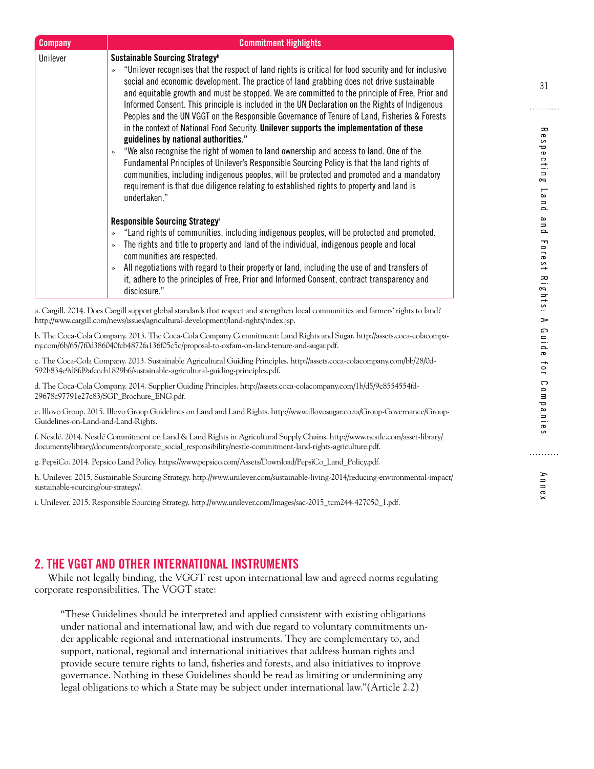| Company | Commitment Highlights |
| --- | --- |
| Unilever | **Sustainable Sourcing Strategy**[h]<br>» "Unilever recognises that the respect of land rights is critical for food security and for inclusive social and economic development. The practice of land grabbing does not drive sustainable and equitable growth and must be stopped. We are committed to the principle of Free, Prior and Informed Consent. This principle is included in the UN Declaration on the Rights of Indigenous Peoples and the UN VGGT on the Responsible Governance of Tenure of Land, Fisheries & Forests in the context of National Food Security. **Unilever supports the implementation of these guidelines by national authorities."**<br>» "We also recognise the right of women to land ownership and access to land. One of the Fundamental Principles of Unilever's Responsible Sourcing Policy is that the land rights of communities, including indigenous peoples, will be protected and promoted and a mandatory requirement is that due diligence relating to established rights to property and land is undertaken."<br><br>**Responsible Sourcing Strategy**[i]<br>» "Land rights of communities, including indigenous peoples, will be protected and promoted.<br>» The rights and title to property and land of the individual, indigenous people and local communities are respected.<br>» All negotiations with regard to their property or land, including the use of and transfers of it, adhere to the principles of Free, Prior and Informed Consent, contract transparency and disclosure." |

a. Cargill. 2014. Does Cargill support global standards that respect and strengthen local communities and farmers' rights to land? http://www.cargill.com/news/issues/agricultural-development/land-rights/index.jsp.

b. The Coca-Cola Company. 2013. The Coca-Cola Company Commitment: Land Rights and Sugar. http://assets.coca-colacompany.com/6b/65/7f0d386040fcb4872fa136f05c5c/proposal-to-oxfam-on-land-tenure-and-sugar.pdf.

c. The Coca-Cola Company. 2013. Sustainable Agricultural Guiding Principles. http://assets.coca-colacompany.com/bb/28/0d-592b834e9d8fd9afcccb1829b6/sustainable-agricultural-guiding-principles.pdf.

d. The Coca-Cola Company. 2014. Supplier Guiding Principles. http://assets.coca-colacompany.com/1b/d5/9c8554554fd-29678c97791e27c83/SGP_Brochure_ENG.pdf.

e. Illovo Group. 2015. Illovo Group Guidelines on Land and Land Rights. http://www.illovosugar.co.za/Group-Governance/Group-Guidelines-on-Land-and-Land-Rights.

f. Nestlé. 2014. Nestlé Commitment on Land & Land Rights in Agricultural Supply Chains. http://www.nestle.com/asset-library/documents/library/documents/corporate_social_responsibility/nestle-commitment-land-rights-agriculture.pdf.

g. PepsiCo. 2014. Pepsico Land Policy. https://www.pepsico.com/Assets/Download/PepsiCo_Land_Policy.pdf.

h. Unilever. 2015. Sustainable Sourcing Strategy. http://www.unilever.com/sustainable-living-2014/reducing-environmental-impact/sustainable-sourcing/our-strategy/.

i. Unilever. 2015. Responsible Sourcing Strategy. http://www.unilever.com/Images/sac-2015_tcm244-427050_1.pdf.

## 2. THE VGGT AND OTHER INTERNATIONAL INSTRUMENTS

While not legally binding, the VGGT rest upon international law and agreed norms regulating corporate responsibilities. The VGGT state:

> "These Guidelines should be interpreted and applied consistent with existing obligations under national and international law, and with due regard to voluntary commitments under applicable regional and international instruments. They are complementary to, and support, national, regional and international initiatives that address human rights and provide secure tenure rights to land, fisheries and forests, and also initiatives to improve governance. Nothing in these Guidelines should be read as limiting or undermining any legal obligations to which a State may be subject under international law."(Article 2.2)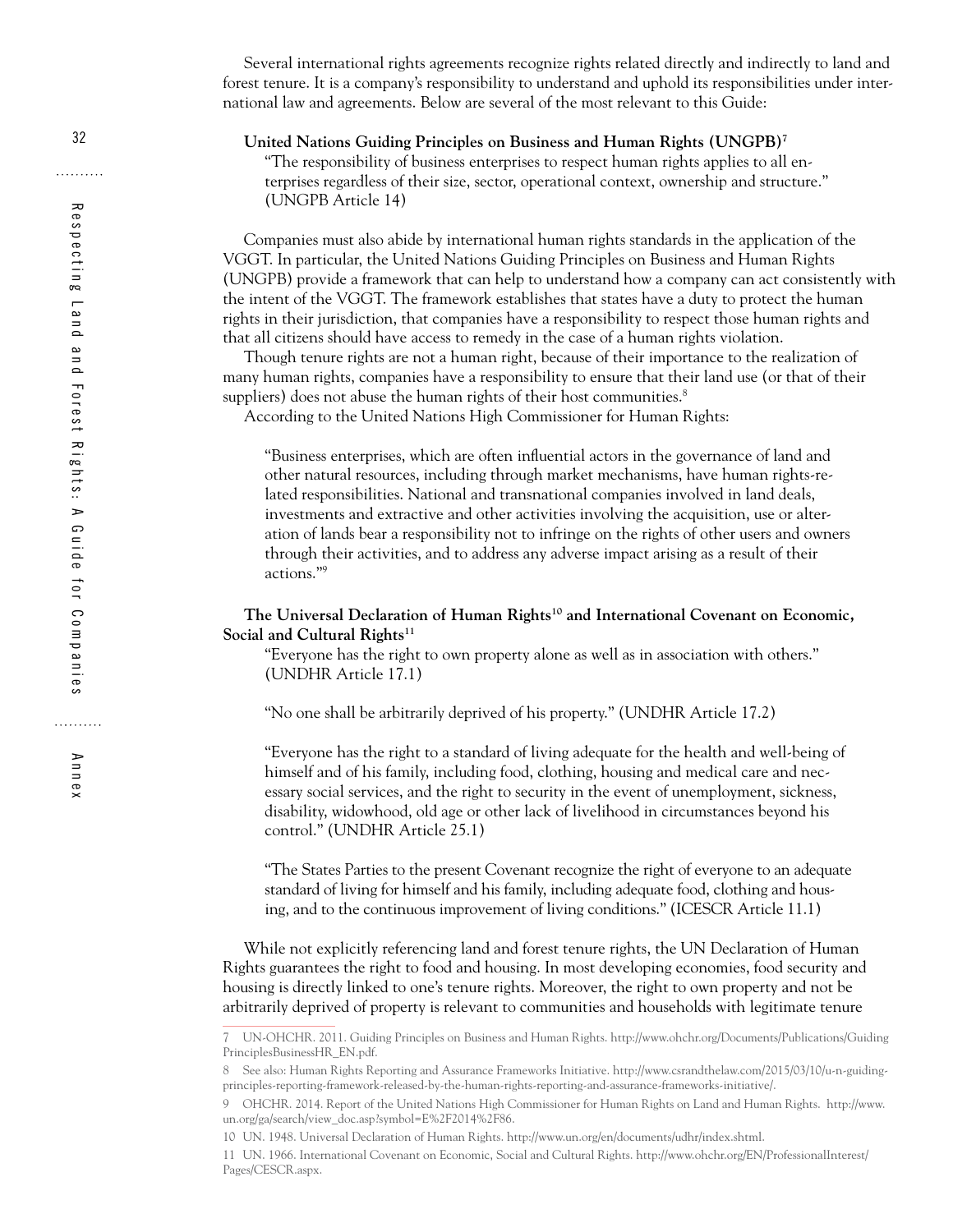Several international rights agreements recognize rights related directly and indirectly to land and forest tenure. It is a company's responsibility to understand and uphold its responsibilities under international law and agreements. Below are several of the most relevant to this Guide:

**United Nations Guiding Principles on Business and Human Rights (UNGPB)**[7]

> "The responsibility of business enterprises to respect human rights applies to all enterprises regardless of their size, sector, operational context, ownership and structure." (UNGPB Article 14)

Companies must also abide by international human rights standards in the application of the VGGT. In particular, the United Nations Guiding Principles on Business and Human Rights (UNGPB) provide a framework that can help to understand how a company can act consistently with the intent of the VGGT. The framework establishes that states have a duty to protect the human rights in their jurisdiction, that companies have a responsibility to respect those human rights and that all citizens should have access to remedy in the case of a human rights violation.

Though tenure rights are not a human right, because of their importance to the realization of many human rights, companies have a responsibility to ensure that their land use (or that of their suppliers) does not abuse the human rights of their host communities.[8]

According to the United Nations High Commissioner for Human Rights:

> "Business enterprises, which are often influential actors in the governance of land and other natural resources, including through market mechanisms, have human rights-related responsibilities. National and transnational companies involved in land deals, investments and extractive and other activities involving the acquisition, use or alteration of lands bear a responsibility not to infringe on the rights of other users and owners through their activities, and to address any adverse impact arising as a result of their actions."[9]

**The Universal Declaration of Human Rights**[10] **and International Covenant on Economic, Social and Cultural Rights**[11]

> "Everyone has the right to own property alone as well as in association with others." (UNDHR Article 17.1)
>
> "No one shall be arbitrarily deprived of his property." (UNDHR Article 17.2)
>
> "Everyone has the right to a standard of living adequate for the health and well-being of himself and of his family, including food, clothing, housing and medical care and necessary social services, and the right to security in the event of unemployment, sickness, disability, widowhood, old age or other lack of livelihood in circumstances beyond his control." (UNDHR Article 25.1)
>
> "The States Parties to the present Covenant recognize the right of everyone to an adequate standard of living for himself and his family, including adequate food, clothing and housing, and to the continuous improvement of living conditions." (ICESCR Article 11.1)

While not explicitly referencing land and forest tenure rights, the UN Declaration of Human Rights guarantees the right to food and housing. In most developing economies, food security and housing is directly linked to one's tenure rights. Moreover, the right to own property and not be arbitrarily deprived of property is relevant to communities and households with legitimate tenure

---

7 UN-OHCHR. 2011. Guiding Principles on Business and Human Rights. http://www.ohchr.org/Documents/Publications/GuidingPrinciplesBusinessHR_EN.pdf.

8 See also: Human Rights Reporting and Assurance Frameworks Initiative. http://www.csrandthelaw.com/2015/03/10/u-n-guiding-principles-reporting-framework-released-by-the-human-rights-reporting-and-assurance-frameworks-initiative/.

9 OHCHR. 2014. Report of the United Nations High Commissioner for Human Rights on Land and Human Rights. http://www.un.org/ga/search/view_doc.asp?symbol=E%2F2014%2F86.

10 UN. 1948. Universal Declaration of Human Rights. http://www.un.org/en/documents/udhr/index.shtml.

11 UN. 1966. International Covenant on Economic, Social and Cultural Rights. http://www.ohchr.org/EN/ProfessionalInterest/Pages/CESCR.aspx.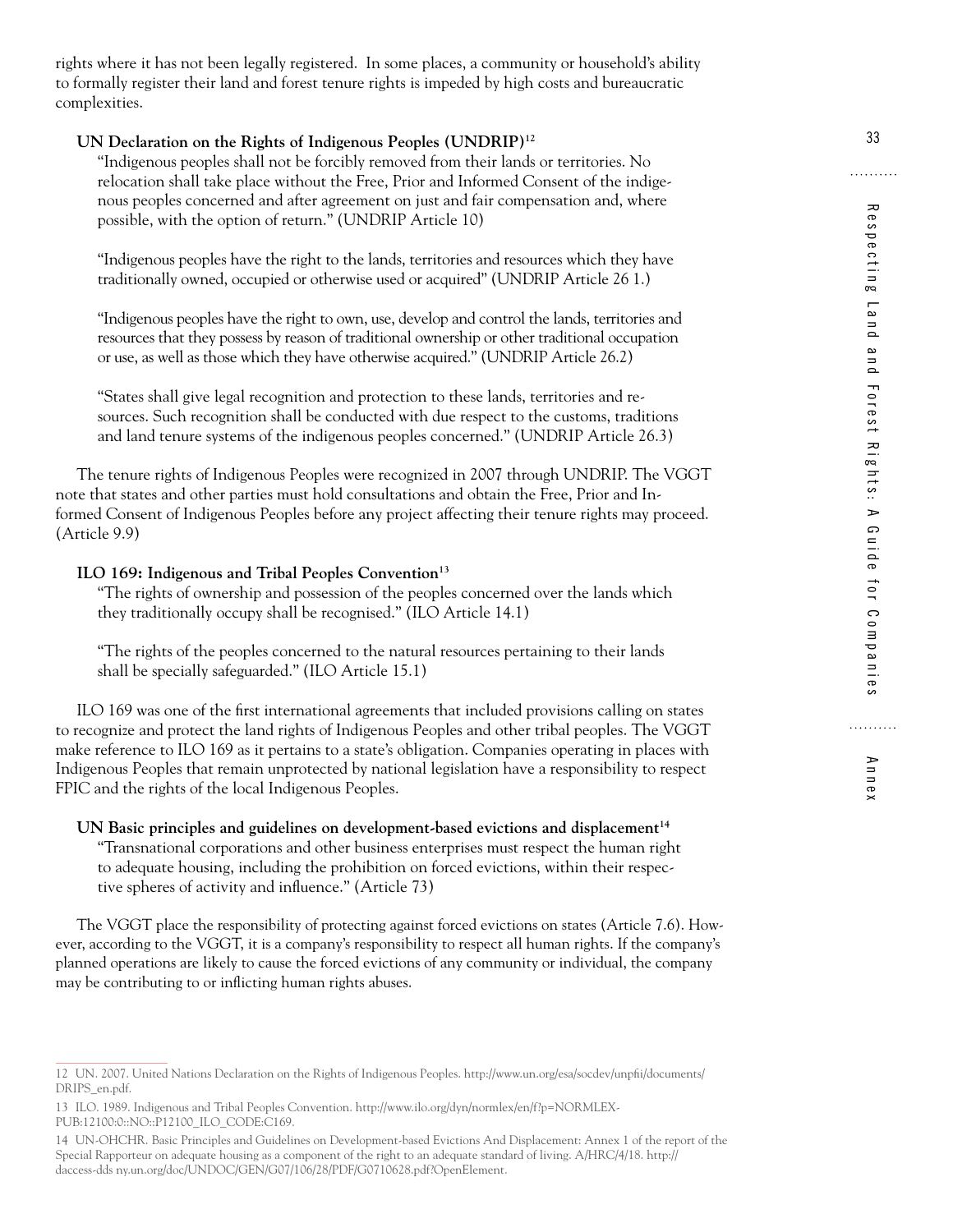rights where it has not been legally registered.  In some places, a community or household's ability to formally register their land and forest tenure rights is impeded by high costs and bureaucratic complexities.

**UN Declaration on the Rights of Indigenous Peoples (UNDRIP)[12]**

"Indigenous peoples shall not be forcibly removed from their lands or territories. No relocation shall take place without the Free, Prior and Informed Consent of the indigenous peoples concerned and after agreement on just and fair compensation and, where possible, with the option of return." (UNDRIP Article 10)

"Indigenous peoples have the right to the lands, territories and resources which they have traditionally owned, occupied or otherwise used or acquired" (UNDRIP Article 26 1.)

"Indigenous peoples have the right to own, use, develop and control the lands, territories and resources that they possess by reason of traditional ownership or other traditional occupation or use, as well as those which they have otherwise acquired." (UNDRIP Article 26.2)

"States shall give legal recognition and protection to these lands, territories and resources. Such recognition shall be conducted with due respect to the customs, traditions and land tenure systems of the indigenous peoples concerned." (UNDRIP Article 26.3)

The tenure rights of Indigenous Peoples were recognized in 2007 through UNDRIP. The VGGT note that states and other parties must hold consultations and obtain the Free, Prior and Informed Consent of Indigenous Peoples before any project affecting their tenure rights may proceed. (Article 9.9)

**ILO 169: Indigenous and Tribal Peoples Convention[13]**

"The rights of ownership and possession of the peoples concerned over the lands which they traditionally occupy shall be recognised." (ILO Article 14.1)

"The rights of the peoples concerned to the natural resources pertaining to their lands shall be specially safeguarded." (ILO Article 15.1)

ILO 169 was one of the first international agreements that included provisions calling on states to recognize and protect the land rights of Indigenous Peoples and other tribal peoples. The VGGT make reference to ILO 169 as it pertains to a state's obligation. Companies operating in places with Indigenous Peoples that remain unprotected by national legislation have a responsibility to respect FPIC and the rights of the local Indigenous Peoples.

**UN Basic principles and guidelines on development-based evictions and displacement[14]**

"Transnational corporations and other business enterprises must respect the human right to adequate housing, including the prohibition on forced evictions, within their respective spheres of activity and influence." (Article 73)

The VGGT place the responsibility of protecting against forced evictions on states (Article 7.6). However, according to the VGGT, it is a company's responsibility to respect all human rights. If the company's planned operations are likely to cause the forced evictions of any community or individual, the company may be contributing to or inflicting human rights abuses.

---

12 UN. 2007. United Nations Declaration on the Rights of Indigenous Peoples. http://www.un.org/esa/socdev/unpfii/documents/DRIPS_en.pdf.

13 ILO. 1989. Indigenous and Tribal Peoples Convention. http://www.ilo.org/dyn/normlex/en/f?p=NORMLEXPUB:12100:0::NO::P12100_ILO_CODE:C169.

14 UN-OHCHR. Basic Principles and Guidelines on Development-based Evictions And Displacement: Annex 1 of the report of the Special Rapporteur on adequate housing as a component of the right to an adequate standard of living. A/HRC/4/18. http://daccess-dds ny.un.org/doc/UNDOC/GEN/G07/106/28/PDF/G0710628.pdf?OpenElement.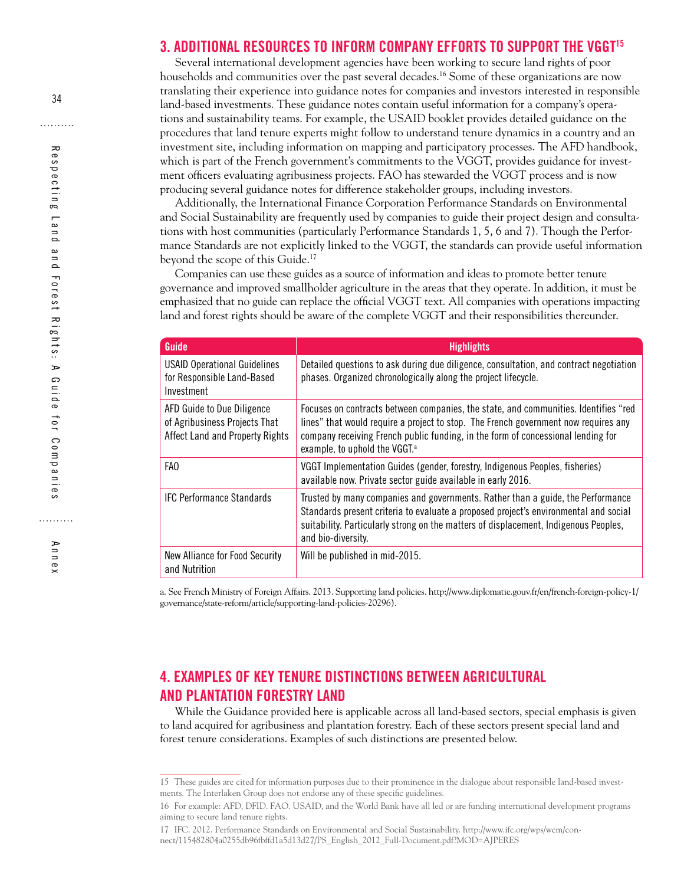## 3. ADDITIONAL RESOURCES TO INFORM COMPANY EFFORTS TO SUPPORT THE VGGT[15]

Several international development agencies have been working to secure land rights of poor households and communities over the past several decades.[16] Some of these organizations are now translating their experience into guidance notes for companies and investors interested in responsible land-based investments. These guidance notes contain useful information for a company's operations and sustainability teams. For example, the USAID booklet provides detailed guidance on the procedures that land tenure experts might follow to understand tenure dynamics in a country and an investment site, including information on mapping and participatory processes. The AFD handbook, which is part of the French government's commitments to the VGGT, provides guidance for investment officers evaluating agribusiness projects. FAO has stewarded the VGGT process and is now producing several guidance notes for difference stakeholder groups, including investors.

Additionally, the International Finance Corporation Performance Standards on Environmental and Social Sustainability are frequently used by companies to guide their project design and consultations with host communities (particularly Performance Standards 1, 5, 6 and 7). Though the Performance Standards are not explicitly linked to the VGGT, the standards can provide useful information beyond the scope of this Guide.[17]

Companies can use these guides as a source of information and ideas to promote better tenure governance and improved smallholder agriculture in the areas that they operate. In addition, it must be emphasized that no guide can replace the official VGGT text. All companies with operations impacting land and forest rights should be aware of the complete VGGT and their responsibilities thereunder.

| Guide | Highlights |
|---|---|
| USAID Operational Guidelines for Responsible Land-Based Investment | Detailed questions to ask during due diligence, consultation, and contract negotiation phases. Organized chronologically along the project lifecycle. |
| AFD Guide to Due Diligence of Agribusiness Projects That Affect Land and Property Rights | Focuses on contracts between companies, the state, and communities. Identifies "red lines" that would require a project to stop. The French government now requires any company receiving French public funding, in the form of concessional lending for example, to uphold the VGGT.[a] |
| FAO | VGGT Implementation Guides (gender, forestry, Indigenous Peoples, fisheries) available now. Private sector guide available in early 2016. |
| IFC Performance Standards | Trusted by many companies and governments. Rather than a guide, the Performance Standards present criteria to evaluate a proposed project's environmental and social suitability. Particularly strong on the matters of displacement, Indigenous Peoples, and bio-diversity. |
| New Alliance for Food Security and Nutrition | Will be published in mid-2015. |

a. See French Ministry of Foreign Affairs. 2013. Supporting land policies. http://www.diplomatie.gouv.fr/en/french-foreign-policy-1/governance/state-reform/article/supporting-land-policies-20296).

## 4. EXAMPLES OF KEY TENURE DISTINCTIONS BETWEEN AGRICULTURAL AND PLANTATION FORESTRY LAND

While the Guidance provided here is applicable across all land-based sectors, special emphasis is given to land acquired for agribusiness and plantation forestry. Each of these sectors present special land and forest tenure considerations. Examples of such distinctions are presented below.

---

15 These guides are cited for information purposes due to their prominence in the dialogue about responsible land-based investments. The Interlaken Group does not endorse any of these specific guidelines.

16 For example: AFD, DFID. FAO. USAID, and the World Bank have all led or are funding international development programs aiming to secure land tenure rights.

17 IFC. 2012. Performance Standards on Environmental and Social Sustainability. http://www.ifc.org/wps/wcm/connect/115482804a0255db96fbffd1a5d13d27/PS_English_2012_Full-Document.pdf?MOD=AJPERES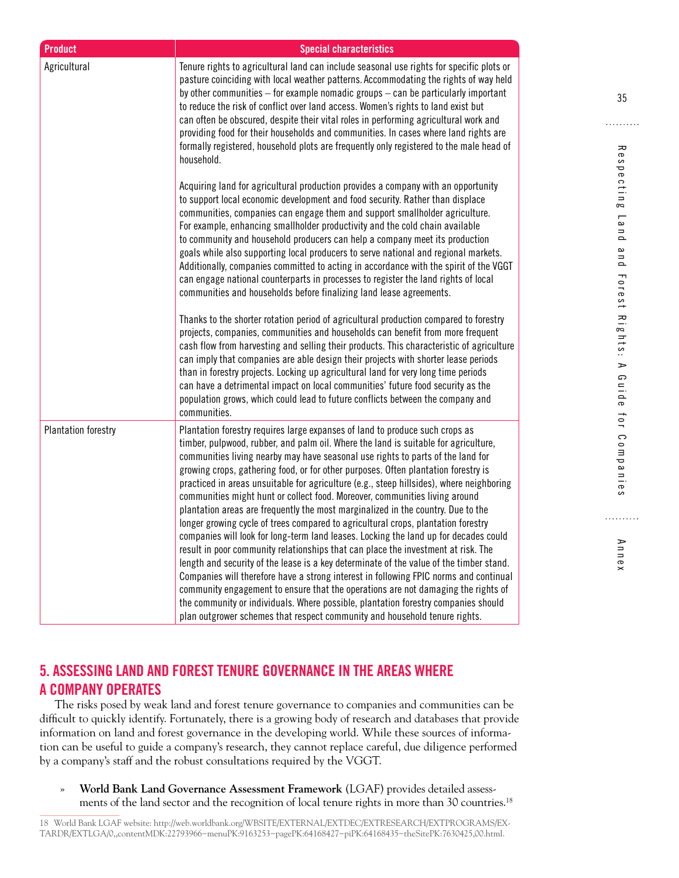| Product | Special characteristics |
| --- | --- |
| Agricultural | Tenure rights to agricultural land can include seasonal use rights for specific plots or pasture coinciding with local weather patterns. Accommodating the rights of way held by other communities – for example nomadic groups – can be particularly important to reduce the risk of conflict over land access. Women's rights to land exist but can often be obscured, despite their vital roles in performing agricultural work and providing food for their households and communities. In cases where land rights are formally registered, household plots are frequently only registered to the male head of household.<br><br>Acquiring land for agricultural production provides a company with an opportunity to support local economic development and food security. Rather than displace communities, companies can engage them and support smallholder agriculture. For example, enhancing smallholder productivity and the cold chain available to community and household producers can help a company meet its production goals while also supporting local producers to serve national and regional markets. Additionally, companies committed to acting in accordance with the spirit of the VGGT can engage national counterparts in processes to register the land rights of local communities and households before finalizing land lease agreements.<br><br>Thanks to the shorter rotation period of agricultural production compared to forestry projects, companies, communities and households can benefit from more frequent cash flow from harvesting and selling their products. This characteristic of agriculture can imply that companies are able design their projects with shorter lease periods than in forestry projects. Locking up agricultural land for very long time periods can have a detrimental impact on local communities' future food security as the population grows, which could lead to future conflicts between the company and communities. |
| Plantation forestry | Plantation forestry requires large expanses of land to produce such crops as timber, pulpwood, rubber, and palm oil. Where the land is suitable for agriculture, communities living nearby may have seasonal use rights to parts of the land for growing crops, gathering food, or for other purposes. Often plantation forestry is practiced in areas unsuitable for agriculture (e.g., steep hillsides), where neighboring communities might hunt or collect food. Moreover, communities living around plantation areas are frequently the most marginalized in the country. Due to the longer growing cycle of trees compared to agricultural crops, plantation forestry companies will look for long-term land leases. Locking the land up for decades could result in poor community relationships that can place the investment at risk. The length and security of the lease is a key determinate of the value of the timber stand. Companies will therefore have a strong interest in following FPIC norms and continual community engagement to ensure that the operations are not damaging the rights of the community or individuals. Where possible, plantation forestry companies should plan outgrower schemes that respect community and household tenure rights. |

## 5. ASSESSING LAND AND FOREST TENURE GOVERNANCE IN THE AREAS WHERE A COMPANY OPERATES

The risks posed by weak land and forest tenure governance to companies and communities can be difficult to quickly identify. Fortunately, there is a growing body of research and databases that provide information on land and forest governance in the developing world. While these sources of information can be useful to guide a company's research, they cannot replace careful, due diligence performed by a company's staff and the robust consultations required by the VGGT.

- **World Bank Land Governance Assessment Framework** (LGAF) provides detailed assessments of the land sector and the recognition of local tenure rights in more than 30 countries.[18]

18 World Bank LGAF website: http://web.worldbank.org/WBSITE/EXTERNAL/EXTDEC/EXTRESEARCH/EXTPROGRAMS/EXTARDR/EXTLGA/0,,contentMDK:22793966~menuPK:9163253~pagePK:64168427~piPK:64168435~theSitePK:7630425,00.html.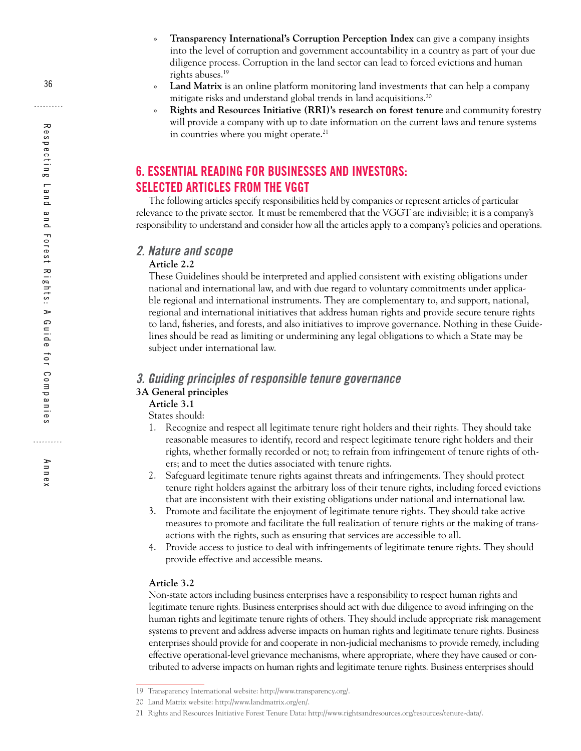- **Transparency International's Corruption Perception Index** can give a company insights into the level of corruption and government accountability in a country as part of your due diligence process. Corruption in the land sector can lead to forced evictions and human rights abuses.[19]
- **Land Matrix** is an online platform monitoring land investments that can help a company mitigate risks and understand global trends in land acquisitions.[20]
- **Rights and Resources Initiative (RRI)'s research on forest tenure** and community forestry will provide a company with up to date information on the current laws and tenure systems in countries where you might operate.[21]

## 6. ESSENTIAL READING FOR BUSINESSES AND INVESTORS: SELECTED ARTICLES FROM THE VGGT

The following articles specify responsibilities held by companies or represent articles of particular relevance to the private sector. It must be remembered that the VGGT are indivisible; it is a company's responsibility to understand and consider how all the articles apply to a company's policies and operations.

### 2. Nature and scope

**Article 2.2**

These Guidelines should be interpreted and applied consistent with existing obligations under national and international law, and with due regard to voluntary commitments under applicable regional and international instruments. They are complementary to, and support, national, regional and international initiatives that address human rights and provide secure tenure rights to land, fisheries, and forests, and also initiatives to improve governance. Nothing in these Guidelines should be read as limiting or undermining any legal obligations to which a State may be subject under international law.

### 3. Guiding principles of responsible tenure governance

**3A General principles**

**Article 3.1**

States should:

1. Recognize and respect all legitimate tenure right holders and their rights. They should take reasonable measures to identify, record and respect legitimate tenure right holders and their rights, whether formally recorded or not; to refrain from infringement of tenure rights of others; and to meet the duties associated with tenure rights.
2. Safeguard legitimate tenure rights against threats and infringements. They should protect tenure right holders against the arbitrary loss of their tenure rights, including forced evictions that are inconsistent with their existing obligations under national and international law.
3. Promote and facilitate the enjoyment of legitimate tenure rights. They should take active measures to promote and facilitate the full realization of tenure rights or the making of transactions with the rights, such as ensuring that services are accessible to all.
4. Provide access to justice to deal with infringements of legitimate tenure rights. They should provide effective and accessible means.

**Article 3.2**

Non-state actors including business enterprises have a responsibility to respect human rights and legitimate tenure rights. Business enterprises should act with due diligence to avoid infringing on the human rights and legitimate tenure rights of others. They should include appropriate risk management systems to prevent and address adverse impacts on human rights and legitimate tenure rights. Business enterprises should provide for and cooperate in non-judicial mechanisms to provide remedy, including effective operational-level grievance mechanisms, where appropriate, where they have caused or contributed to adverse impacts on human rights and legitimate tenure rights. Business enterprises should

19 Transparency International website: http://www.transparency.org/.

20 Land Matrix website: http://www.landmatrix.org/en/.

21 Rights and Resources Initiative Forest Tenure Data: http://www.rightsandresources.org/resources/tenure-data/.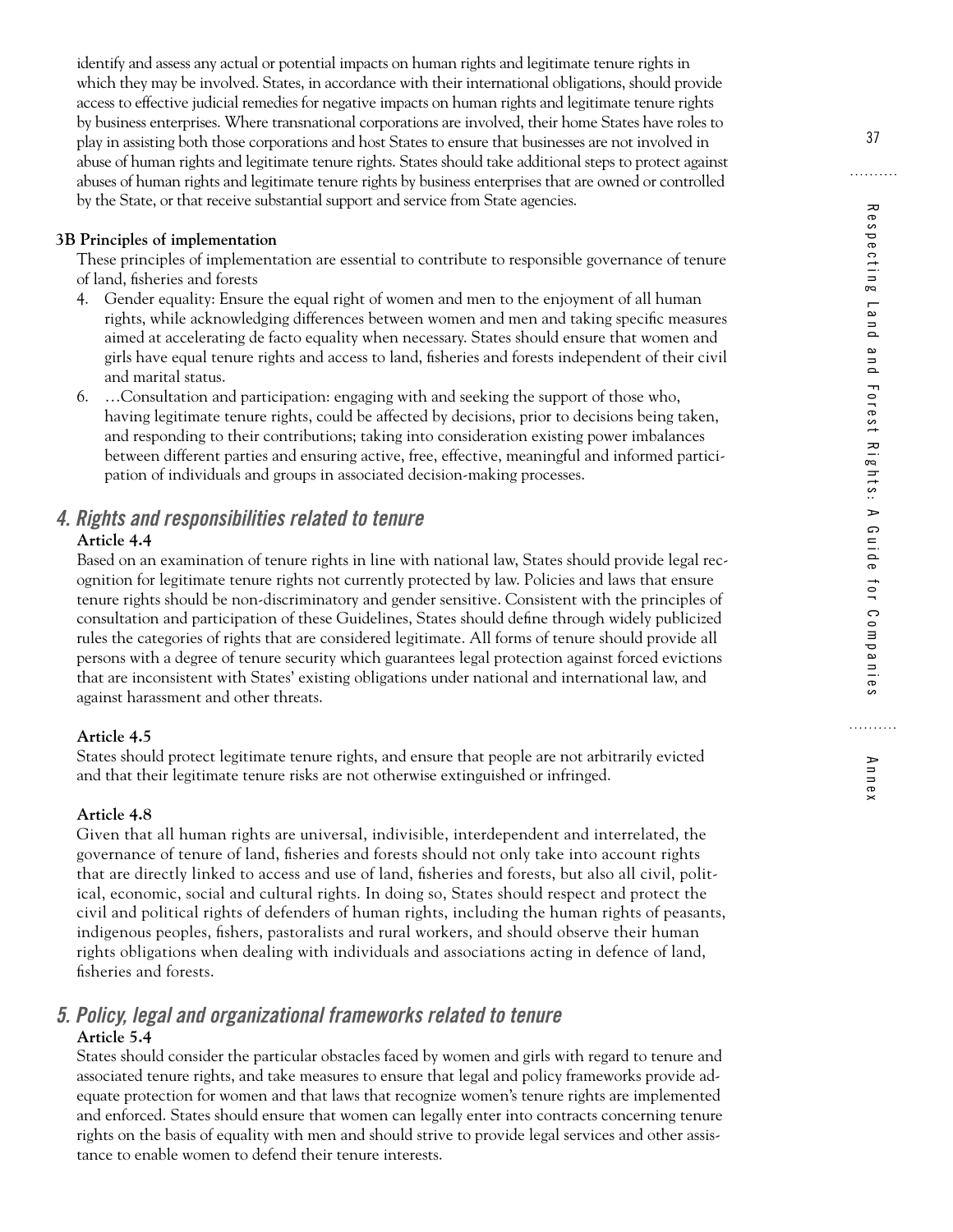identify and assess any actual or potential impacts on human rights and legitimate tenure rights in which they may be involved. States, in accordance with their international obligations, should provide access to effective judicial remedies for negative impacts on human rights and legitimate tenure rights by business enterprises. Where transnational corporations are involved, their home States have roles to play in assisting both those corporations and host States to ensure that businesses are not involved in abuse of human rights and legitimate tenure rights. States should take additional steps to protect against abuses of human rights and legitimate tenure rights by business enterprises that are owned or controlled by the State, or that receive substantial support and service from State agencies.

**3B Principles of implementation**

These principles of implementation are essential to contribute to responsible governance of tenure of land, fisheries and forests

4. Gender equality: Ensure the equal right of women and men to the enjoyment of all human rights, while acknowledging differences between women and men and taking specific measures aimed at accelerating de facto equality when necessary. States should ensure that women and girls have equal tenure rights and access to land, fisheries and forests independent of their civil and marital status.
6. …Consultation and participation: engaging with and seeking the support of those who, having legitimate tenure rights, could be affected by decisions, prior to decisions being taken, and responding to their contributions; taking into consideration existing power imbalances between different parties and ensuring active, free, effective, meaningful and informed participation of individuals and groups in associated decision-making processes.

## *4. Rights and responsibilities related to tenure*

**Article 4.4**

Based on an examination of tenure rights in line with national law, States should provide legal recognition for legitimate tenure rights not currently protected by law. Policies and laws that ensure tenure rights should be non-discriminatory and gender sensitive. Consistent with the principles of consultation and participation of these Guidelines, States should define through widely publicized rules the categories of rights that are considered legitimate. All forms of tenure should provide all persons with a degree of tenure security which guarantees legal protection against forced evictions that are inconsistent with States' existing obligations under national and international law, and against harassment and other threats.

**Article 4.5**

States should protect legitimate tenure rights, and ensure that people are not arbitrarily evicted and that their legitimate tenure risks are not otherwise extinguished or infringed.

**Article 4.8**

Given that all human rights are universal, indivisible, interdependent and interrelated, the governance of tenure of land, fisheries and forests should not only take into account rights that are directly linked to access and use of land, fisheries and forests, but also all civil, political, economic, social and cultural rights. In doing so, States should respect and protect the civil and political rights of defenders of human rights, including the human rights of peasants, indigenous peoples, fishers, pastoralists and rural workers, and should observe their human rights obligations when dealing with individuals and associations acting in defence of land, fisheries and forests.

## *5. Policy, legal and organizational frameworks related to tenure*

**Article 5.4**

States should consider the particular obstacles faced by women and girls with regard to tenure and associated tenure rights, and take measures to ensure that legal and policy frameworks provide adequate protection for women and that laws that recognize women's tenure rights are implemented and enforced. States should ensure that women can legally enter into contracts concerning tenure rights on the basis of equality with men and should strive to provide legal services and other assistance to enable women to defend their tenure interests.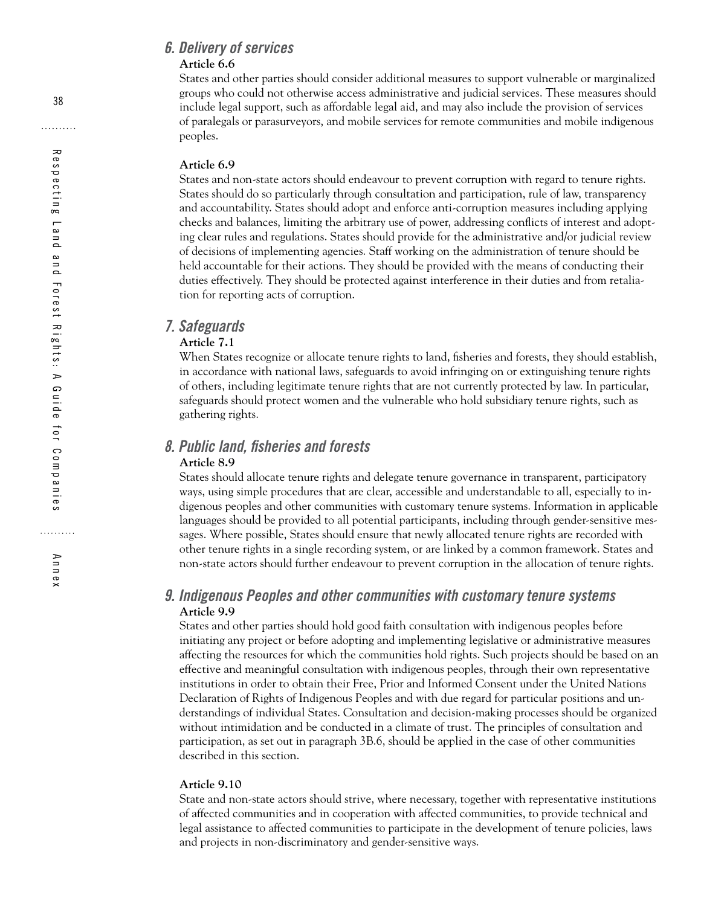## 6. Delivery of services

**Article 6.6**

States and other parties should consider additional measures to support vulnerable or marginalized groups who could not otherwise access administrative and judicial services. These measures should include legal support, such as affordable legal aid, and may also include the provision of services of paralegals or parasurveyors, and mobile services for remote communities and mobile indigenous peoples.

**Article 6.9**

States and non-state actors should endeavour to prevent corruption with regard to tenure rights. States should do so particularly through consultation and participation, rule of law, transparency and accountability. States should adopt and enforce anti-corruption measures including applying checks and balances, limiting the arbitrary use of power, addressing conflicts of interest and adopting clear rules and regulations. States should provide for the administrative and/or judicial review of decisions of implementing agencies. Staff working on the administration of tenure should be held accountable for their actions. They should be provided with the means of conducting their duties effectively. They should be protected against interference in their duties and from retaliation for reporting acts of corruption.

## 7. Safeguards

**Article 7.1**

When States recognize or allocate tenure rights to land, fisheries and forests, they should establish, in accordance with national laws, safeguards to avoid infringing on or extinguishing tenure rights of others, including legitimate tenure rights that are not currently protected by law. In particular, safeguards should protect women and the vulnerable who hold subsidiary tenure rights, such as gathering rights.

## 8. Public land, fisheries and forests

**Article 8.9**

States should allocate tenure rights and delegate tenure governance in transparent, participatory ways, using simple procedures that are clear, accessible and understandable to all, especially to indigenous peoples and other communities with customary tenure systems. Information in applicable languages should be provided to all potential participants, including through gender-sensitive messages. Where possible, States should ensure that newly allocated tenure rights are recorded with other tenure rights in a single recording system, or are linked by a common framework. States and non-state actors should further endeavour to prevent corruption in the allocation of tenure rights.

## 9. Indigenous Peoples and other communities with customary tenure systems

**Article 9.9**

States and other parties should hold good faith consultation with indigenous peoples before initiating any project or before adopting and implementing legislative or administrative measures affecting the resources for which the communities hold rights. Such projects should be based on an effective and meaningful consultation with indigenous peoples, through their own representative institutions in order to obtain their Free, Prior and Informed Consent under the United Nations Declaration of Rights of Indigenous Peoples and with due regard for particular positions and understandings of individual States. Consultation and decision-making processes should be organized without intimidation and be conducted in a climate of trust. The principles of consultation and participation, as set out in paragraph 3B.6, should be applied in the case of other communities described in this section.

**Article 9.10**

State and non-state actors should strive, where necessary, together with representative institutions of affected communities and in cooperation with affected communities, to provide technical and legal assistance to affected communities to participate in the development of tenure policies, laws and projects in non-discriminatory and gender-sensitive ways.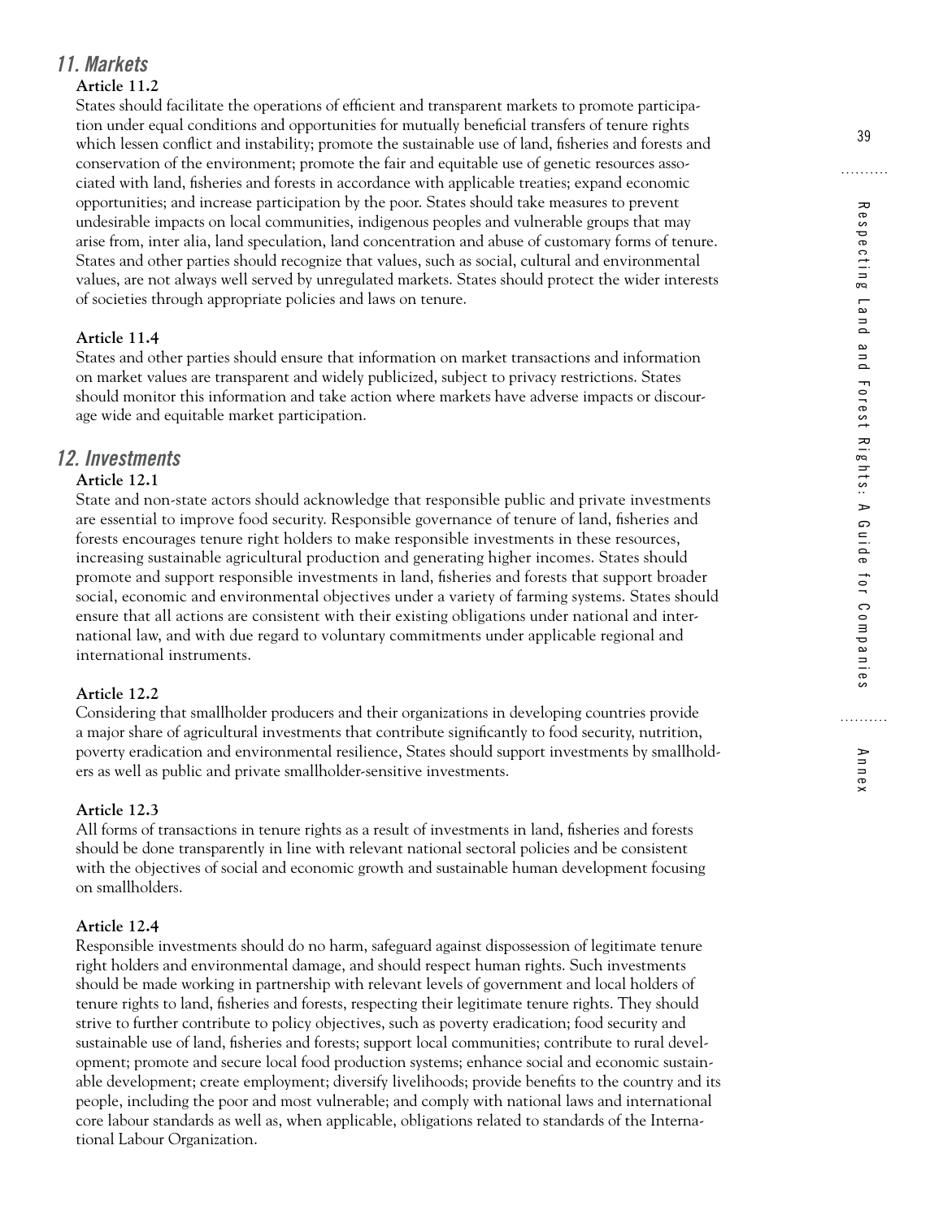## 11. Markets

**Article 11.2**

States should facilitate the operations of efficient and transparent markets to promote participation under equal conditions and opportunities for mutually beneficial transfers of tenure rights which lessen conflict and instability; promote the sustainable use of land, fisheries and forests and conservation of the environment; promote the fair and equitable use of genetic resources associated with land, fisheries and forests in accordance with applicable treaties; expand economic opportunities; and increase participation by the poor. States should take measures to prevent undesirable impacts on local communities, indigenous peoples and vulnerable groups that may arise from, inter alia, land speculation, land concentration and abuse of customary forms of tenure. States and other parties should recognize that values, such as social, cultural and environmental values, are not always well served by unregulated markets. States should protect the wider interests of societies through appropriate policies and laws on tenure.

**Article 11.4**

States and other parties should ensure that information on market transactions and information on market values are transparent and widely publicized, subject to privacy restrictions. States should monitor this information and take action where markets have adverse impacts or discourage wide and equitable market participation.

## 12. Investments

**Article 12.1**

State and non-state actors should acknowledge that responsible public and private investments are essential to improve food security. Responsible governance of tenure of land, fisheries and forests encourages tenure right holders to make responsible investments in these resources, increasing sustainable agricultural production and generating higher incomes. States should promote and support responsible investments in land, fisheries and forests that support broader social, economic and environmental objectives under a variety of farming systems. States should ensure that all actions are consistent with their existing obligations under national and international law, and with due regard to voluntary commitments under applicable regional and international instruments.

**Article 12.2**

Considering that smallholder producers and their organizations in developing countries provide a major share of agricultural investments that contribute significantly to food security, nutrition, poverty eradication and environmental resilience, States should support investments by smallholders as well as public and private smallholder-sensitive investments.

**Article 12.3**

All forms of transactions in tenure rights as a result of investments in land, fisheries and forests should be done transparently in line with relevant national sectoral policies and be consistent with the objectives of social and economic growth and sustainable human development focusing on smallholders.

**Article 12.4**

Responsible investments should do no harm, safeguard against dispossession of legitimate tenure right holders and environmental damage, and should respect human rights. Such investments should be made working in partnership with relevant levels of government and local holders of tenure rights to land, fisheries and forests, respecting their legitimate tenure rights. They should strive to further contribute to policy objectives, such as poverty eradication; food security and sustainable use of land, fisheries and forests; support local communities; contribute to rural development; promote and secure local food production systems; enhance social and economic sustainable development; create employment; diversify livelihoods; provide benefits to the country and its people, including the poor and most vulnerable; and comply with national laws and international core labour standards as well as, when applicable, obligations related to standards of the International Labour Organization.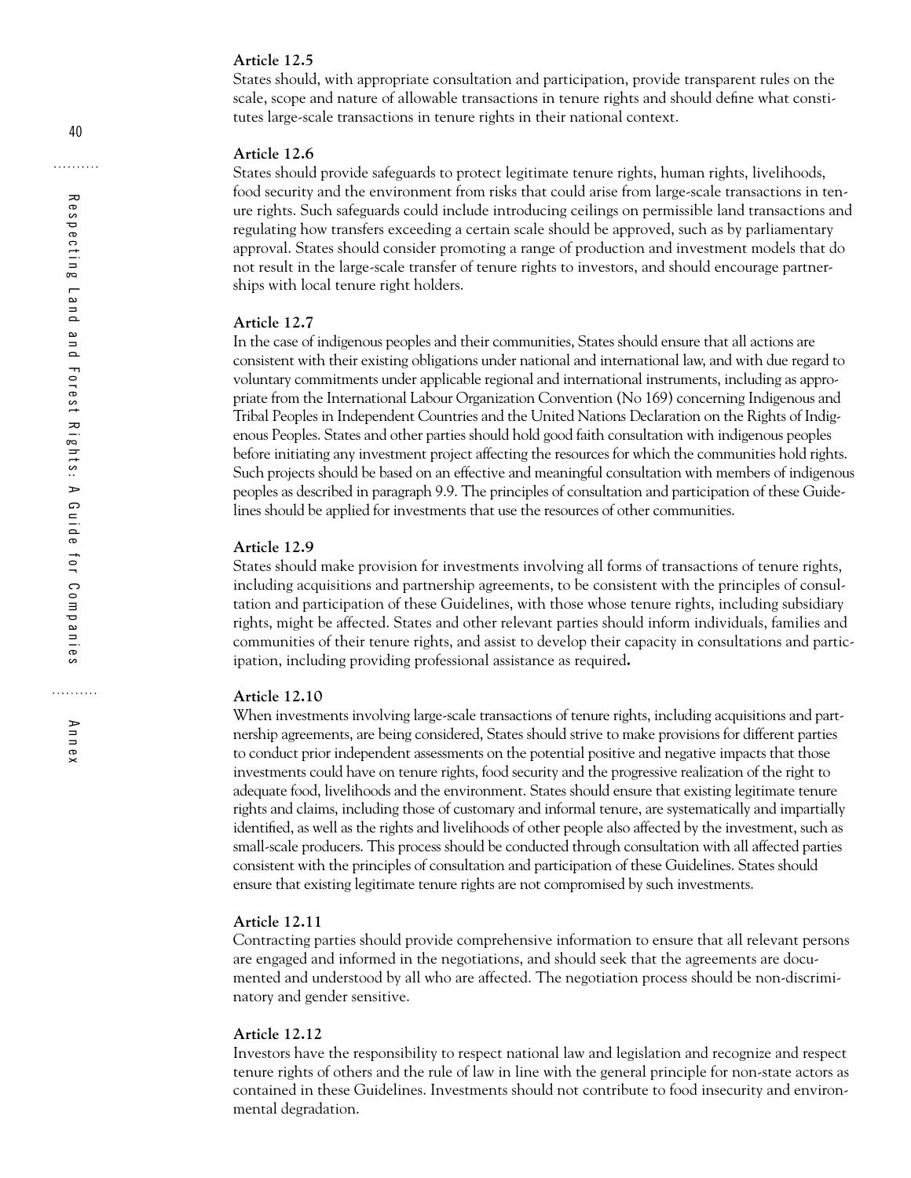**Article 12.5**

States should, with appropriate consultation and participation, provide transparent rules on the scale, scope and nature of allowable transactions in tenure rights and should define what constitutes large-scale transactions in tenure rights in their national context.

**Article 12.6**

States should provide safeguards to protect legitimate tenure rights, human rights, livelihoods, food security and the environment from risks that could arise from large-scale transactions in tenure rights. Such safeguards could include introducing ceilings on permissible land transactions and regulating how transfers exceeding a certain scale should be approved, such as by parliamentary approval. States should consider promoting a range of production and investment models that do not result in the large-scale transfer of tenure rights to investors, and should encourage partnerships with local tenure right holders.

**Article 12.7**

In the case of indigenous peoples and their communities, States should ensure that all actions are consistent with their existing obligations under national and international law, and with due regard to voluntary commitments under applicable regional and international instruments, including as appropriate from the International Labour Organization Convention (No 169) concerning Indigenous and Tribal Peoples in Independent Countries and the United Nations Declaration on the Rights of Indigenous Peoples. States and other parties should hold good faith consultation with indigenous peoples before initiating any investment project affecting the resources for which the communities hold rights. Such projects should be based on an effective and meaningful consultation with members of indigenous peoples as described in paragraph 9.9. The principles of consultation and participation of these Guidelines should be applied for investments that use the resources of other communities.

**Article 12.9**

States should make provision for investments involving all forms of transactions of tenure rights, including acquisitions and partnership agreements, to be consistent with the principles of consultation and participation of these Guidelines, with those whose tenure rights, including subsidiary rights, might be affected. States and other relevant parties should inform individuals, families and communities of their tenure rights, and assist to develop their capacity in consultations and participation, including providing professional assistance as required**.**

**Article 12.10**

When investments involving large-scale transactions of tenure rights, including acquisitions and partnership agreements, are being considered, States should strive to make provisions for different parties to conduct prior independent assessments on the potential positive and negative impacts that those investments could have on tenure rights, food security and the progressive realization of the right to adequate food, livelihoods and the environment. States should ensure that existing legitimate tenure rights and claims, including those of customary and informal tenure, are systematically and impartially identified, as well as the rights and livelihoods of other people also affected by the investment, such as small-scale producers. This process should be conducted through consultation with all affected parties consistent with the principles of consultation and participation of these Guidelines. States should ensure that existing legitimate tenure rights are not compromised by such investments.

**Article 12.11**

Contracting parties should provide comprehensive information to ensure that all relevant persons are engaged and informed in the negotiations, and should seek that the agreements are documented and understood by all who are affected. The negotiation process should be non-discriminatory and gender sensitive.

**Article 12.12**

Investors have the responsibility to respect national law and legislation and recognize and respect tenure rights of others and the rule of law in line with the general principle for non-state actors as contained in these Guidelines. Investments should not contribute to food insecurity and environmental degradation.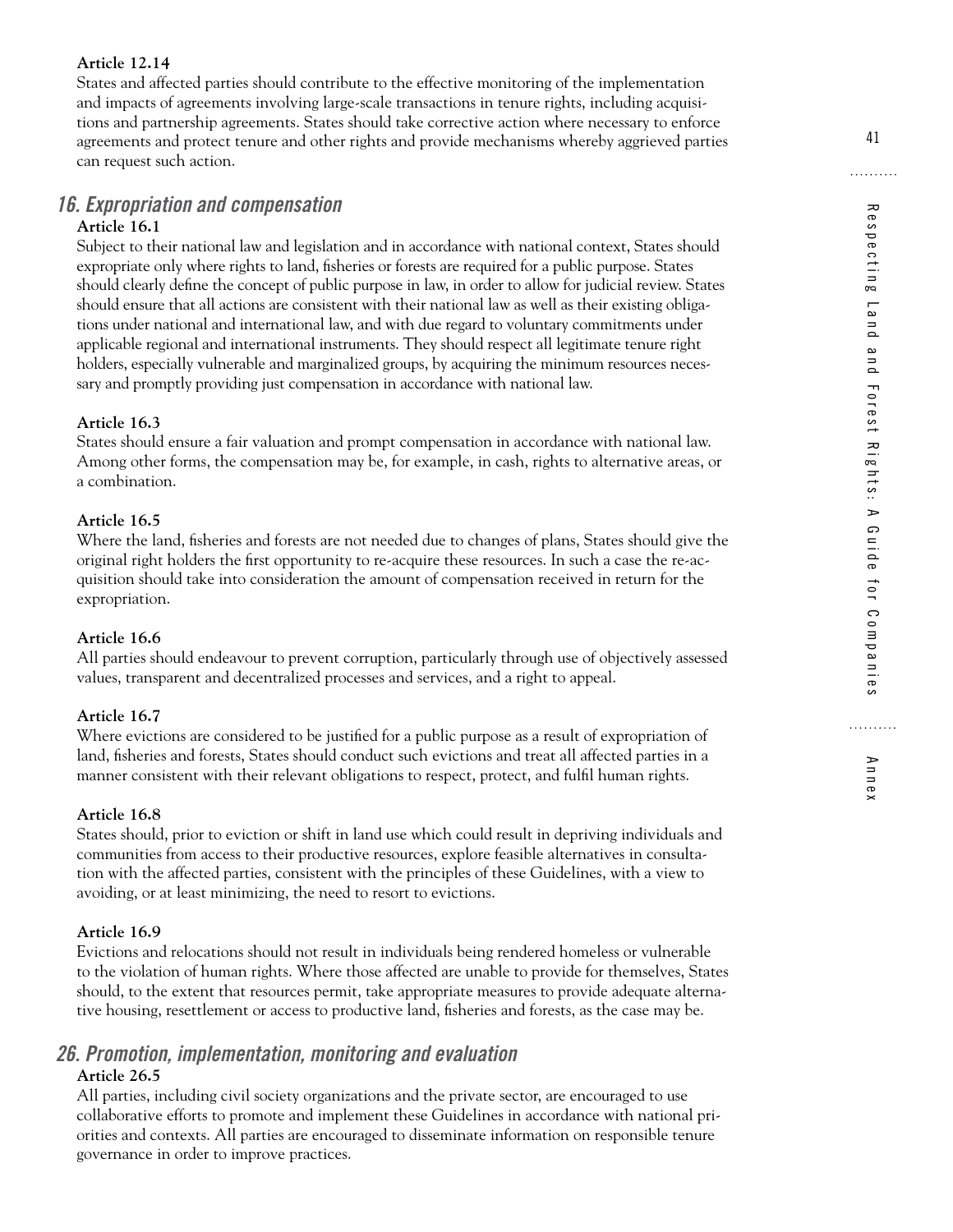**Article 12.14**

States and affected parties should contribute to the effective monitoring of the implementation and impacts of agreements involving large-scale transactions in tenure rights, including acquisitions and partnership agreements. States should take corrective action where necessary to enforce agreements and protect tenure and other rights and provide mechanisms whereby aggrieved parties can request such action.

## *16. Expropriation and compensation*

**Article 16.1**

Subject to their national law and legislation and in accordance with national context, States should expropriate only where rights to land, fisheries or forests are required for a public purpose. States should clearly define the concept of public purpose in law, in order to allow for judicial review. States should ensure that all actions are consistent with their national law as well as their existing obligations under national and international law, and with due regard to voluntary commitments under applicable regional and international instruments. They should respect all legitimate tenure right holders, especially vulnerable and marginalized groups, by acquiring the minimum resources necessary and promptly providing just compensation in accordance with national law.

**Article 16.3**

States should ensure a fair valuation and prompt compensation in accordance with national law. Among other forms, the compensation may be, for example, in cash, rights to alternative areas, or a combination.

**Article 16.5**

Where the land, fisheries and forests are not needed due to changes of plans, States should give the original right holders the first opportunity to re-acquire these resources. In such a case the re-acquisition should take into consideration the amount of compensation received in return for the expropriation.

**Article 16.6**

All parties should endeavour to prevent corruption, particularly through use of objectively assessed values, transparent and decentralized processes and services, and a right to appeal.

**Article 16.7**

Where evictions are considered to be justified for a public purpose as a result of expropriation of land, fisheries and forests, States should conduct such evictions and treat all affected parties in a manner consistent with their relevant obligations to respect, protect, and fulfil human rights.

**Article 16.8**

States should, prior to eviction or shift in land use which could result in depriving individuals and communities from access to their productive resources, explore feasible alternatives in consultation with the affected parties, consistent with the principles of these Guidelines, with a view to avoiding, or at least minimizing, the need to resort to evictions.

**Article 16.9**

Evictions and relocations should not result in individuals being rendered homeless or vulnerable to the violation of human rights. Where those affected are unable to provide for themselves, States should, to the extent that resources permit, take appropriate measures to provide adequate alternative housing, resettlement or access to productive land, fisheries and forests, as the case may be.

## *26. Promotion, implementation, monitoring and evaluation*

**Article 26.5**

All parties, including civil society organizations and the private sector, are encouraged to use collaborative efforts to promote and implement these Guidelines in accordance with national priorities and contexts. All parties are encouraged to disseminate information on responsible tenure governance in order to improve practices.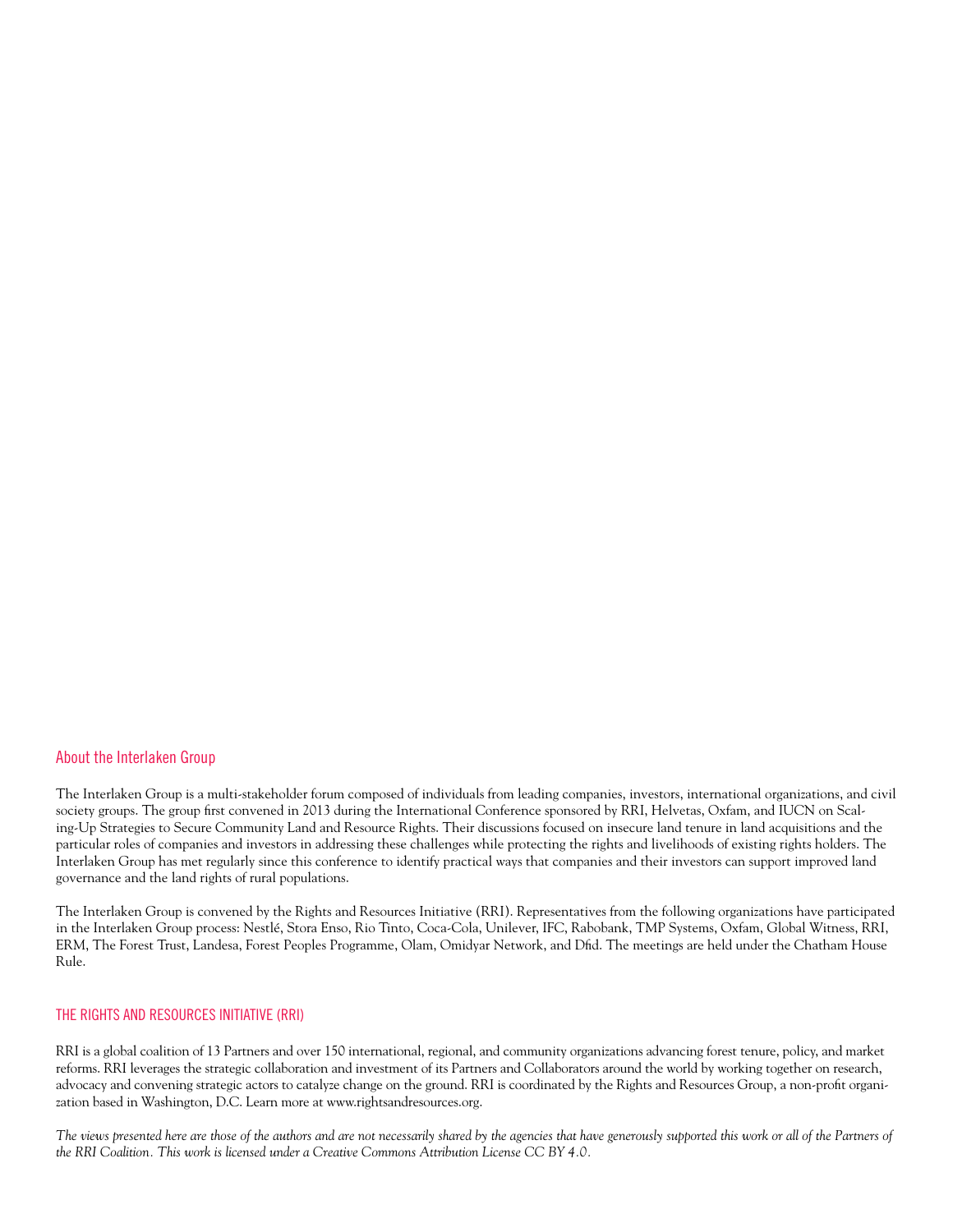## About the Interlaken Group

The Interlaken Group is a multi-stakeholder forum composed of individuals from leading companies, investors, international organizations, and civil society groups. The group first convened in 2013 during the International Conference sponsored by RRI, Helvetas, Oxfam, and IUCN on Scaling-Up Strategies to Secure Community Land and Resource Rights. Their discussions focused on insecure land tenure in land acquisitions and the particular roles of companies and investors in addressing these challenges while protecting the rights and livelihoods of existing rights holders. The Interlaken Group has met regularly since this conference to identify practical ways that companies and their investors can support improved land governance and the land rights of rural populations.

The Interlaken Group is convened by the Rights and Resources Initiative (RRI). Representatives from the following organizations have participated in the Interlaken Group process: Nestlé, Stora Enso, Rio Tinto, Coca-Cola, Unilever, IFC, Rabobank, TMP Systems, Oxfam, Global Witness, RRI, ERM, The Forest Trust, Landesa, Forest Peoples Programme, Olam, Omidyar Network, and Dfid. The meetings are held under the Chatham House Rule.

## THE RIGHTS AND RESOURCES INITIATIVE (RRI)

RRI is a global coalition of 13 Partners and over 150 international, regional, and community organizations advancing forest tenure, policy, and market reforms. RRI leverages the strategic collaboration and investment of its Partners and Collaborators around the world by working together on research, advocacy and convening strategic actors to catalyze change on the ground. RRI is coordinated by the Rights and Resources Group, a non-profit organization based in Washington, D.C. Learn more at www.rightsandresources.org.

*The views presented here are those of the authors and are not necessarily shared by the agencies that have generously supported this work or all of the Partners of the RRI Coalition. This work is licensed under a Creative Commons Attribution License CC BY 4.0.*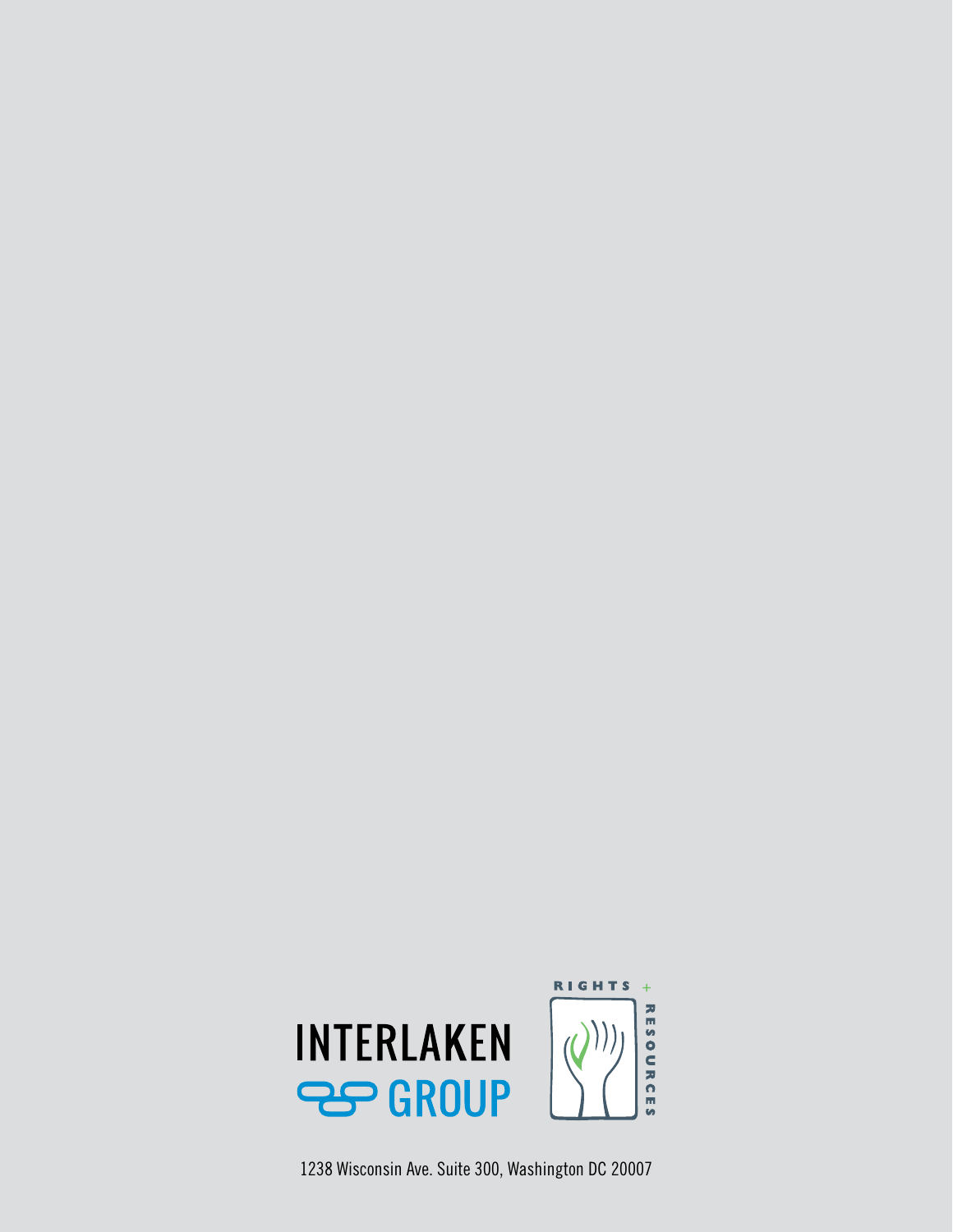INTERLAKEN GROUP

RIGHTS + RESOURCES

1238 Wisconsin Ave. Suite 300, Washington DC 20007